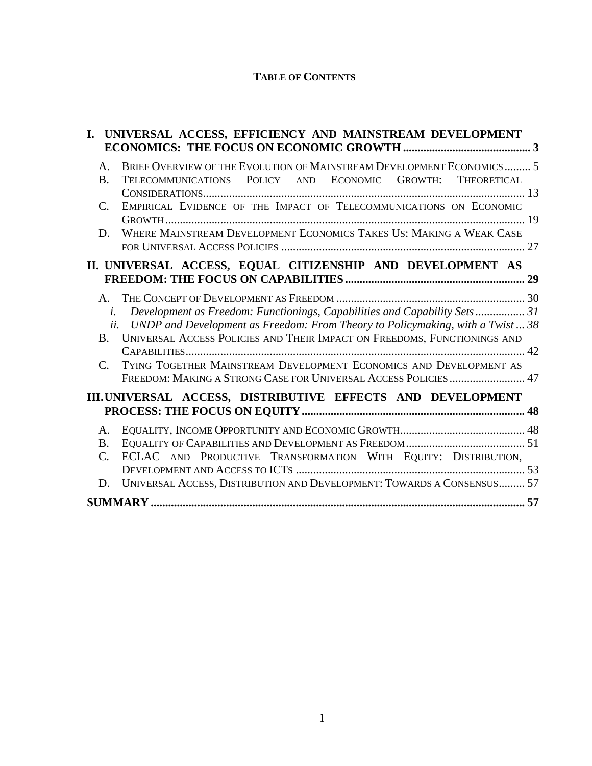# TABLE OF CONTENTS

**I. UNIVERSAL ACCESS, EFFICIENCY AND MAINSTREAM DEVELOPMENT ECONOMICS: THE FOCUS ON ECONOMIC GROWTH ............ 3**

- A. BRIEF OVERVIEW OF THE EVOLUTION OF MAINSTREAM DEVELOPMENT ECONOMICS ......... 5
- B. TELECOMMUNICATIONS POLICY AND ECONOMIC GROWTH: THEORETICAL CONSIDERATIONS ......... 13
- C. EMPIRICAL EVIDENCE OF THE IMPACT OF TELECOMMUNICATIONS ON ECONOMIC GROWTH ......... 19
- D. WHERE MAINSTREAM DEVELOPMENT ECONOMICS TAKES US: MAKING A WEAK CASE FOR UNIVERSAL ACCESS POLICIES ......... 27

**II. UNIVERSAL ACCESS, EQUAL CITIZENSHIP AND DEVELOPMENT AS FREEDOM: THE FOCUS ON CAPABILITIES ......... 29**

- A. THE CONCEPT OF DEVELOPMENT AS FREEDOM ......... 30
  - *i. Development as Freedom: Functionings, Capabilities and Capability Sets ......... 31*
  - *ii. UNDP and Development as Freedom: From Theory to Policymaking, with a Twist ... 38*
- B. UNIVERSAL ACCESS POLICIES AND THEIR IMPACT ON FREEDOMS, FUNCTIONINGS AND CAPABILITIES ......... 42
- C. TYING TOGETHER MAINSTREAM DEVELOPMENT ECONOMICS AND DEVELOPMENT AS FREEDOM: MAKING A STRONG CASE FOR UNIVERSAL ACCESS POLICIES ......... 47

**III. UNIVERSAL ACCESS, DISTRIBUTIVE EFFECTS AND DEVELOPMENT PROCESS: THE FOCUS ON EQUITY ......... 48**

- A. EQUALITY, INCOME OPPORTUNITY AND ECONOMIC GROWTH ......... 48
- B. EQUALITY OF CAPABILITIES AND DEVELOPMENT AS FREEDOM ......... 51
- C. ECLAC AND PRODUCTIVE TRANSFORMATION WITH EQUITY: DISTRIBUTION, DEVELOPMENT AND ACCESS TO ICTS ......... 53
- D. UNIVERSAL ACCESS, DISTRIBUTION AND DEVELOPMENT: TOWARDS A CONSENSUS ......... 57

**SUMMARY ......... 57**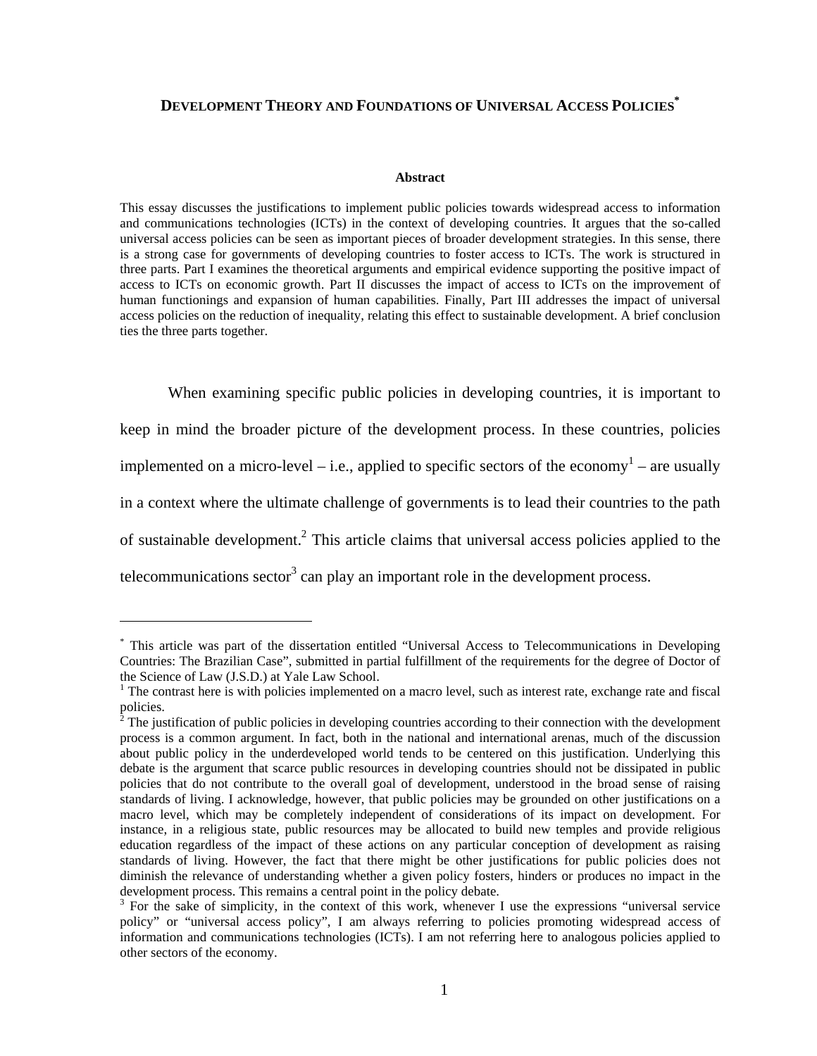# DEVELOPMENT THEORY AND FOUNDATIONS OF UNIVERSAL ACCESS POLICIES[*]

**Abstract**

This essay discusses the justifications to implement public policies towards widespread access to information and communications technologies (ICTs) in the context of developing countries. It argues that the so-called universal access policies can be seen as important pieces of broader development strategies. In this sense, there is a strong case for governments of developing countries to foster access to ICTs. The work is structured in three parts. Part I examines the theoretical arguments and empirical evidence supporting the positive impact of access to ICTs on economic growth. Part II discusses the impact of access to ICTs on the improvement of human functionings and expansion of human capabilities. Finally, Part III addresses the impact of universal access policies on the reduction of inequality, relating this effect to sustainable development. A brief conclusion ties the three parts together.

When examining specific public policies in developing countries, it is important to keep in mind the broader picture of the development process. In these countries, policies implemented on a micro-level – i.e., applied to specific sectors of the economy[1] – are usually in a context where the ultimate challenge of governments is to lead their countries to the path of sustainable development.[2] This article claims that universal access policies applied to the telecommunications sector[3] can play an important role in the development process.

---

[*] This article was part of the dissertation entitled "Universal Access to Telecommunications in Developing Countries: The Brazilian Case", submitted in partial fulfillment of the requirements for the degree of Doctor of the Science of Law (J.S.D.) at Yale Law School.

[1] The contrast here is with policies implemented on a macro level, such as interest rate, exchange rate and fiscal policies.

[2] The justification of public policies in developing countries according to their connection with the development process is a common argument. In fact, both in the national and international arenas, much of the discussion about public policy in the underdeveloped world tends to be centered on this justification. Underlying this debate is the argument that scarce public resources in developing countries should not be dissipated in public policies that do not contribute to the overall goal of development, understood in the broad sense of raising standards of living. I acknowledge, however, that public policies may be grounded on other justifications on a macro level, which may be completely independent of considerations of its impact on development. For instance, in a religious state, public resources may be allocated to build new temples and provide religious education regardless of the impact of these actions on any particular conception of development as raising standards of living. However, the fact that there might be other justifications for public policies does not diminish the relevance of understanding whether a given policy fosters, hinders or produces no impact in the development process. This remains a central point in the policy debate.

[3] For the sake of simplicity, in the context of this work, whenever I use the expressions "universal service policy" or "universal access policy", I am always referring to policies promoting widespread access of information and communications technologies (ICTs). I am not referring here to analogous policies applied to other sectors of the economy.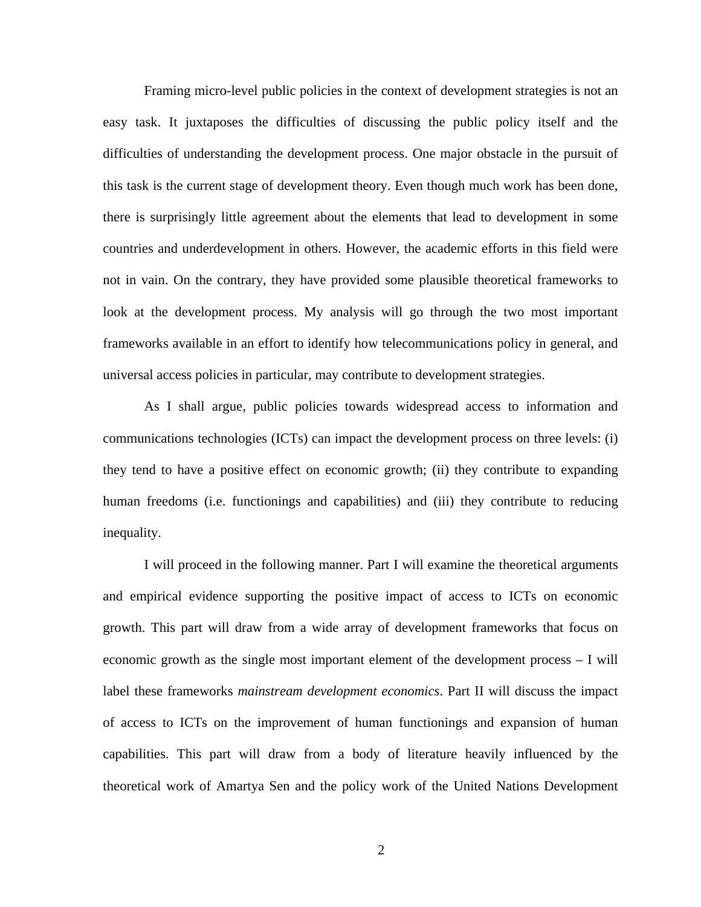Framing micro-level public policies in the context of development strategies is not an easy task. It juxtaposes the difficulties of discussing the public policy itself and the difficulties of understanding the development process. One major obstacle in the pursuit of this task is the current stage of development theory. Even though much work has been done, there is surprisingly little agreement about the elements that lead to development in some countries and underdevelopment in others. However, the academic efforts in this field were not in vain. On the contrary, they have provided some plausible theoretical frameworks to look at the development process. My analysis will go through the two most important frameworks available in an effort to identify how telecommunications policy in general, and universal access policies in particular, may contribute to development strategies.

As I shall argue, public policies towards widespread access to information and communications technologies (ICTs) can impact the development process on three levels: (i) they tend to have a positive effect on economic growth; (ii) they contribute to expanding human freedoms (i.e. functionings and capabilities) and (iii) they contribute to reducing inequality.

I will proceed in the following manner. Part I will examine the theoretical arguments and empirical evidence supporting the positive impact of access to ICTs on economic growth. This part will draw from a wide array of development frameworks that focus on economic growth as the single most important element of the development process – I will label these frameworks *mainstream development economics*. Part II will discuss the impact of access to ICTs on the improvement of human functionings and expansion of human capabilities. This part will draw from a body of literature heavily influenced by the theoretical work of Amartya Sen and the policy work of the United Nations Development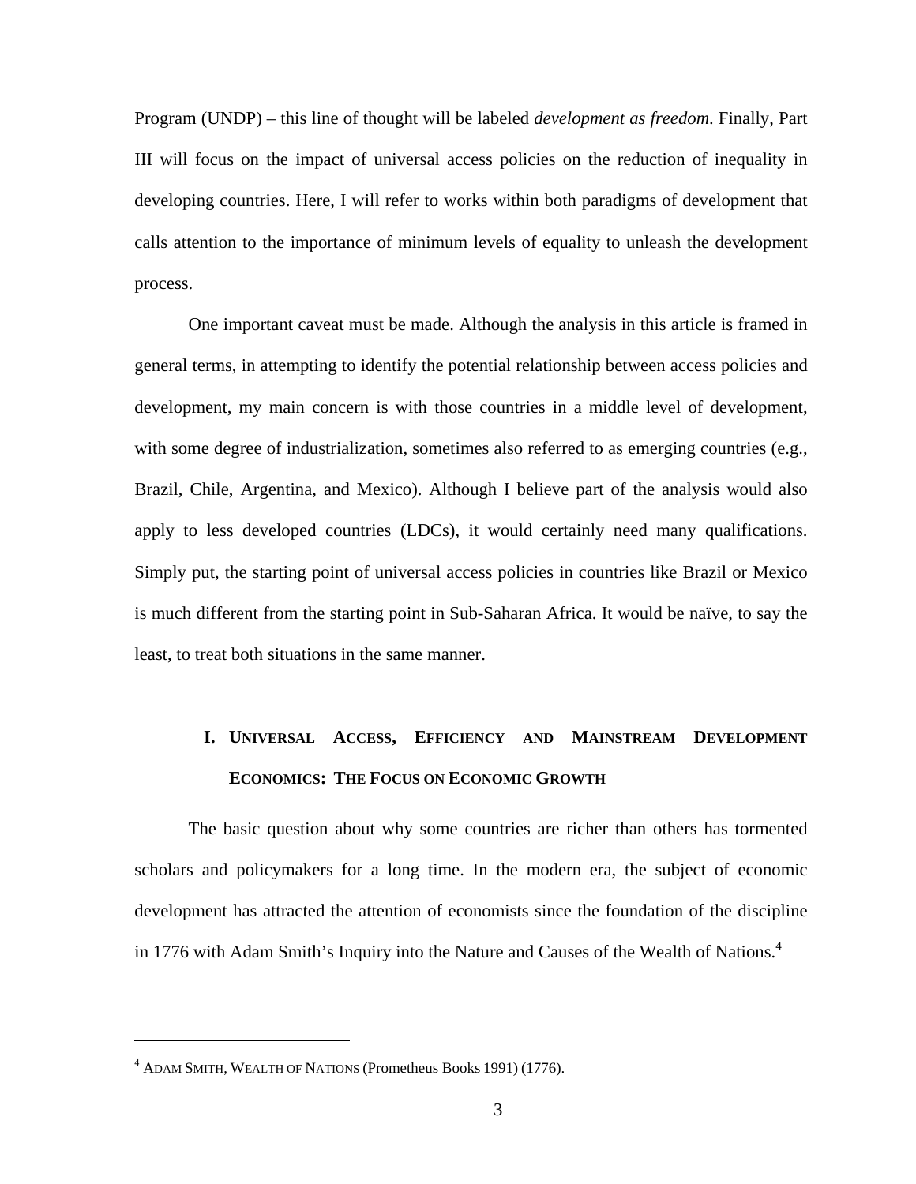Program (UNDP) – this line of thought will be labeled *development as freedom*. Finally, Part III will focus on the impact of universal access policies on the reduction of inequality in developing countries. Here, I will refer to works within both paradigms of development that calls attention to the importance of minimum levels of equality to unleash the development process.

One important caveat must be made. Although the analysis in this article is framed in general terms, in attempting to identify the potential relationship between access policies and development, my main concern is with those countries in a middle level of development, with some degree of industrialization, sometimes also referred to as emerging countries (e.g., Brazil, Chile, Argentina, and Mexico). Although I believe part of the analysis would also apply to less developed countries (LDCs), it would certainly need many qualifications. Simply put, the starting point of universal access policies in countries like Brazil or Mexico is much different from the starting point in Sub-Saharan Africa. It would be naïve, to say the least, to treat both situations in the same manner.

## I. Universal Access, Efficiency and Mainstream Development Economics: The Focus on Economic Growth

The basic question about why some countries are richer than others has tormented scholars and policymakers for a long time. In the modern era, the subject of economic development has attracted the attention of economists since the foundation of the discipline in 1776 with Adam Smith's Inquiry into the Nature and Causes of the Wealth of Nations.[4]

---

[4] ADAM SMITH, WEALTH OF NATIONS (Prometheus Books 1991) (1776).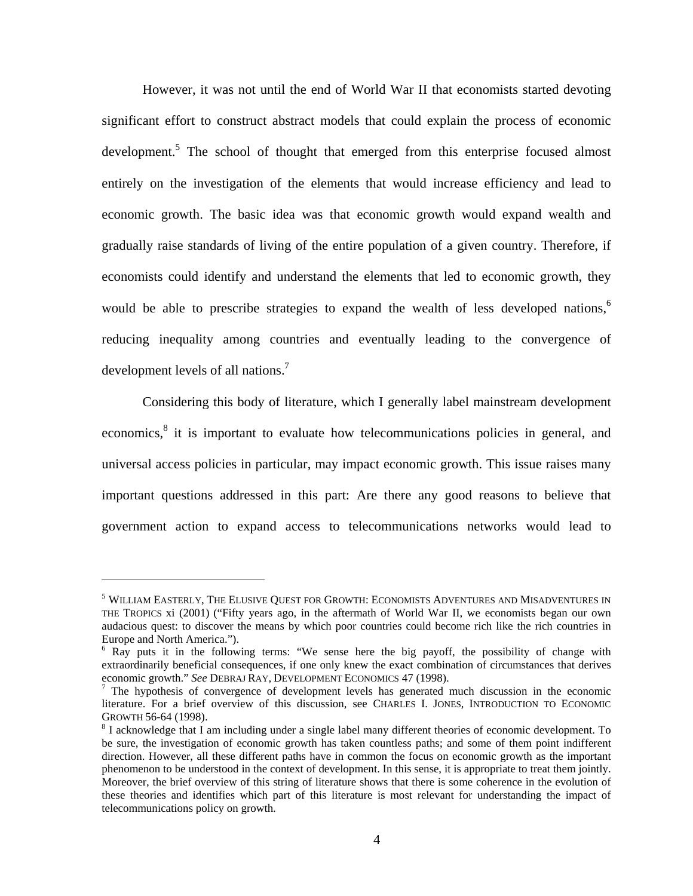However, it was not until the end of World War II that economists started devoting significant effort to construct abstract models that could explain the process of economic development.[5] The school of thought that emerged from this enterprise focused almost entirely on the investigation of the elements that would increase efficiency and lead to economic growth. The basic idea was that economic growth would expand wealth and gradually raise standards of living of the entire population of a given country. Therefore, if economists could identify and understand the elements that led to economic growth, they would be able to prescribe strategies to expand the wealth of less developed nations,[6] reducing inequality among countries and eventually leading to the convergence of development levels of all nations.[7]

Considering this body of literature, which I generally label mainstream development economics,[8] it is important to evaluate how telecommunications policies in general, and universal access policies in particular, may impact economic growth. This issue raises many important questions addressed in this part: Are there any good reasons to believe that government action to expand access to telecommunications networks would lead to

---

[5] WILLIAM EASTERLY, THE ELUSIVE QUEST FOR GROWTH: ECONOMISTS ADVENTURES AND MISADVENTURES IN THE TROPICS xi (2001) ("Fifty years ago, in the aftermath of World War II, we economists began our own audacious quest: to discover the means by which poor countries could become rich like the rich countries in Europe and North America.").

[6] Ray puts it in the following terms: "We sense here the big payoff, the possibility of change with extraordinarily beneficial consequences, if one only knew the exact combination of circumstances that derives economic growth." *See* DEBRAJ RAY, DEVELOPMENT ECONOMICS 47 (1998).

[7] The hypothesis of convergence of development levels has generated much discussion in the economic literature. For a brief overview of this discussion, see CHARLES I. JONES, INTRODUCTION TO ECONOMIC GROWTH 56-64 (1998).

[8] I acknowledge that I am including under a single label many different theories of economic development. To be sure, the investigation of economic growth has taken countless paths; and some of them point indifferent direction. However, all these different paths have in common the focus on economic growth as the important phenomenon to be understood in the context of development. In this sense, it is appropriate to treat them jointly. Moreover, the brief overview of this string of literature shows that there is some coherence in the evolution of these theories and identifies which part of this literature is most relevant for understanding the impact of telecommunications policy on growth.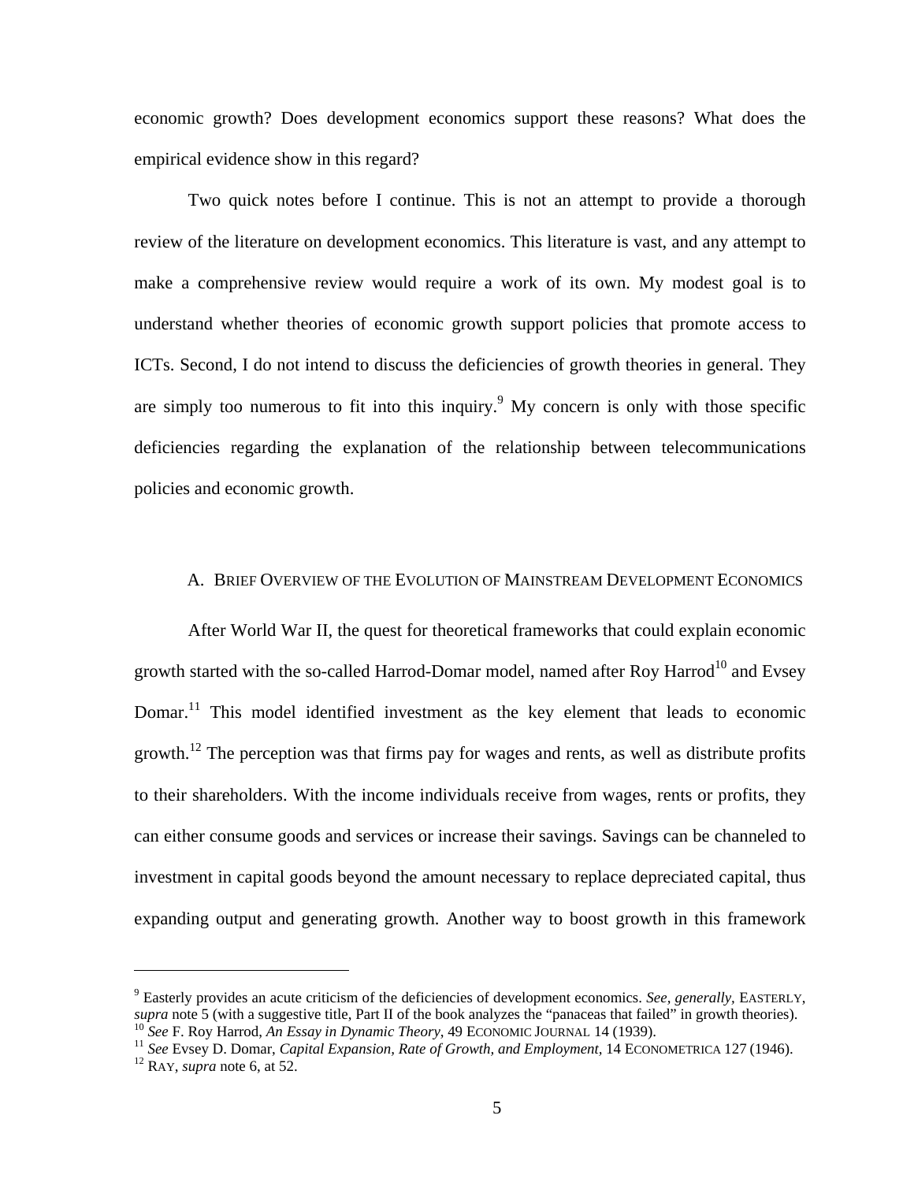economic growth? Does development economics support these reasons? What does the empirical evidence show in this regard?

Two quick notes before I continue. This is not an attempt to provide a thorough review of the literature on development economics. This literature is vast, and any attempt to make a comprehensive review would require a work of its own. My modest goal is to understand whether theories of economic growth support policies that promote access to ICTs. Second, I do not intend to discuss the deficiencies of growth theories in general. They are simply too numerous to fit into this inquiry.[9] My concern is only with those specific deficiencies regarding the explanation of the relationship between telecommunications policies and economic growth.

### A. Brief Overview of the Evolution of Mainstream Development Economics

After World War II, the quest for theoretical frameworks that could explain economic growth started with the so-called Harrod-Domar model, named after Roy Harrod[10] and Evsey Domar.[11] This model identified investment as the key element that leads to economic growth.[12] The perception was that firms pay for wages and rents, as well as distribute profits to their shareholders. With the income individuals receive from wages, rents or profits, they can either consume goods and services or increase their savings. Savings can be channeled to investment in capital goods beyond the amount necessary to replace depreciated capital, thus expanding output and generating growth. Another way to boost growth in this framework

---

[9] Easterly provides an acute criticism of the deficiencies of development economics. *See, generally,* EASTERLY, *supra* note 5 (with a suggestive title, Part II of the book analyzes the "panaceas that failed" in growth theories).

[10] *See* F. Roy Harrod, *An Essay in Dynamic Theory*, 49 ECONOMIC JOURNAL 14 (1939).

[11] *See* Evsey D. Domar, *Capital Expansion, Rate of Growth, and Employment*, 14 ECONOMETRICA 127 (1946).

[12] RAY, *supra* note 6, at 52.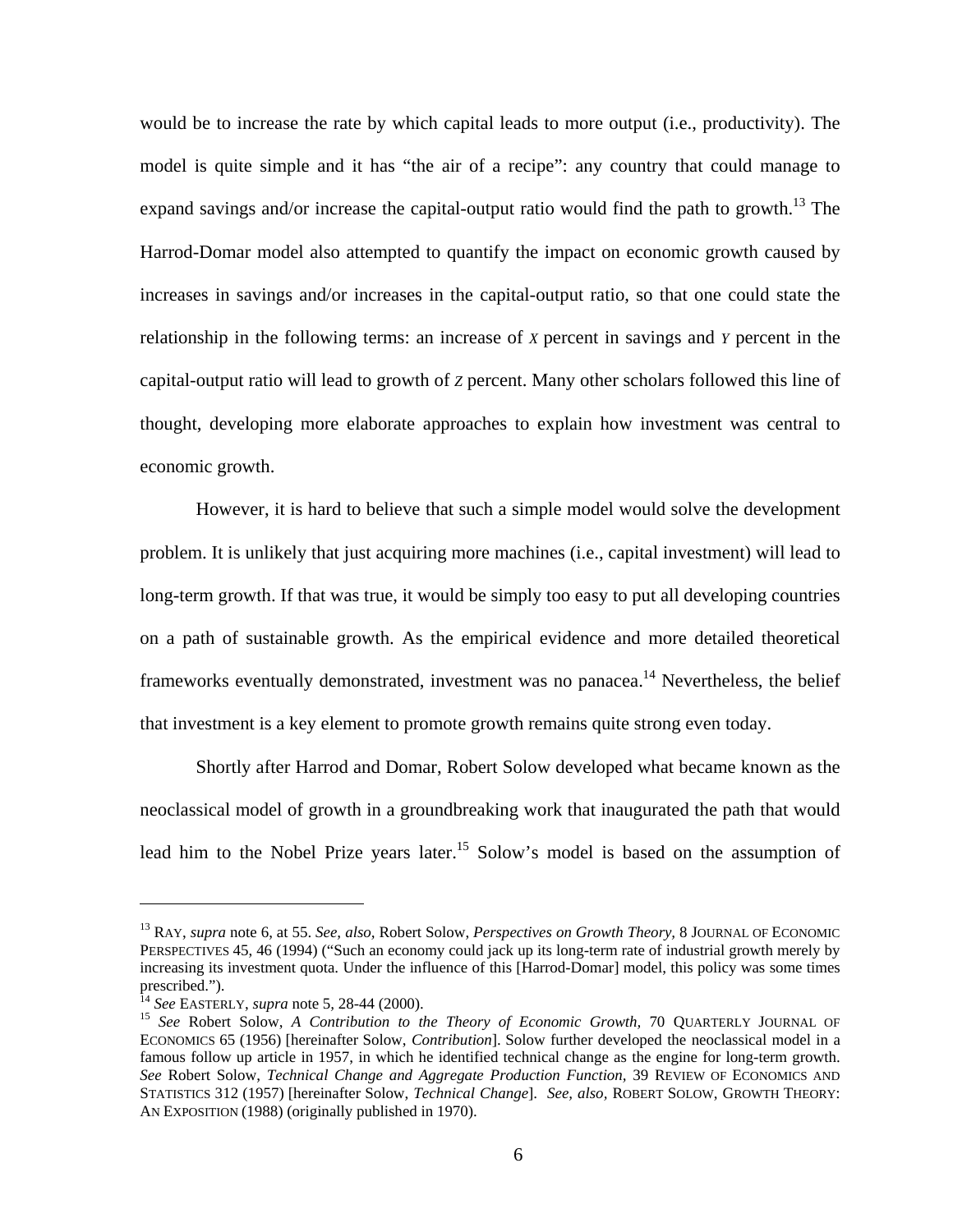would be to increase the rate by which capital leads to more output (i.e., productivity). The model is quite simple and it has "the air of a recipe": any country that could manage to expand savings and/or increase the capital-output ratio would find the path to growth.[13] The Harrod-Domar model also attempted to quantify the impact on economic growth caused by increases in savings and/or increases in the capital-output ratio, so that one could state the relationship in the following terms: an increase of $X$ percent in savings and $Y$ percent in the capital-output ratio will lead to growth of $Z$ percent. Many other scholars followed this line of thought, developing more elaborate approaches to explain how investment was central to economic growth.

However, it is hard to believe that such a simple model would solve the development problem. It is unlikely that just acquiring more machines (i.e., capital investment) will lead to long-term growth. If that was true, it would be simply too easy to put all developing countries on a path of sustainable growth. As the empirical evidence and more detailed theoretical frameworks eventually demonstrated, investment was no panacea.[14] Nevertheless, the belief that investment is a key element to promote growth remains quite strong even today.

Shortly after Harrod and Domar, Robert Solow developed what became known as the neoclassical model of growth in a groundbreaking work that inaugurated the path that would lead him to the Nobel Prize years later.[15] Solow's model is based on the assumption of

---

[13] RAY, *supra* note 6, at 55. *See, also,* Robert Solow, *Perspectives on Growth Theory,* 8 JOURNAL OF ECONOMIC PERSPECTIVES 45, 46 (1994) ("Such an economy could jack up its long-term rate of industrial growth merely by increasing its investment quota. Under the influence of this [Harrod-Domar] model, this policy was some times prescribed.").

[14] *See* EASTERLY, *supra* note 5, 28-44 (2000).

[15] *See* Robert Solow, *A Contribution to the Theory of Economic Growth,* 70 QUARTERLY JOURNAL OF ECONOMICS 65 (1956) [hereinafter Solow, *Contribution*]. Solow further developed the neoclassical model in a famous follow up article in 1957, in which he identified technical change as the engine for long-term growth. *See* Robert Solow, *Technical Change and Aggregate Production Function,* 39 REVIEW OF ECONOMICS AND STATISTICS 312 (1957) [hereinafter Solow, *Technical Change*]. *See, also,* ROBERT SOLOW, GROWTH THEORY: AN EXPOSITION (1988) (originally published in 1970).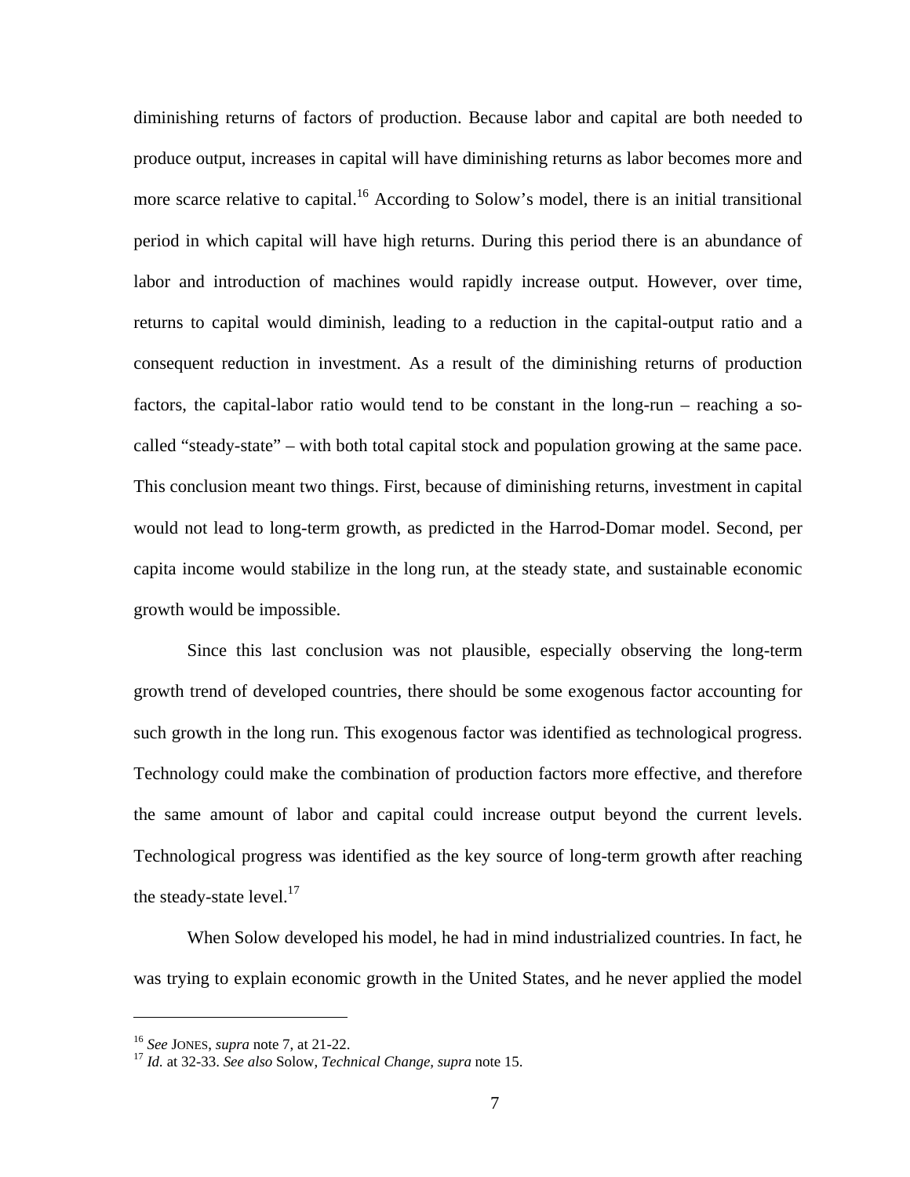diminishing returns of factors of production. Because labor and capital are both needed to produce output, increases in capital will have diminishing returns as labor becomes more and more scarce relative to capital.[16] According to Solow's model, there is an initial transitional period in which capital will have high returns. During this period there is an abundance of labor and introduction of machines would rapidly increase output. However, over time, returns to capital would diminish, leading to a reduction in the capital-output ratio and a consequent reduction in investment. As a result of the diminishing returns of production factors, the capital-labor ratio would tend to be constant in the long-run – reaching a so-called "steady-state" – with both total capital stock and population growing at the same pace. This conclusion meant two things. First, because of diminishing returns, investment in capital would not lead to long-term growth, as predicted in the Harrod-Domar model. Second, per capita income would stabilize in the long run, at the steady state, and sustainable economic growth would be impossible.

Since this last conclusion was not plausible, especially observing the long-term growth trend of developed countries, there should be some exogenous factor accounting for such growth in the long run. This exogenous factor was identified as technological progress. Technology could make the combination of production factors more effective, and therefore the same amount of labor and capital could increase output beyond the current levels. Technological progress was identified as the key source of long-term growth after reaching the steady-state level.[17]

When Solow developed his model, he had in mind industrialized countries. In fact, he was trying to explain economic growth in the United States, and he never applied the model

---

[16] *See* JONES, *supra* note 7, at 21-22.

[17] *Id.* at 32-33. *See also* Solow, *Technical Change, supra* note 15.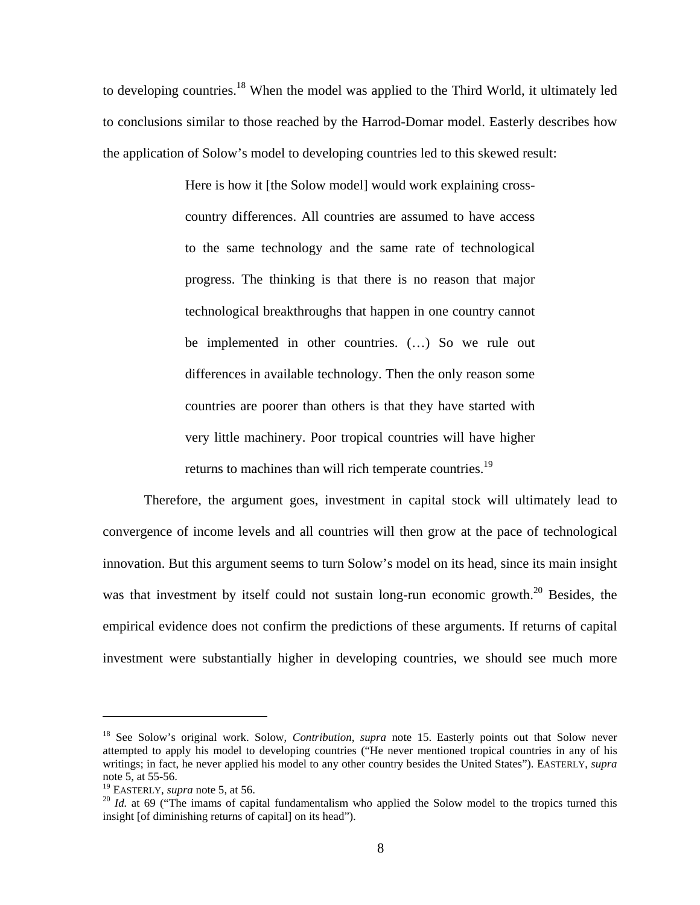to developing countries.[18] When the model was applied to the Third World, it ultimately led to conclusions similar to those reached by the Harrod-Domar model. Easterly describes how the application of Solow's model to developing countries led to this skewed result:

> Here is how it [the Solow model] would work explaining cross-country differences. All countries are assumed to have access to the same technology and the same rate of technological progress. The thinking is that there is no reason that major technological breakthroughs that happen in one country cannot be implemented in other countries. (…) So we rule out differences in available technology. Then the only reason some countries are poorer than others is that they have started with very little machinery. Poor tropical countries will have higher returns to machines than will rich temperate countries.[19]

Therefore, the argument goes, investment in capital stock will ultimately lead to convergence of income levels and all countries will then grow at the pace of technological innovation. But this argument seems to turn Solow's model on its head, since its main insight was that investment by itself could not sustain long-run economic growth.[20] Besides, the empirical evidence does not confirm the predictions of these arguments. If returns of capital investment were substantially higher in developing countries, we should see much more

---

[18] See Solow's original work. Solow, *Contribution*, *supra* note 15. Easterly points out that Solow never attempted to apply his model to developing countries ("He never mentioned tropical countries in any of his writings; in fact, he never applied his model to any other country besides the United States"). EASTERLY, *supra* note 5, at 55-56.

[19] EASTERLY, *supra* note 5, at 56.

[20] *Id.* at 69 ("The imams of capital fundamentalism who applied the Solow model to the tropics turned this insight [of diminishing returns of capital] on its head").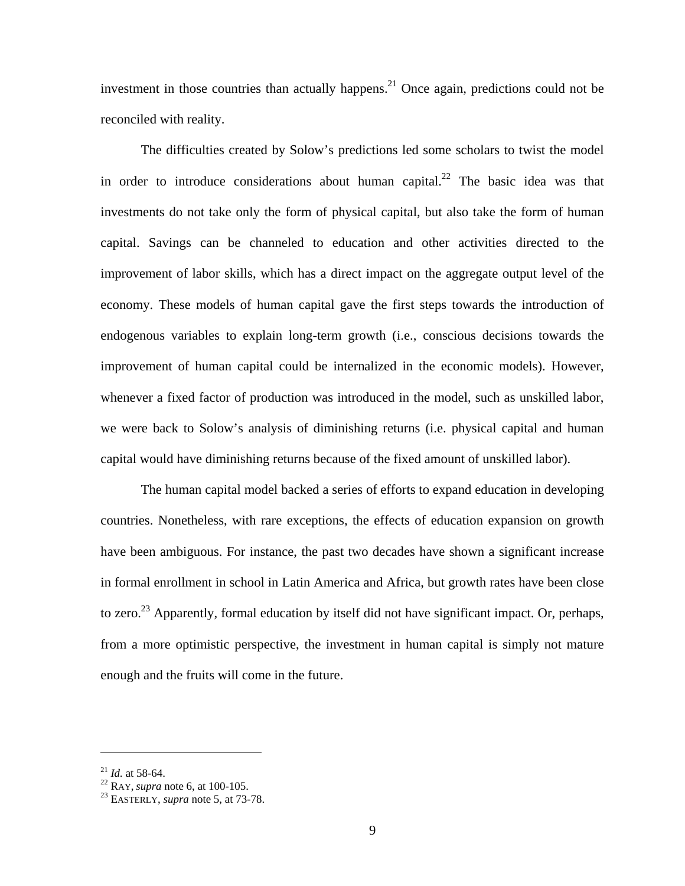investment in those countries than actually happens.[21] Once again, predictions could not be reconciled with reality.

The difficulties created by Solow's predictions led some scholars to twist the model in order to introduce considerations about human capital.[22] The basic idea was that investments do not take only the form of physical capital, but also take the form of human capital. Savings can be channeled to education and other activities directed to the improvement of labor skills, which has a direct impact on the aggregate output level of the economy. These models of human capital gave the first steps towards the introduction of endogenous variables to explain long-term growth (i.e., conscious decisions towards the improvement of human capital could be internalized in the economic models). However, whenever a fixed factor of production was introduced in the model, such as unskilled labor, we were back to Solow's analysis of diminishing returns (i.e. physical capital and human capital would have diminishing returns because of the fixed amount of unskilled labor).

The human capital model backed a series of efforts to expand education in developing countries. Nonetheless, with rare exceptions, the effects of education expansion on growth have been ambiguous. For instance, the past two decades have shown a significant increase in formal enrollment in school in Latin America and Africa, but growth rates have been close to zero.[23] Apparently, formal education by itself did not have significant impact. Or, perhaps, from a more optimistic perspective, the investment in human capital is simply not mature enough and the fruits will come in the future.

---

[21] *Id.* at 58-64.
[22] RAY, *supra* note 6, at 100-105.
[23] EASTERLY, *supra* note 5, at 73-78.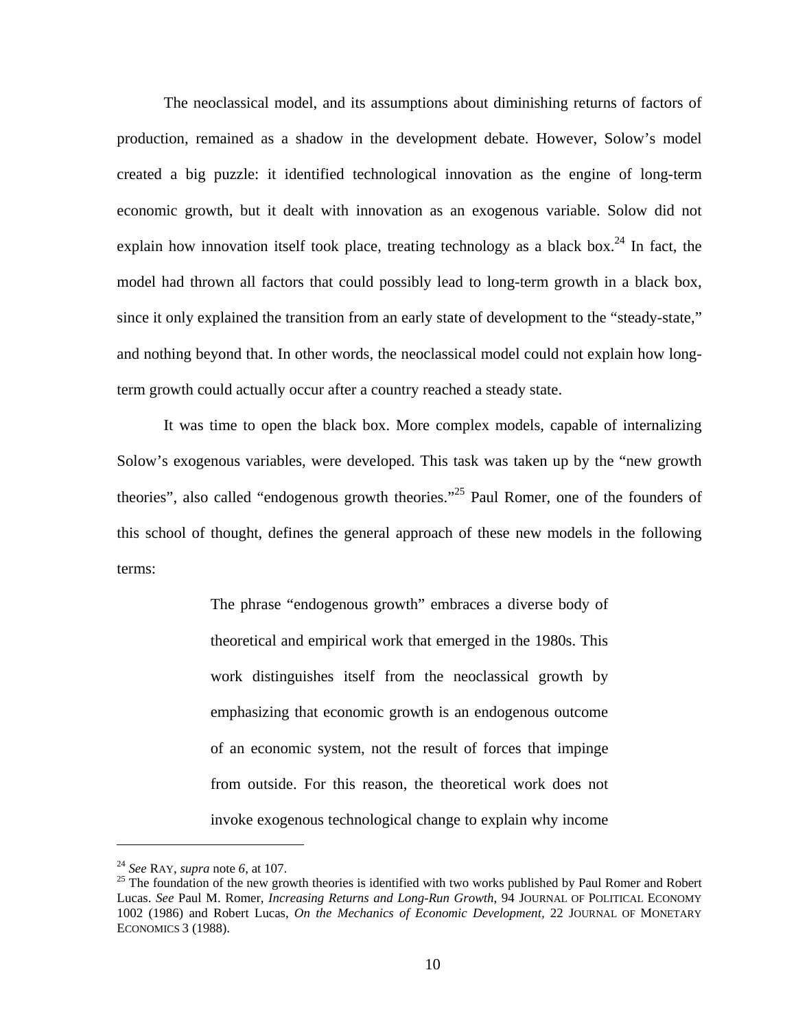The neoclassical model, and its assumptions about diminishing returns of factors of production, remained as a shadow in the development debate. However, Solow's model created a big puzzle: it identified technological innovation as the engine of long-term economic growth, but it dealt with innovation as an exogenous variable. Solow did not explain how innovation itself took place, treating technology as a black box.[24] In fact, the model had thrown all factors that could possibly lead to long-term growth in a black box, since it only explained the transition from an early state of development to the "steady-state," and nothing beyond that. In other words, the neoclassical model could not explain how long-term growth could actually occur after a country reached a steady state.

It was time to open the black box. More complex models, capable of internalizing Solow's exogenous variables, were developed. This task was taken up by the "new growth theories", also called "endogenous growth theories."[25] Paul Romer, one of the founders of this school of thought, defines the general approach of these new models in the following terms:

> The phrase "endogenous growth" embraces a diverse body of theoretical and empirical work that emerged in the 1980s. This work distinguishes itself from the neoclassical growth by emphasizing that economic growth is an endogenous outcome of an economic system, not the result of forces that impinge from outside. For this reason, the theoretical work does not invoke exogenous technological change to explain why income

---

[24] *See* RAY, *supra* note 6, at 107.

[25] The foundation of the new growth theories is identified with two works published by Paul Romer and Robert Lucas. *See* Paul M. Romer, *Increasing Returns and Long-Run Growth,* 94 JOURNAL OF POLITICAL ECONOMY 1002 (1986) and Robert Lucas, *On the Mechanics of Economic Development,* 22 JOURNAL OF MONETARY ECONOMICS 3 (1988).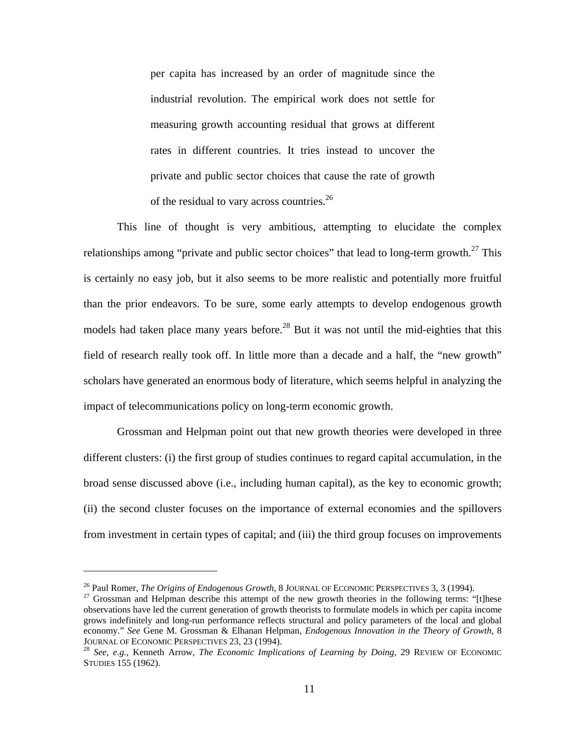> per capita has increased by an order of magnitude since the industrial revolution. The empirical work does not settle for measuring growth accounting residual that grows at different rates in different countries. It tries instead to uncover the private and public sector choices that cause the rate of growth of the residual to vary across countries.[26]

This line of thought is very ambitious, attempting to elucidate the complex relationships among "private and public sector choices" that lead to long-term growth.[27] This is certainly no easy job, but it also seems to be more realistic and potentially more fruitful than the prior endeavors. To be sure, some early attempts to develop endogenous growth models had taken place many years before.[28] But it was not until the mid-eighties that this field of research really took off. In little more than a decade and a half, the "new growth" scholars have generated an enormous body of literature, which seems helpful in analyzing the impact of telecommunications policy on long-term economic growth.

Grossman and Helpman point out that new growth theories were developed in three different clusters: (i) the first group of studies continues to regard capital accumulation, in the broad sense discussed above (i.e., including human capital), as the key to economic growth; (ii) the second cluster focuses on the importance of external economies and the spillovers from investment in certain types of capital; and (iii) the third group focuses on improvements

---

[26] Paul Romer, *The Origins of Endogenous Growth*, 8 JOURNAL OF ECONOMIC PERSPECTIVES 3, 3 (1994).

[27] Grossman and Helpman describe this attempt of the new growth theories in the following terms: "[t]hese observations have led the current generation of growth theorists to formulate models in which per capita income grows indefinitely and long-run performance reflects structural and policy parameters of the local and global economy." *See* Gene M. Grossman & Elhanan Helpman, *Endogenous Innovation in the Theory of Growth*, 8 JOURNAL OF ECONOMIC PERSPECTIVES 23, 23 (1994).

[28] *See, e.g.,* Kenneth Arrow, *The Economic Implications of Learning by Doing,* 29 REVIEW OF ECONOMIC STUDIES 155 (1962).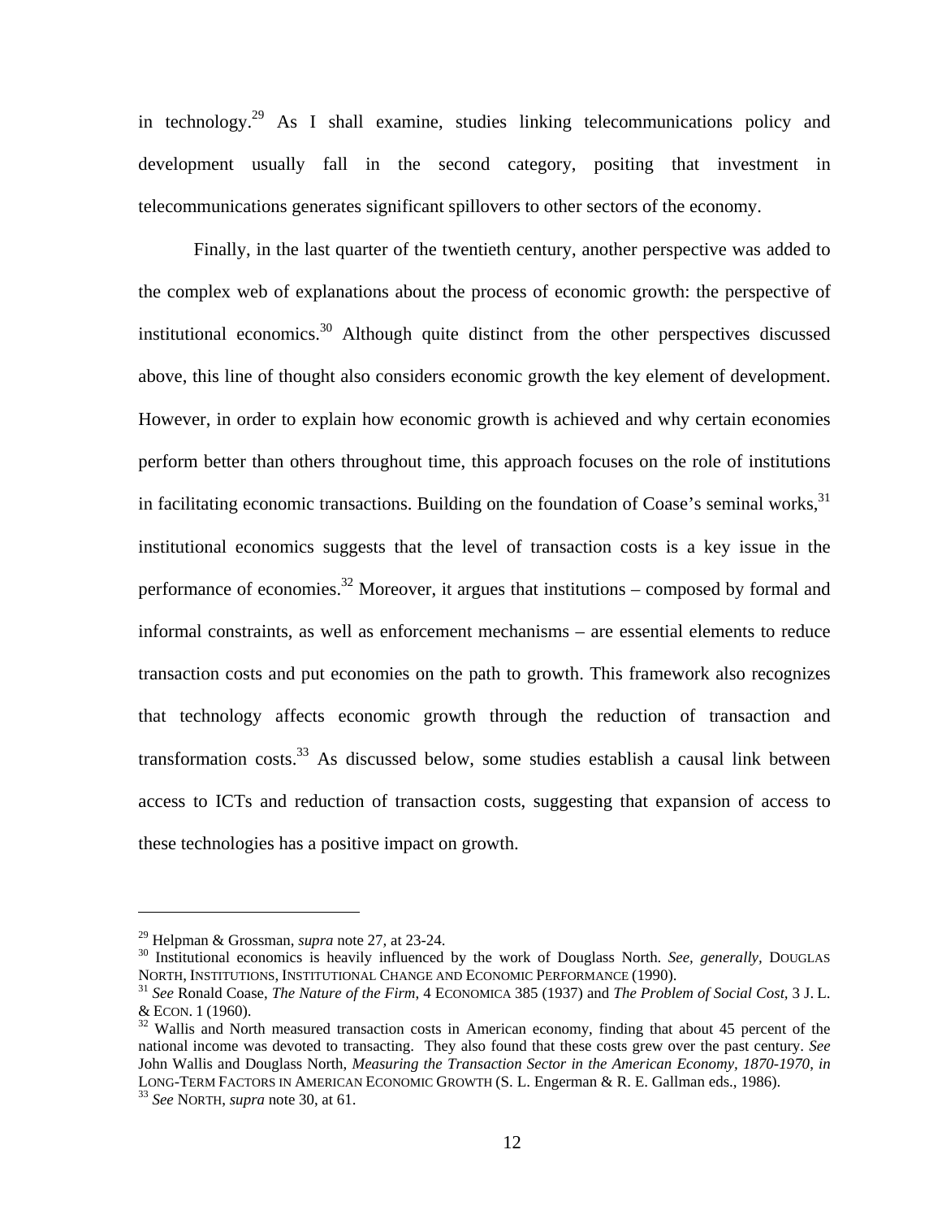in technology.[29] As I shall examine, studies linking telecommunications policy and development usually fall in the second category, positing that investment in telecommunications generates significant spillovers to other sectors of the economy.

Finally, in the last quarter of the twentieth century, another perspective was added to the complex web of explanations about the process of economic growth: the perspective of institutional economics.[30] Although quite distinct from the other perspectives discussed above, this line of thought also considers economic growth the key element of development. However, in order to explain how economic growth is achieved and why certain economies perform better than others throughout time, this approach focuses on the role of institutions in facilitating economic transactions. Building on the foundation of Coase's seminal works,[31] institutional economics suggests that the level of transaction costs is a key issue in the performance of economies.[32] Moreover, it argues that institutions – composed by formal and informal constraints, as well as enforcement mechanisms – are essential elements to reduce transaction costs and put economies on the path to growth. This framework also recognizes that technology affects economic growth through the reduction of transaction and transformation costs.[33] As discussed below, some studies establish a causal link between access to ICTs and reduction of transaction costs, suggesting that expansion of access to these technologies has a positive impact on growth.

---

[29] Helpman & Grossman, *supra* note 27, at 23-24.

[30] Institutional economics is heavily influenced by the work of Douglass North. *See, generally*, DOUGLAS NORTH, INSTITUTIONS, INSTITUTIONAL CHANGE AND ECONOMIC PERFORMANCE (1990).

[31] *See* Ronald Coase, *The Nature of the Firm*, 4 ECONOMICA 385 (1937) and *The Problem of Social Cost*, 3 J. L. & ECON. 1 (1960).

[32] Wallis and North measured transaction costs in American economy, finding that about 45 percent of the national income was devoted to transacting. They also found that these costs grew over the past century. *See* John Wallis and Douglass North, *Measuring the Transaction Sector in the American Economy, 1870-1970*, *in* LONG-TERM FACTORS IN AMERICAN ECONOMIC GROWTH (S. L. Engerman & R. E. Gallman eds., 1986).

[33] *See* NORTH, *supra* note 30, at 61.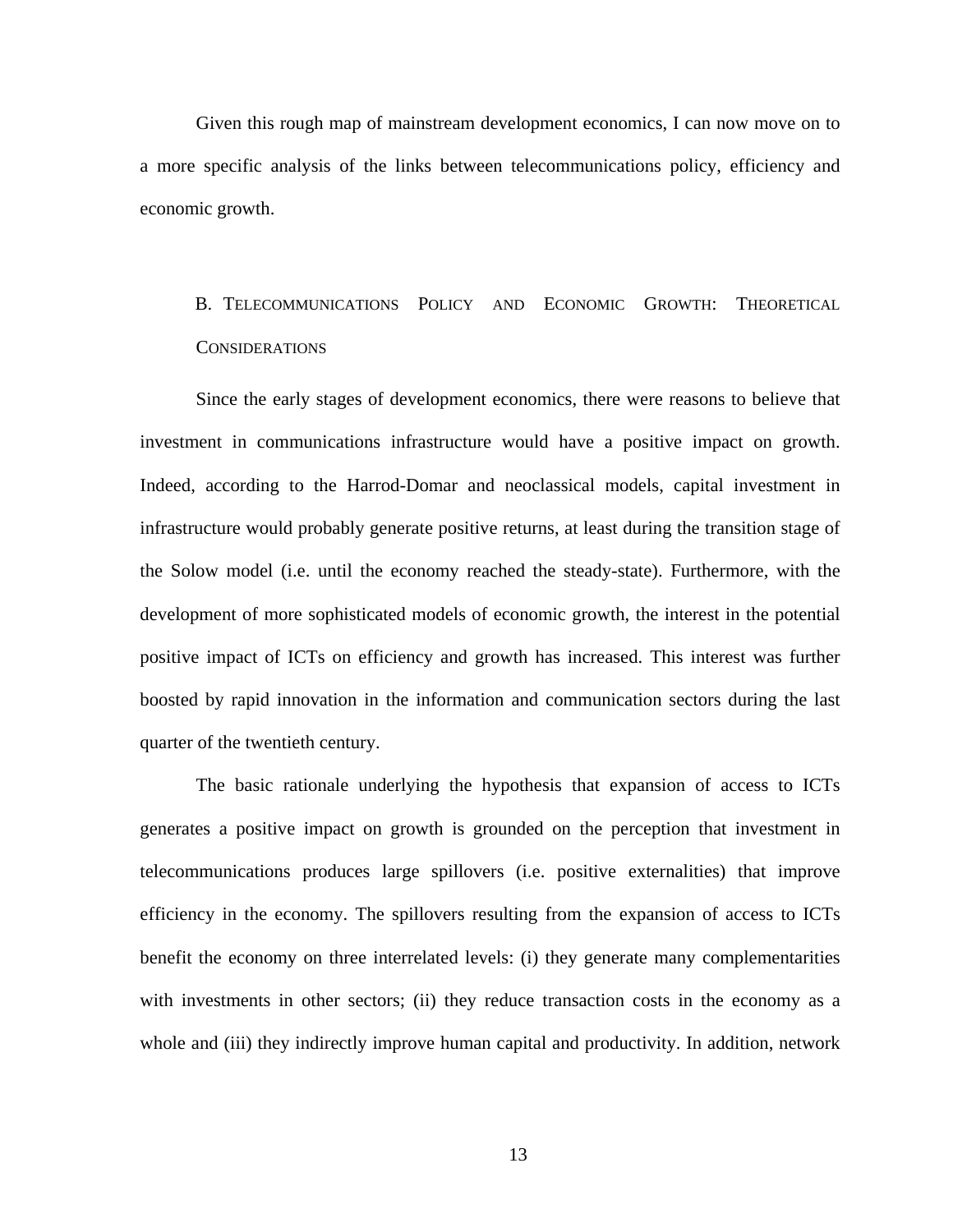Given this rough map of mainstream development economics, I can now move on to a more specific analysis of the links between telecommunications policy, efficiency and economic growth.

## B. Telecommunications Policy and Economic Growth: Theoretical Considerations

Since the early stages of development economics, there were reasons to believe that investment in communications infrastructure would have a positive impact on growth. Indeed, according to the Harrod-Domar and neoclassical models, capital investment in infrastructure would probably generate positive returns, at least during the transition stage of the Solow model (i.e. until the economy reached the steady-state). Furthermore, with the development of more sophisticated models of economic growth, the interest in the potential positive impact of ICTs on efficiency and growth has increased. This interest was further boosted by rapid innovation in the information and communication sectors during the last quarter of the twentieth century.

The basic rationale underlying the hypothesis that expansion of access to ICTs generates a positive impact on growth is grounded on the perception that investment in telecommunications produces large spillovers (i.e. positive externalities) that improve efficiency in the economy. The spillovers resulting from the expansion of access to ICTs benefit the economy on three interrelated levels: (i) they generate many complementarities with investments in other sectors; (ii) they reduce transaction costs in the economy as a whole and (iii) they indirectly improve human capital and productivity. In addition, network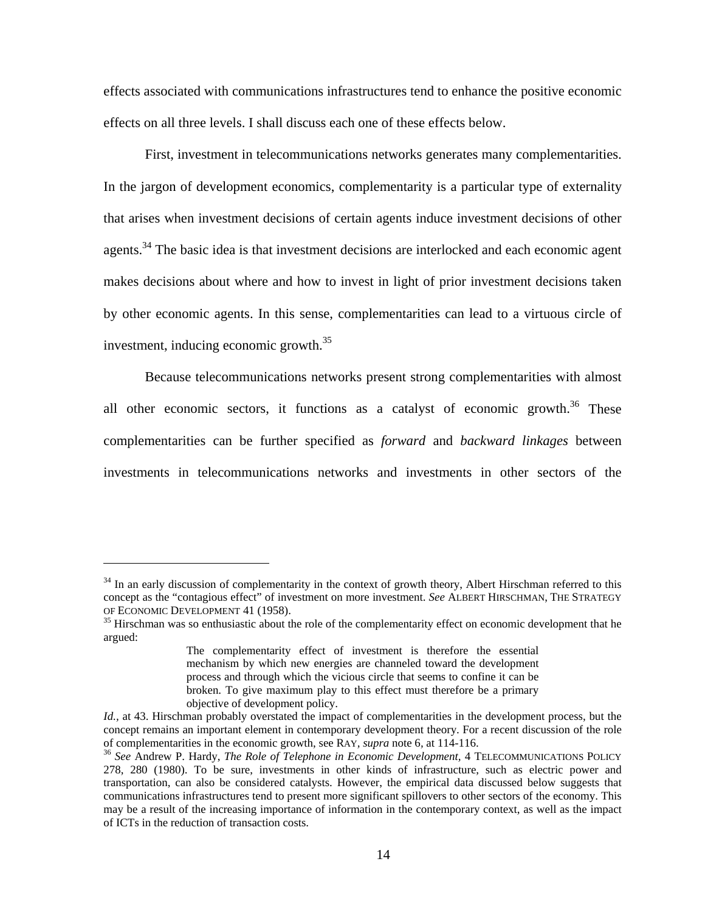effects associated with communications infrastructures tend to enhance the positive economic effects on all three levels. I shall discuss each one of these effects below.

First, investment in telecommunications networks generates many complementarities. In the jargon of development economics, complementarity is a particular type of externality that arises when investment decisions of certain agents induce investment decisions of other agents.[34] The basic idea is that investment decisions are interlocked and each economic agent makes decisions about where and how to invest in light of prior investment decisions taken by other economic agents. In this sense, complementarities can lead to a virtuous circle of investment, inducing economic growth.[35]

Because telecommunications networks present strong complementarities with almost all other economic sectors, it functions as a catalyst of economic growth.[36] These complementarities can be further specified as *forward* and *backward linkages* between investments in telecommunications networks and investments in other sectors of the

---

[34] In an early discussion of complementarity in the context of growth theory, Albert Hirschman referred to this concept as the "contagious effect" of investment on more investment. *See* ALBERT HIRSCHMAN, THE STRATEGY OF ECONOMIC DEVELOPMENT 41 (1958).

[35] Hirschman was so enthusiastic about the role of the complementarity effect on economic development that he argued:

> The complementarity effect of investment is therefore the essential mechanism by which new energies are channeled toward the development process and through which the vicious circle that seems to confine it can be broken. To give maximum play to this effect must therefore be a primary objective of development policy.

*Id.,* at 43. Hirschman probably overstated the impact of complementarities in the development process, but the concept remains an important element in contemporary development theory. For a recent discussion of the role of complementarities in the economic growth, see RAY, *supra* note 6, at 114-116.

[36] *See* Andrew P. Hardy, *The Role of Telephone in Economic Development*, 4 TELECOMMUNICATIONS POLICY 278, 280 (1980). To be sure, investments in other kinds of infrastructure, such as electric power and transportation, can also be considered catalysts. However, the empirical data discussed below suggests that communications infrastructures tend to present more significant spillovers to other sectors of the economy. This may be a result of the increasing importance of information in the contemporary context, as well as the impact of ICTs in the reduction of transaction costs.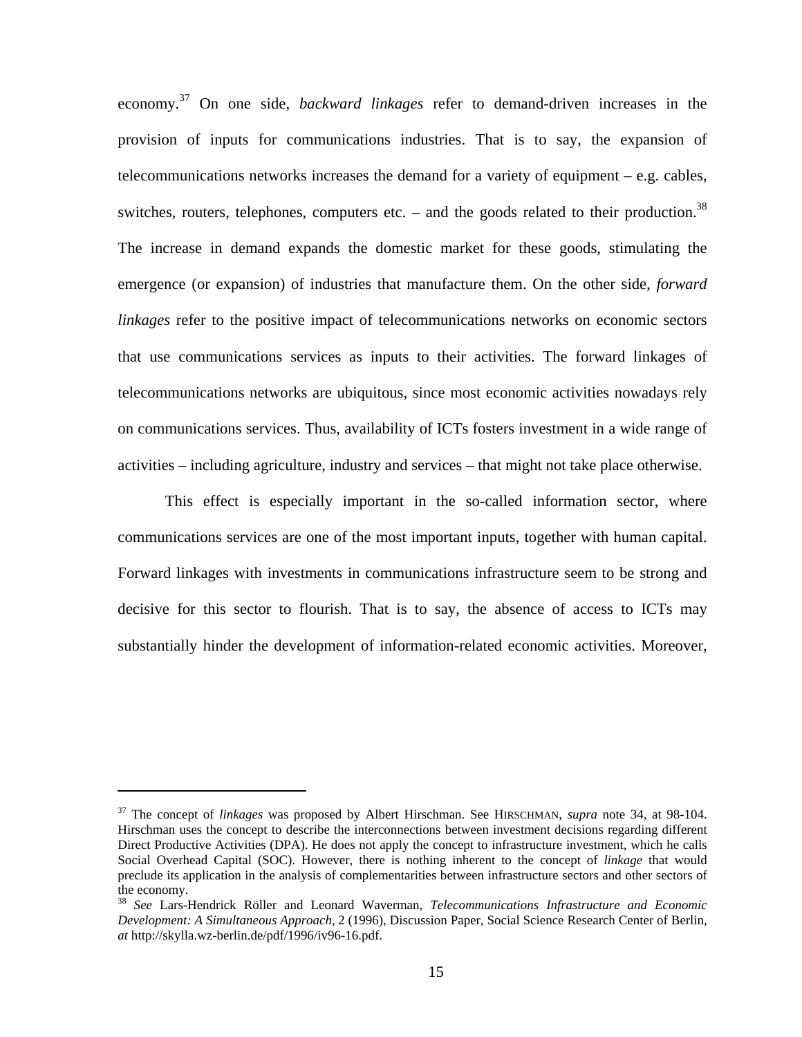economy.[37] On one side, *backward linkages* refer to demand-driven increases in the provision of inputs for communications industries. That is to say, the expansion of telecommunications networks increases the demand for a variety of equipment – e.g. cables, switches, routers, telephones, computers etc. – and the goods related to their production.[38] The increase in demand expands the domestic market for these goods, stimulating the emergence (or expansion) of industries that manufacture them. On the other side, *forward linkages* refer to the positive impact of telecommunications networks on economic sectors that use communications services as inputs to their activities. The forward linkages of telecommunications networks are ubiquitous, since most economic activities nowadays rely on communications services. Thus, availability of ICTs fosters investment in a wide range of activities – including agriculture, industry and services – that might not take place otherwise.

This effect is especially important in the so-called information sector, where communications services are one of the most important inputs, together with human capital. Forward linkages with investments in communications infrastructure seem to be strong and decisive for this sector to flourish. That is to say, the absence of access to ICTs may substantially hinder the development of information-related economic activities. Moreover,

---

[37] The concept of *linkages* was proposed by Albert Hirschman. See HIRSCHMAN, *supra* note 34, at 98-104. Hirschman uses the concept to describe the interconnections between investment decisions regarding different Direct Productive Activities (DPA). He does not apply the concept to infrastructure investment, which he calls Social Overhead Capital (SOC). However, there is nothing inherent to the concept of *linkage* that would preclude its application in the analysis of complementarities between infrastructure sectors and other sectors of the economy.

[38] *See* Lars-Hendrick Röller and Leonard Waverman, *Telecommunications Infrastructure and Economic Development: A Simultaneous Approach,* 2 (1996), Discussion Paper, Social Science Research Center of Berlin, *at* http://skylla.wz-berlin.de/pdf/1996/iv96-16.pdf.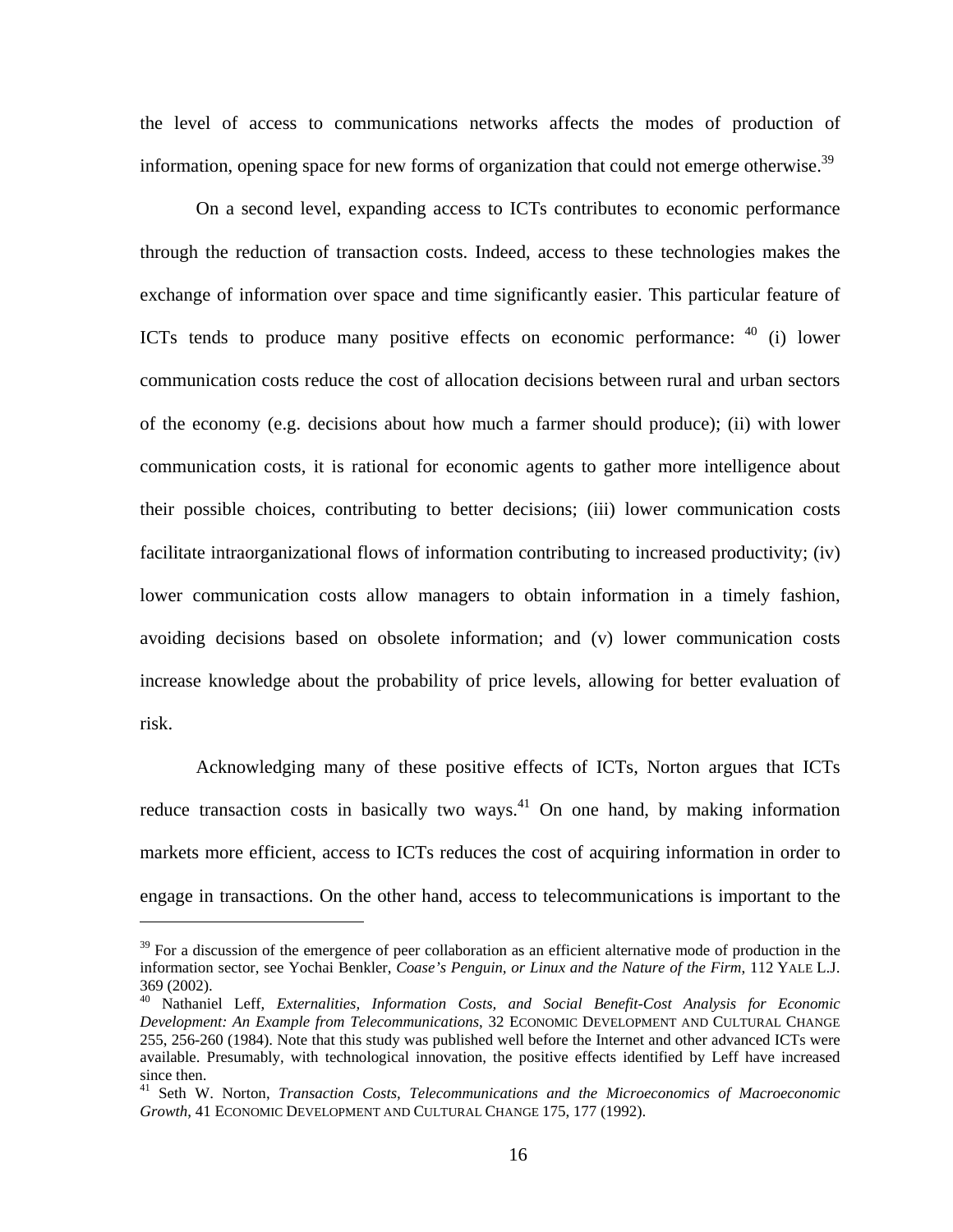the level of access to communications networks affects the modes of production of information, opening space for new forms of organization that could not emerge otherwise.[39]

On a second level, expanding access to ICTs contributes to economic performance through the reduction of transaction costs. Indeed, access to these technologies makes the exchange of information over space and time significantly easier. This particular feature of ICTs tends to produce many positive effects on economic performance: [40] (i) lower communication costs reduce the cost of allocation decisions between rural and urban sectors of the economy (e.g. decisions about how much a farmer should produce); (ii) with lower communication costs, it is rational for economic agents to gather more intelligence about their possible choices, contributing to better decisions; (iii) lower communication costs facilitate intraorganizational flows of information contributing to increased productivity; (iv) lower communication costs allow managers to obtain information in a timely fashion, avoiding decisions based on obsolete information; and (v) lower communication costs increase knowledge about the probability of price levels, allowing for better evaluation of risk.

Acknowledging many of these positive effects of ICTs, Norton argues that ICTs reduce transaction costs in basically two ways.[41] On one hand, by making information markets more efficient, access to ICTs reduces the cost of acquiring information in order to engage in transactions. On the other hand, access to telecommunications is important to the

---

[39] For a discussion of the emergence of peer collaboration as an efficient alternative mode of production in the information sector, see Yochai Benkler, *Coase's Penguin, or Linux and the Nature of the Firm*, 112 YALE L.J. 369 (2002).

[40] Nathaniel Leff, *Externalities, Information Costs, and Social Benefit-Cost Analysis for Economic Development: An Example from Telecommunications*, 32 ECONOMIC DEVELOPMENT AND CULTURAL CHANGE 255, 256-260 (1984). Note that this study was published well before the Internet and other advanced ICTs were available. Presumably, with technological innovation, the positive effects identified by Leff have increased since then.

[41] Seth W. Norton, *Transaction Costs, Telecommunications and the Microeconomics of Macroeconomic Growth*, 41 ECONOMIC DEVELOPMENT AND CULTURAL CHANGE 175, 177 (1992).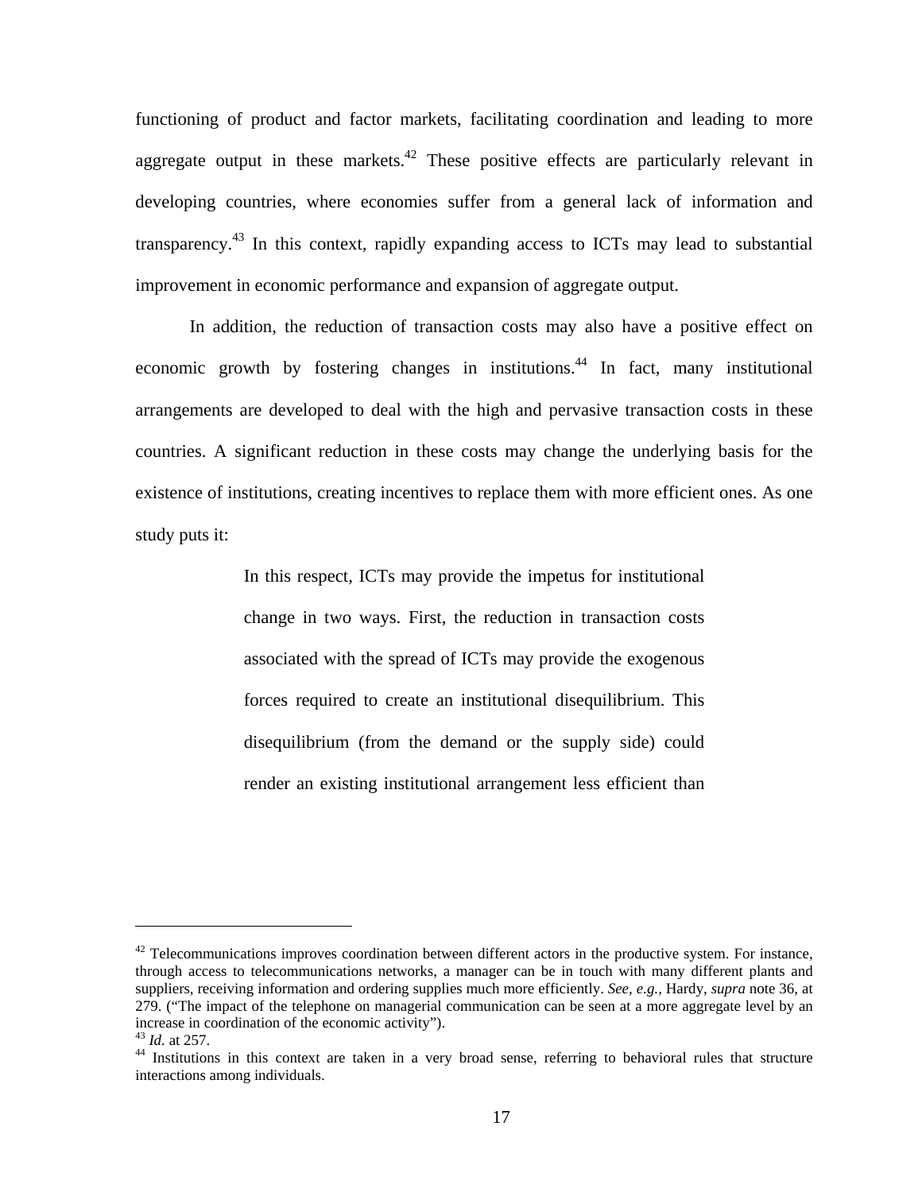functioning of product and factor markets, facilitating coordination and leading to more aggregate output in these markets.[42] These positive effects are particularly relevant in developing countries, where economies suffer from a general lack of information and transparency.[43] In this context, rapidly expanding access to ICTs may lead to substantial improvement in economic performance and expansion of aggregate output.

In addition, the reduction of transaction costs may also have a positive effect on economic growth by fostering changes in institutions.[44] In fact, many institutional arrangements are developed to deal with the high and pervasive transaction costs in these countries. A significant reduction in these costs may change the underlying basis for the existence of institutions, creating incentives to replace them with more efficient ones. As one study puts it:

> In this respect, ICTs may provide the impetus for institutional change in two ways. First, the reduction in transaction costs associated with the spread of ICTs may provide the exogenous forces required to create an institutional disequilibrium. This disequilibrium (from the demand or the supply side) could render an existing institutional arrangement less efficient than

---

[42] Telecommunications improves coordination between different actors in the productive system. For instance, through access to telecommunications networks, a manager can be in touch with many different plants and suppliers, receiving information and ordering supplies much more efficiently. *See, e.g.,* Hardy, *supra* note 36, at 279. ("The impact of the telephone on managerial communication can be seen at a more aggregate level by an increase in coordination of the economic activity").

[43] *Id.* at 257.

[44] Institutions in this context are taken in a very broad sense, referring to behavioral rules that structure interactions among individuals.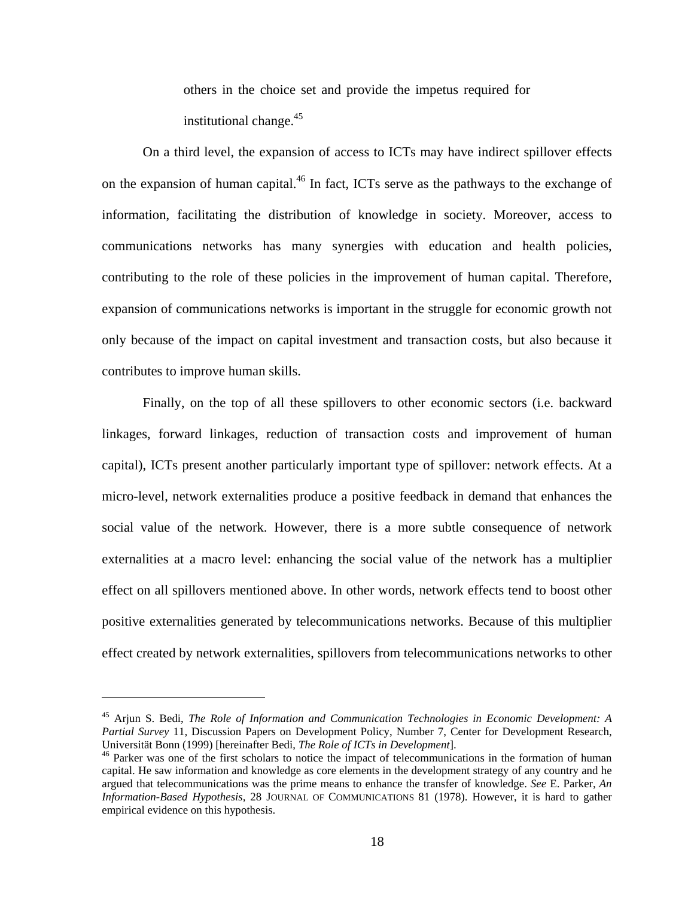> others in the choice set and provide the impetus required for institutional change.[45]

On a third level, the expansion of access to ICTs may have indirect spillover effects on the expansion of human capital.[46] In fact, ICTs serve as the pathways to the exchange of information, facilitating the distribution of knowledge in society. Moreover, access to communications networks has many synergies with education and health policies, contributing to the role of these policies in the improvement of human capital. Therefore, expansion of communications networks is important in the struggle for economic growth not only because of the impact on capital investment and transaction costs, but also because it contributes to improve human skills.

Finally, on the top of all these spillovers to other economic sectors (i.e. backward linkages, forward linkages, reduction of transaction costs and improvement of human capital), ICTs present another particularly important type of spillover: network effects. At a micro-level, network externalities produce a positive feedback in demand that enhances the social value of the network. However, there is a more subtle consequence of network externalities at a macro level: enhancing the social value of the network has a multiplier effect on all spillovers mentioned above. In other words, network effects tend to boost other positive externalities generated by telecommunications networks. Because of this multiplier effect created by network externalities, spillovers from telecommunications networks to other

---

[45] Arjun S. Bedi, *The Role of Information and Communication Technologies in Economic Development: A Partial Survey* 11, Discussion Papers on Development Policy, Number 7, Center for Development Research, Universität Bonn (1999) [hereinafter Bedi, *The Role of ICTs in Development*].

[46] Parker was one of the first scholars to notice the impact of telecommunications in the formation of human capital. He saw information and knowledge as core elements in the development strategy of any country and he argued that telecommunications was the prime means to enhance the transfer of knowledge. *See* E. Parker, *An Information-Based Hypothesis*, 28 JOURNAL OF COMMUNICATIONS 81 (1978). However, it is hard to gather empirical evidence on this hypothesis.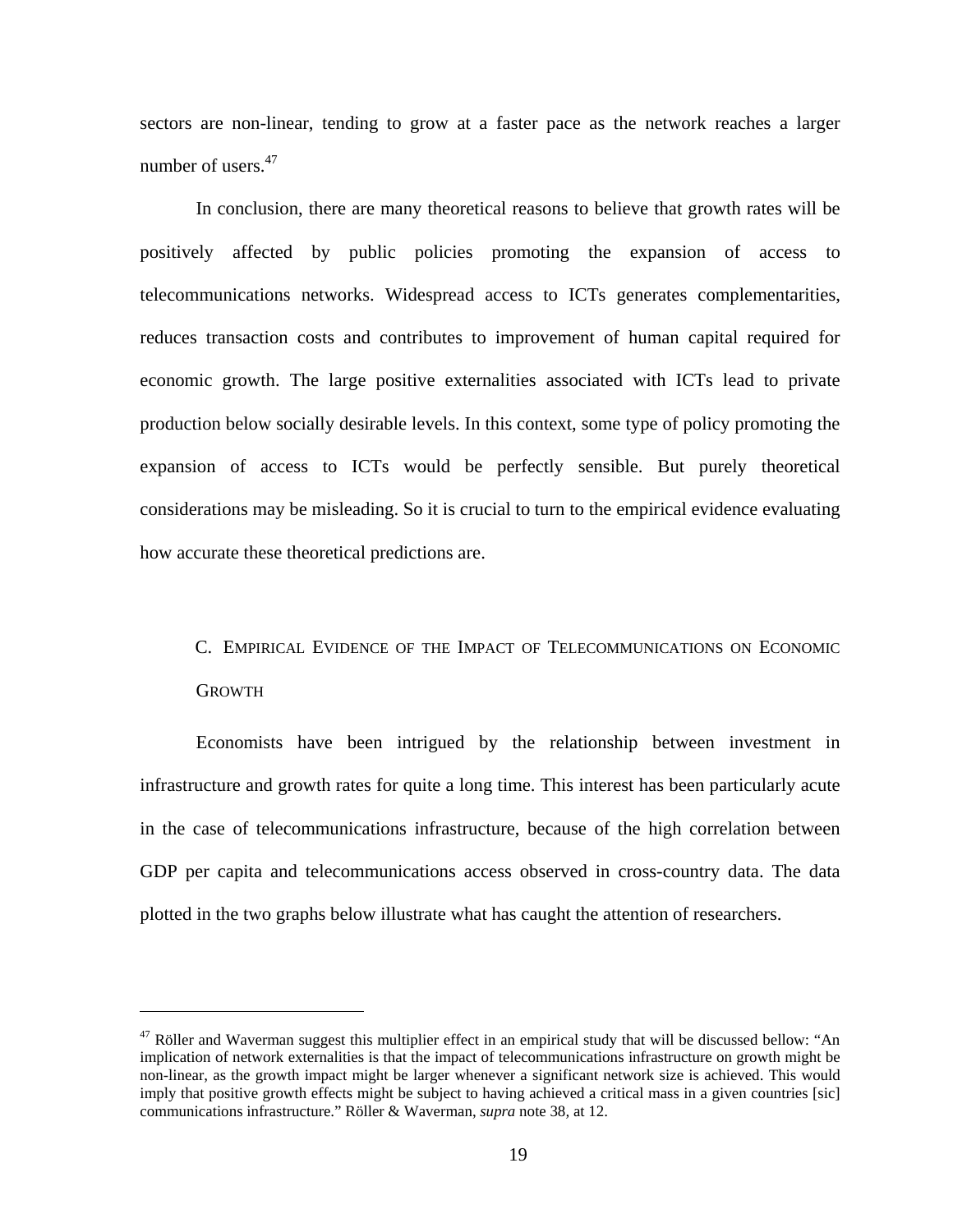sectors are non-linear, tending to grow at a faster pace as the network reaches a larger number of users.[47]

In conclusion, there are many theoretical reasons to believe that growth rates will be positively affected by public policies promoting the expansion of access to telecommunications networks. Widespread access to ICTs generates complementarities, reduces transaction costs and contributes to improvement of human capital required for economic growth. The large positive externalities associated with ICTs lead to private production below socially desirable levels. In this context, some type of policy promoting the expansion of access to ICTs would be perfectly sensible. But purely theoretical considerations may be misleading. So it is crucial to turn to the empirical evidence evaluating how accurate these theoretical predictions are.

### C. Empirical Evidence of the Impact of Telecommunications on Economic Growth

Economists have been intrigued by the relationship between investment in infrastructure and growth rates for quite a long time. This interest has been particularly acute in the case of telecommunications infrastructure, because of the high correlation between GDP per capita and telecommunications access observed in cross-country data. The data plotted in the two graphs below illustrate what has caught the attention of researchers.

---

[47] Röller and Waverman suggest this multiplier effect in an empirical study that will be discussed bellow: "An implication of network externalities is that the impact of telecommunications infrastructure on growth might be non-linear, as the growth impact might be larger whenever a significant network size is achieved. This would imply that positive growth effects might be subject to having achieved a critical mass in a given countries [sic] communications infrastructure." Röller & Waverman, *supra* note 38, at 12.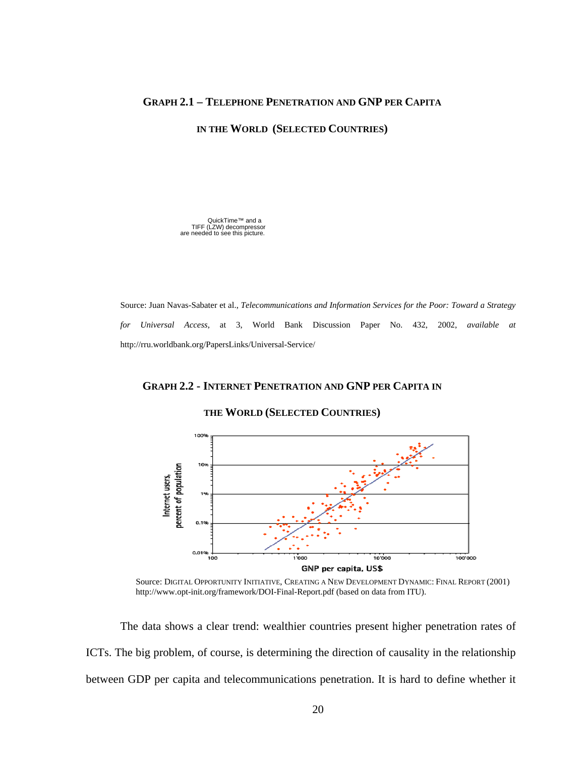**GRAPH 2.1 – TELEPHONE PENETRATION AND GNP PER CAPITA IN THE WORLD (SELECTED COUNTRIES)**

QuickTime™ and a TIFF (LZW) decompressor are needed to see this picture.

Source: Juan Navas-Sabater et al., *Telecommunications and Information Services for the Poor: Toward a Strategy for Universal Access*, at 3, World Bank Discussion Paper No. 432, 2002, *available at* http://rru.worldbank.org/PapersLinks/Universal-Service/

**GRAPH 2.2 - INTERNET PENETRATION AND GNP PER CAPITA IN THE WORLD (SELECTED COUNTRIES)**

Source: DIGITAL OPPORTUNITY INITIATIVE, CREATING A NEW DEVELOPMENT DYNAMIC: FINAL REPORT (2001) http://www.opt-init.org/framework/DOI-Final-Report.pdf (based on data from ITU).

The data shows a clear trend: wealthier countries present higher penetration rates of ICTs. The big problem, of course, is determining the direction of causality in the relationship between GDP per capita and telecommunications penetration. It is hard to define whether it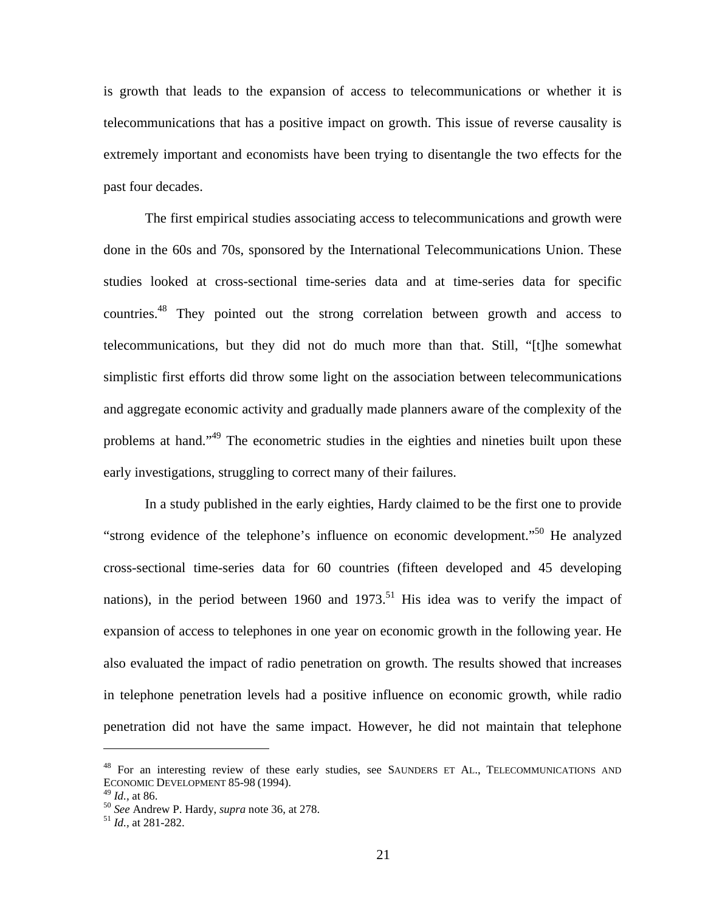is growth that leads to the expansion of access to telecommunications or whether it is telecommunications that has a positive impact on growth. This issue of reverse causality is extremely important and economists have been trying to disentangle the two effects for the past four decades.

The first empirical studies associating access to telecommunications and growth were done in the 60s and 70s, sponsored by the International Telecommunications Union. These studies looked at cross-sectional time-series data and at time-series data for specific countries.[48] They pointed out the strong correlation between growth and access to telecommunications, but they did not do much more than that. Still, "[t]he somewhat simplistic first efforts did throw some light on the association between telecommunications and aggregate economic activity and gradually made planners aware of the complexity of the problems at hand."[49] The econometric studies in the eighties and nineties built upon these early investigations, struggling to correct many of their failures.

In a study published in the early eighties, Hardy claimed to be the first one to provide "strong evidence of the telephone's influence on economic development."[50] He analyzed cross-sectional time-series data for 60 countries (fifteen developed and 45 developing nations), in the period between 1960 and 1973.[51] His idea was to verify the impact of expansion of access to telephones in one year on economic growth in the following year. He also evaluated the impact of radio penetration on growth. The results showed that increases in telephone penetration levels had a positive influence on economic growth, while radio penetration did not have the same impact. However, he did not maintain that telephone

---

[48] For an interesting review of these early studies, see SAUNDERS ET AL., TELECOMMUNICATIONS AND ECONOMIC DEVELOPMENT 85-98 (1994).
[49] *Id.*, at 86.
[50] *See* Andrew P. Hardy, *supra* note 36, at 278.
[51] *Id.*, at 281-282.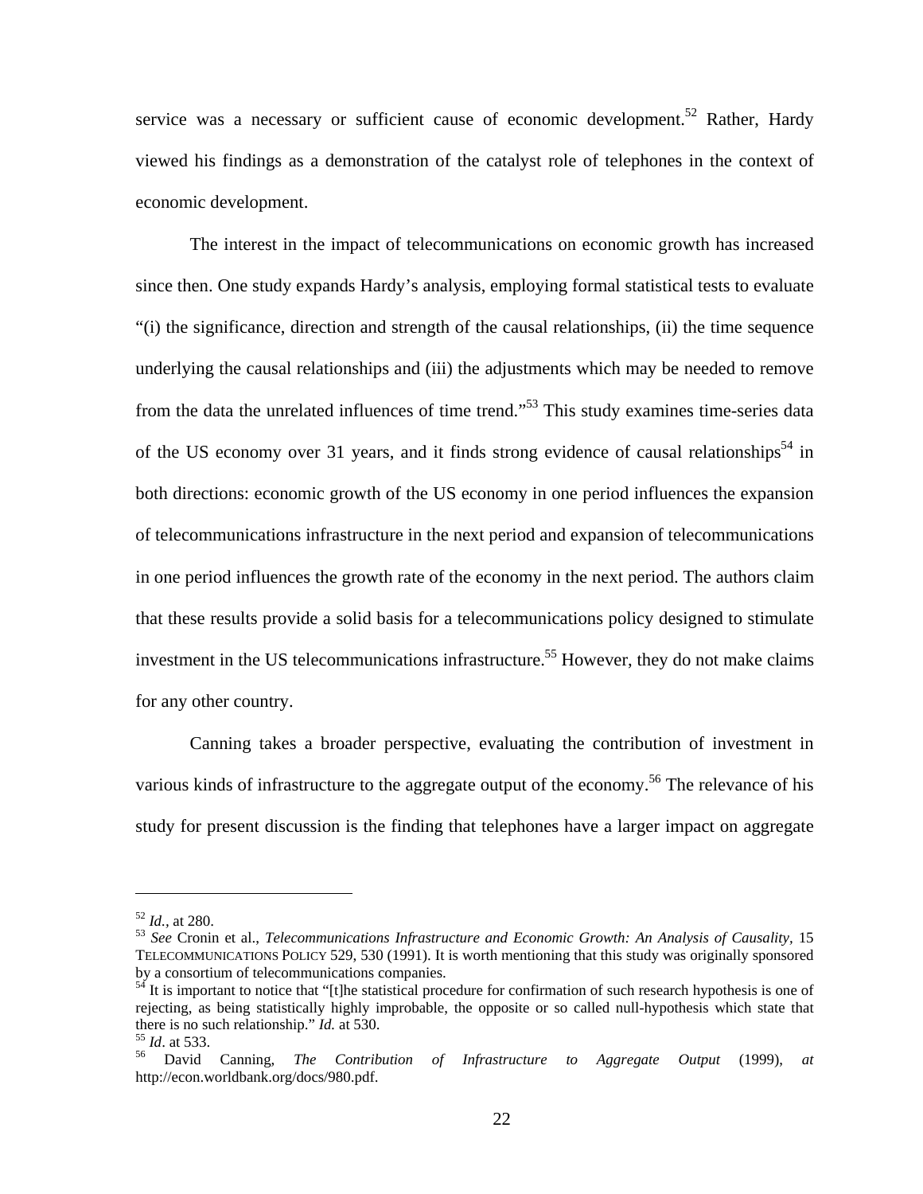service was a necessary or sufficient cause of economic development.[52] Rather, Hardy viewed his findings as a demonstration of the catalyst role of telephones in the context of economic development.

The interest in the impact of telecommunications on economic growth has increased since then. One study expands Hardy's analysis, employing formal statistical tests to evaluate "(i) the significance, direction and strength of the causal relationships, (ii) the time sequence underlying the causal relationships and (iii) the adjustments which may be needed to remove from the data the unrelated influences of time trend."[53] This study examines time-series data of the US economy over 31 years, and it finds strong evidence of causal relationships[54] in both directions: economic growth of the US economy in one period influences the expansion of telecommunications infrastructure in the next period and expansion of telecommunications in one period influences the growth rate of the economy in the next period. The authors claim that these results provide a solid basis for a telecommunications policy designed to stimulate investment in the US telecommunications infrastructure.[55] However, they do not make claims for any other country.

Canning takes a broader perspective, evaluating the contribution of investment in various kinds of infrastructure to the aggregate output of the economy.[56] The relevance of his study for present discussion is the finding that telephones have a larger impact on aggregate

---

[52] *Id.*, at 280.

[53] *See* Cronin et al., *Telecommunications Infrastructure and Economic Growth: An Analysis of Causality*, 15 TELECOMMUNICATIONS POLICY 529, 530 (1991). It is worth mentioning that this study was originally sponsored by a consortium of telecommunications companies.

[54] It is important to notice that "[t]he statistical procedure for confirmation of such research hypothesis is one of rejecting, as being statistically highly improbable, the opposite or so called null-hypothesis which state that there is no such relationship." *Id.* at 530.

[55] *Id*. at 533.

[56] David Canning, *The Contribution of Infrastructure to Aggregate Output* (1999), *at* http://econ.worldbank.org/docs/980.pdf.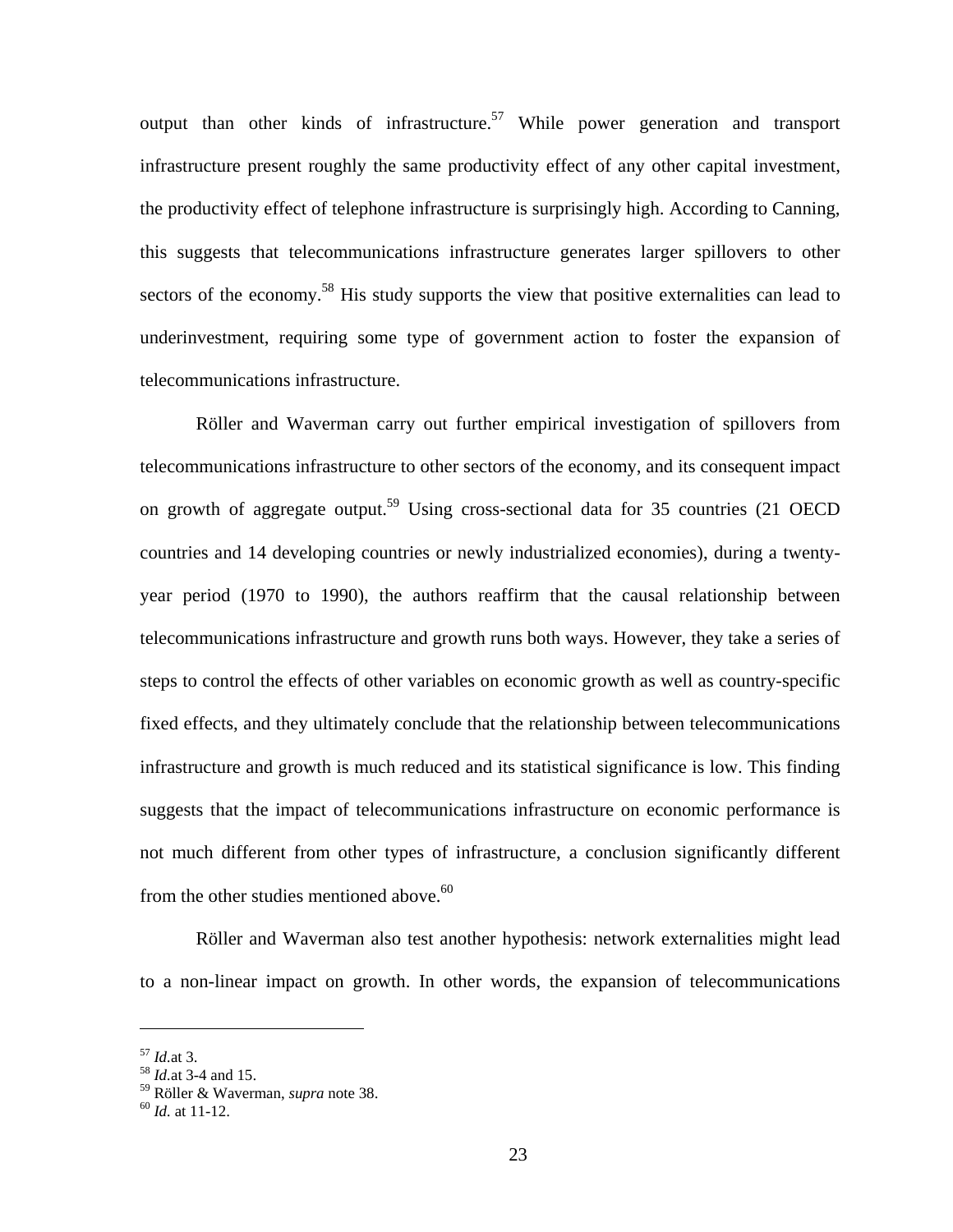output than other kinds of infrastructure.[57] While power generation and transport infrastructure present roughly the same productivity effect of any other capital investment, the productivity effect of telephone infrastructure is surprisingly high. According to Canning, this suggests that telecommunications infrastructure generates larger spillovers to other sectors of the economy.[58] His study supports the view that positive externalities can lead to underinvestment, requiring some type of government action to foster the expansion of telecommunications infrastructure.

Röller and Waverman carry out further empirical investigation of spillovers from telecommunications infrastructure to other sectors of the economy, and its consequent impact on growth of aggregate output.[59] Using cross-sectional data for 35 countries (21 OECD countries and 14 developing countries or newly industrialized economies), during a twenty-year period (1970 to 1990), the authors reaffirm that the causal relationship between telecommunications infrastructure and growth runs both ways. However, they take a series of steps to control the effects of other variables on economic growth as well as country-specific fixed effects, and they ultimately conclude that the relationship between telecommunications infrastructure and growth is much reduced and its statistical significance is low. This finding suggests that the impact of telecommunications infrastructure on economic performance is not much different from other types of infrastructure, a conclusion significantly different from the other studies mentioned above.[60]

Röller and Waverman also test another hypothesis: network externalities might lead to a non-linear impact on growth. In other words, the expansion of telecommunications

---

[57] *Id.*at 3.
[58] *Id.*at 3-4 and 15.
[59] Röller & Waverman, *supra* note 38.
[60] *Id.* at 11-12.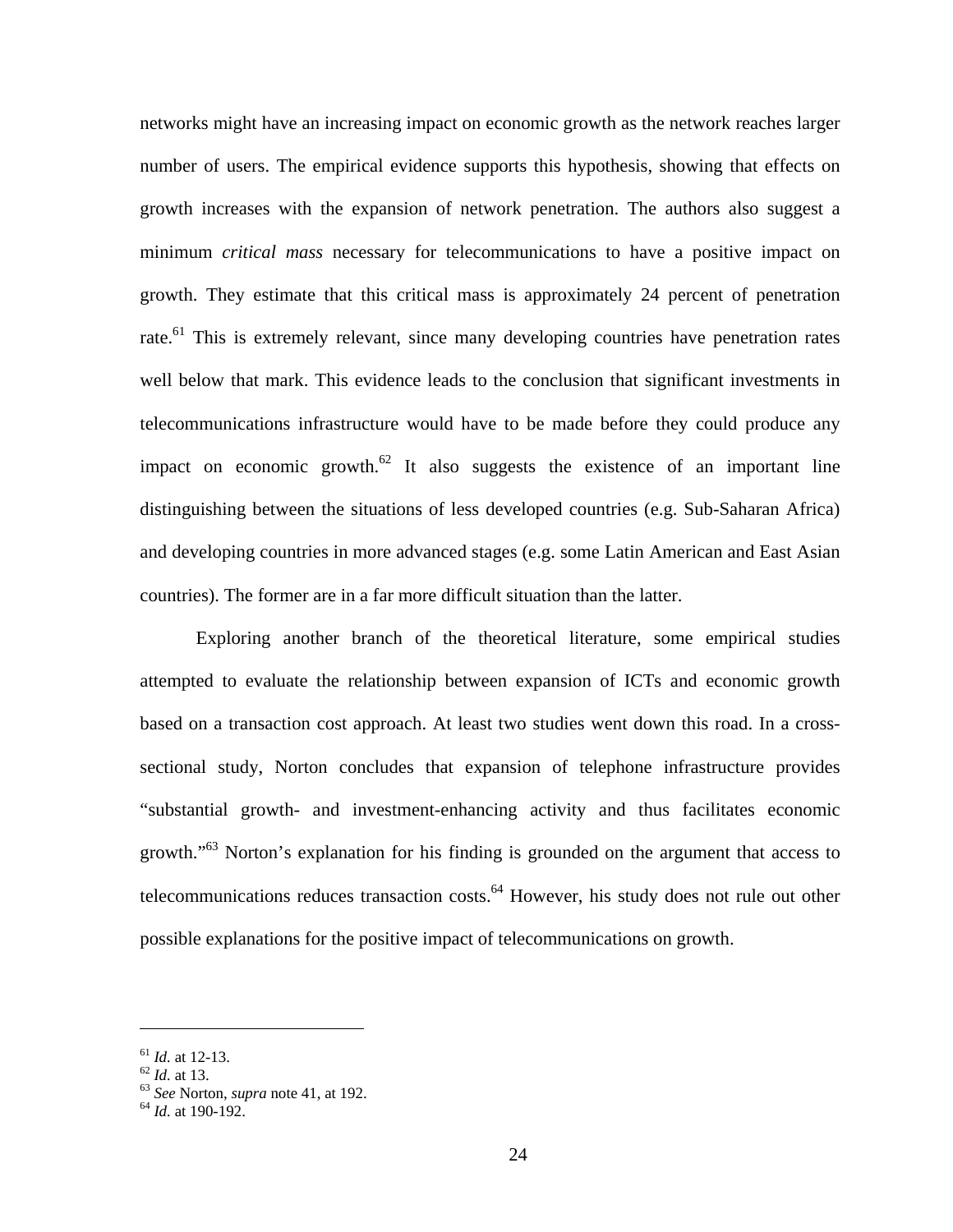networks might have an increasing impact on economic growth as the network reaches larger number of users. The empirical evidence supports this hypothesis, showing that effects on growth increases with the expansion of network penetration. The authors also suggest a minimum *critical mass* necessary for telecommunications to have a positive impact on growth. They estimate that this critical mass is approximately 24 percent of penetration rate.[61] This is extremely relevant, since many developing countries have penetration rates well below that mark. This evidence leads to the conclusion that significant investments in telecommunications infrastructure would have to be made before they could produce any impact on economic growth.[62] It also suggests the existence of an important line distinguishing between the situations of less developed countries (e.g. Sub-Saharan Africa) and developing countries in more advanced stages (e.g. some Latin American and East Asian countries). The former are in a far more difficult situation than the latter.

Exploring another branch of the theoretical literature, some empirical studies attempted to evaluate the relationship between expansion of ICTs and economic growth based on a transaction cost approach. At least two studies went down this road. In a cross-sectional study, Norton concludes that expansion of telephone infrastructure provides "substantial growth- and investment-enhancing activity and thus facilitates economic growth."[63] Norton's explanation for his finding is grounded on the argument that access to telecommunications reduces transaction costs.[64] However, his study does not rule out other possible explanations for the positive impact of telecommunications on growth.

---

[61] *Id.* at 12-13.
[62] *Id.* at 13.
[63] *See* Norton, *supra* note 41, at 192.
[64] *Id.* at 190-192.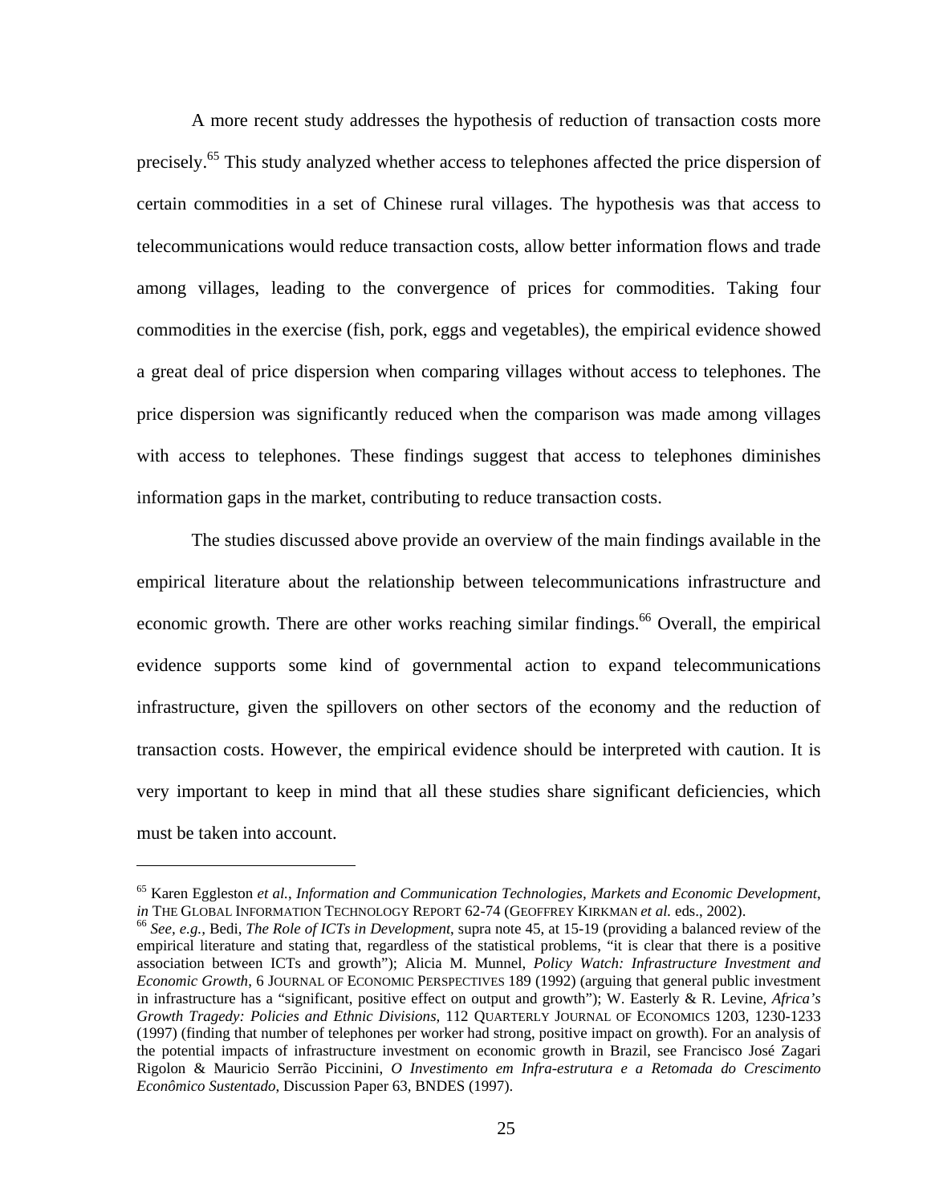A more recent study addresses the hypothesis of reduction of transaction costs more precisely.[65] This study analyzed whether access to telephones affected the price dispersion of certain commodities in a set of Chinese rural villages. The hypothesis was that access to telecommunications would reduce transaction costs, allow better information flows and trade among villages, leading to the convergence of prices for commodities. Taking four commodities in the exercise (fish, pork, eggs and vegetables), the empirical evidence showed a great deal of price dispersion when comparing villages without access to telephones. The price dispersion was significantly reduced when the comparison was made among villages with access to telephones. These findings suggest that access to telephones diminishes information gaps in the market, contributing to reduce transaction costs.

The studies discussed above provide an overview of the main findings available in the empirical literature about the relationship between telecommunications infrastructure and economic growth. There are other works reaching similar findings.[66] Overall, the empirical evidence supports some kind of governmental action to expand telecommunications infrastructure, given the spillovers on other sectors of the economy and the reduction of transaction costs. However, the empirical evidence should be interpreted with caution. It is very important to keep in mind that all these studies share significant deficiencies, which must be taken into account.

---

[65] Karen Eggleston *et al.*, *Information and Communication Technologies, Markets and Economic Development*, *in* THE GLOBAL INFORMATION TECHNOLOGY REPORT 62-74 (GEOFFREY KIRKMAN *et al.* eds., 2002).

[66] *See, e.g.*, Bedi, *The Role of ICTs in Development*, supra note 45, at 15-19 (providing a balanced review of the empirical literature and stating that, regardless of the statistical problems, "it is clear that there is a positive association between ICTs and growth"); Alicia M. Munnel, *Policy Watch: Infrastructure Investment and Economic Growth*, 6 JOURNAL OF ECONOMIC PERSPECTIVES 189 (1992) (arguing that general public investment in infrastructure has a "significant, positive effect on output and growth"); W. Easterly & R. Levine, *Africa's Growth Tragedy: Policies and Ethnic Divisions*, 112 QUARTERLY JOURNAL OF ECONOMICS 1203, 1230-1233 (1997) (finding that number of telephones per worker had strong, positive impact on growth). For an analysis of the potential impacts of infrastructure investment on economic growth in Brazil, see Francisco José Zagari Rigolon & Mauricio Serrão Piccinini, *O Investimento em Infra-estrutura e a Retomada do Crescimento Econômico Sustentado*, Discussion Paper 63, BNDES (1997).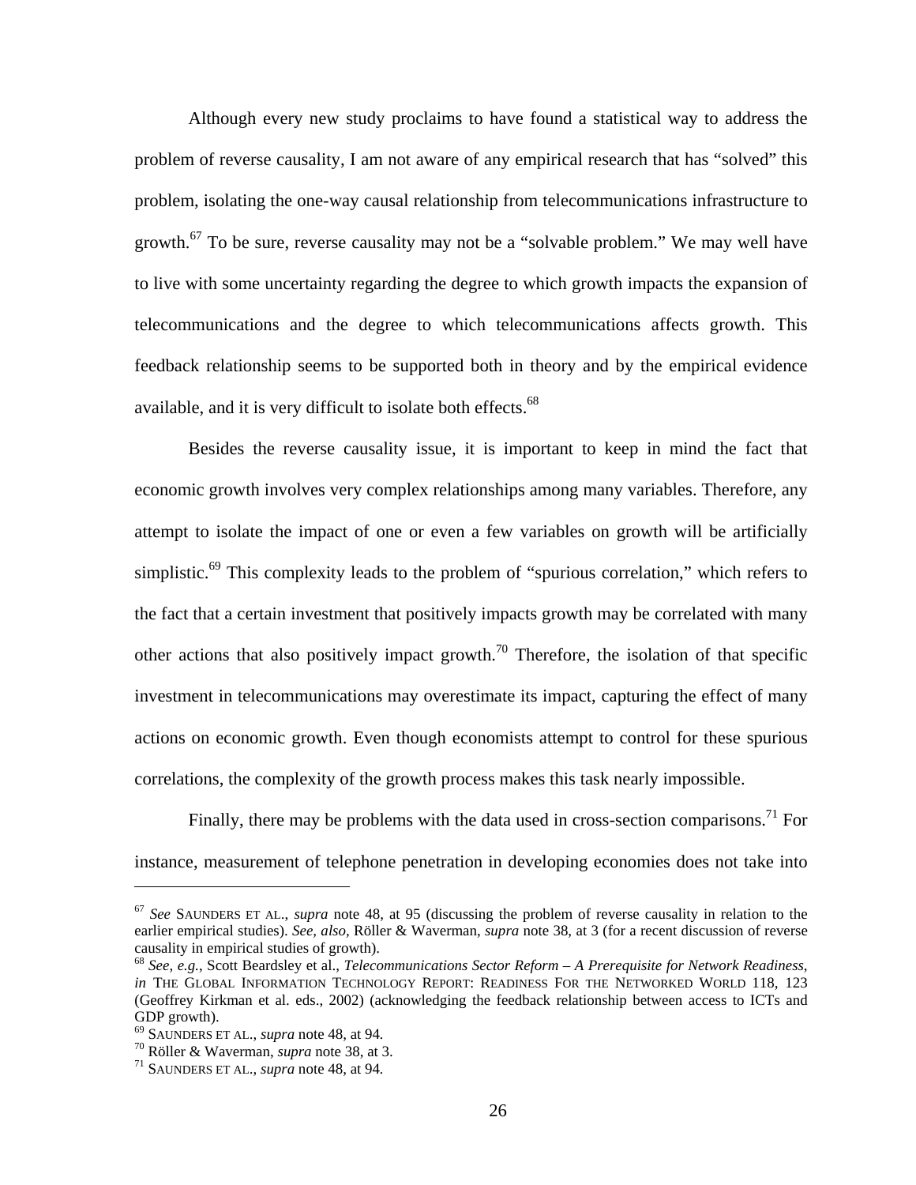Although every new study proclaims to have found a statistical way to address the problem of reverse causality, I am not aware of any empirical research that has “solved” this problem, isolating the one-way causal relationship from telecommunications infrastructure to growth.[67] To be sure, reverse causality may not be a “solvable problem.” We may well have to live with some uncertainty regarding the degree to which growth impacts the expansion of telecommunications and the degree to which telecommunications affects growth. This feedback relationship seems to be supported both in theory and by the empirical evidence available, and it is very difficult to isolate both effects.[68]

Besides the reverse causality issue, it is important to keep in mind the fact that economic growth involves very complex relationships among many variables. Therefore, any attempt to isolate the impact of one or even a few variables on growth will be artificially simplistic.[69] This complexity leads to the problem of “spurious correlation,” which refers to the fact that a certain investment that positively impacts growth may be correlated with many other actions that also positively impact growth.[70] Therefore, the isolation of that specific investment in telecommunications may overestimate its impact, capturing the effect of many actions on economic growth. Even though economists attempt to control for these spurious correlations, the complexity of the growth process makes this task nearly impossible.

Finally, there may be problems with the data used in cross-section comparisons.[71] For instance, measurement of telephone penetration in developing economies does not take into

---

[67] *See* SAUNDERS ET AL., *supra* note 48, at 95 (discussing the problem of reverse causality in relation to the earlier empirical studies). *See, also,* Röller & Waverman, *supra* note 38, at 3 (for a recent discussion of reverse causality in empirical studies of growth).

[68] *See, e.g.*, Scott Beardsley et al., *Telecommunications Sector Reform – A Prerequisite for Network Readiness*, *in* THE GLOBAL INFORMATION TECHNOLOGY REPORT: READINESS FOR THE NETWORKED WORLD 118, 123 (Geoffrey Kirkman et al. eds., 2002) (acknowledging the feedback relationship between access to ICTs and GDP growth).

[69] SAUNDERS ET AL., *supra* note 48, at 94.

[70] Röller & Waverman, *supra* note 38, at 3.

[71] SAUNDERS ET AL., *supra* note 48, at 94.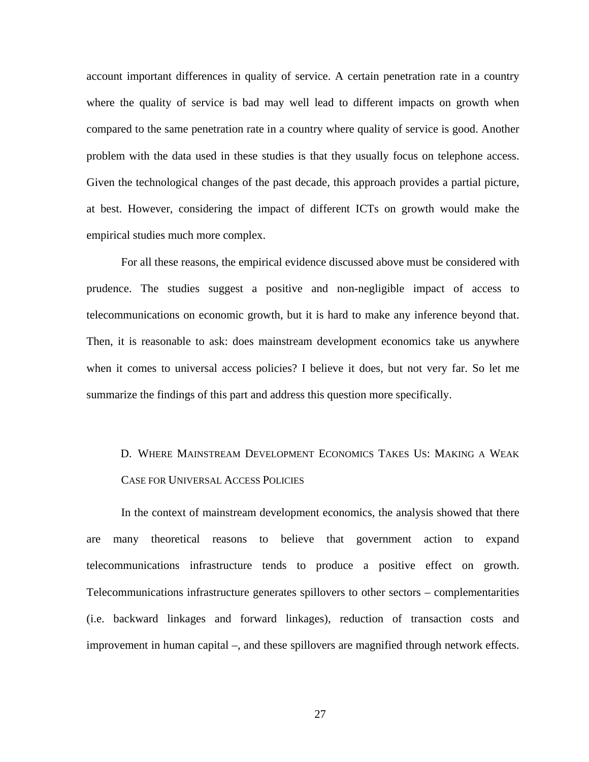account important differences in quality of service. A certain penetration rate in a country where the quality of service is bad may well lead to different impacts on growth when compared to the same penetration rate in a country where quality of service is good. Another problem with the data used in these studies is that they usually focus on telephone access. Given the technological changes of the past decade, this approach provides a partial picture, at best. However, considering the impact of different ICTs on growth would make the empirical studies much more complex.

For all these reasons, the empirical evidence discussed above must be considered with prudence. The studies suggest a positive and non-negligible impact of access to telecommunications on economic growth, but it is hard to make any inference beyond that. Then, it is reasonable to ask: does mainstream development economics take us anywhere when it comes to universal access policies? I believe it does, but not very far. So let me summarize the findings of this part and address this question more specifically.

### D. Where Mainstream Development Economics Takes Us: Making a Weak Case for Universal Access Policies

In the context of mainstream development economics, the analysis showed that there are many theoretical reasons to believe that government action to expand telecommunications infrastructure tends to produce a positive effect on growth. Telecommunications infrastructure generates spillovers to other sectors – complementarities (i.e. backward linkages and forward linkages), reduction of transaction costs and improvement in human capital –, and these spillovers are magnified through network effects.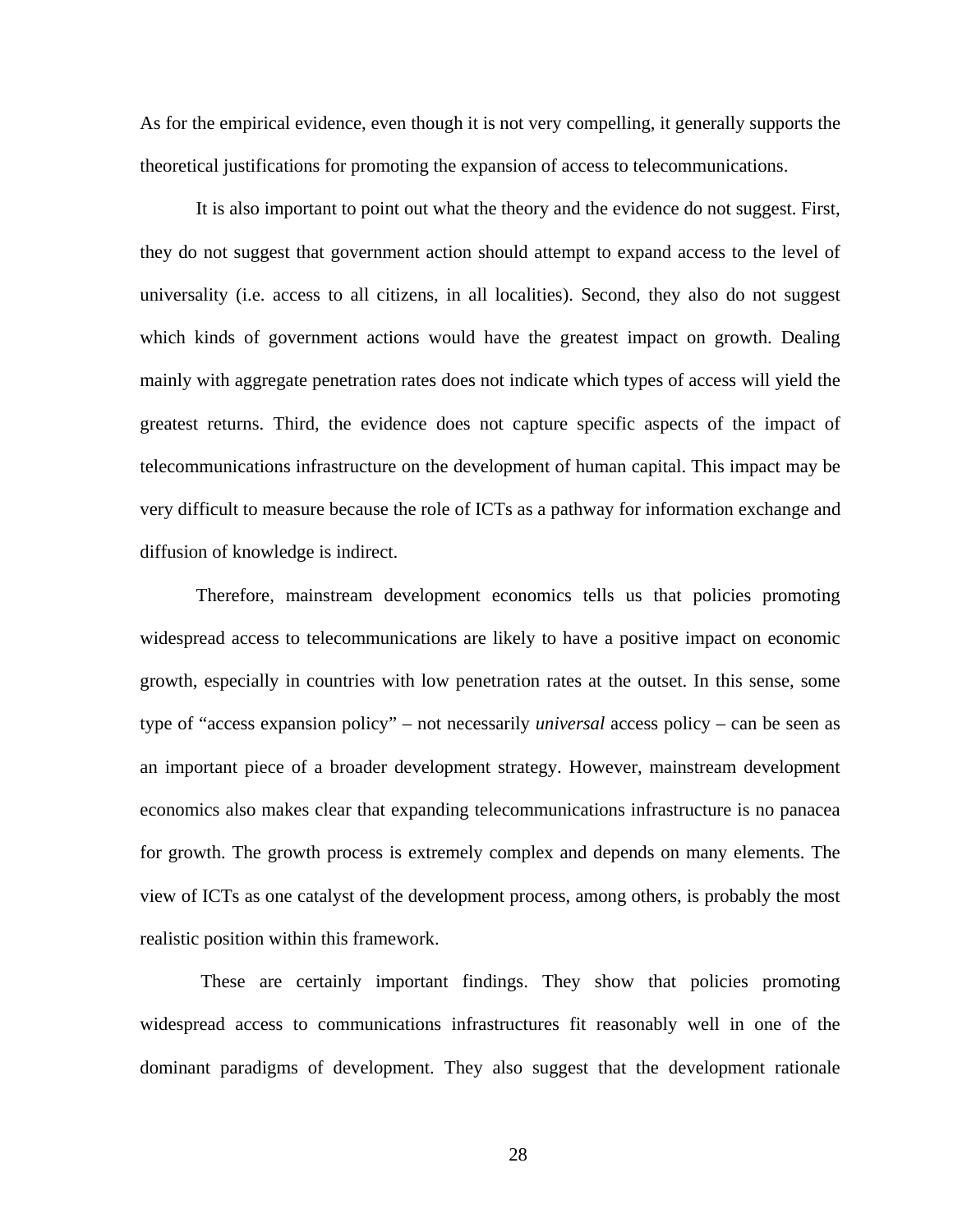As for the empirical evidence, even though it is not very compelling, it generally supports the theoretical justifications for promoting the expansion of access to telecommunications.

It is also important to point out what the theory and the evidence do not suggest. First, they do not suggest that government action should attempt to expand access to the level of universality (i.e. access to all citizens, in all localities). Second, they also do not suggest which kinds of government actions would have the greatest impact on growth. Dealing mainly with aggregate penetration rates does not indicate which types of access will yield the greatest returns. Third, the evidence does not capture specific aspects of the impact of telecommunications infrastructure on the development of human capital. This impact may be very difficult to measure because the role of ICTs as a pathway for information exchange and diffusion of knowledge is indirect.

Therefore, mainstream development economics tells us that policies promoting widespread access to telecommunications are likely to have a positive impact on economic growth, especially in countries with low penetration rates at the outset. In this sense, some type of "access expansion policy" – not necessarily *universal* access policy – can be seen as an important piece of a broader development strategy. However, mainstream development economics also makes clear that expanding telecommunications infrastructure is no panacea for growth. The growth process is extremely complex and depends on many elements. The view of ICTs as one catalyst of the development process, among others, is probably the most realistic position within this framework.

These are certainly important findings. They show that policies promoting widespread access to communications infrastructures fit reasonably well in one of the dominant paradigms of development. They also suggest that the development rationale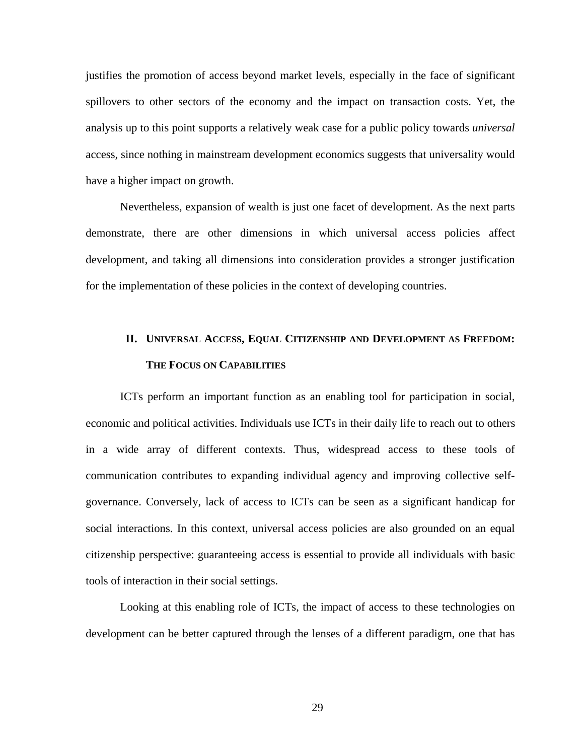justifies the promotion of access beyond market levels, especially in the face of significant spillovers to other sectors of the economy and the impact on transaction costs. Yet, the analysis up to this point supports a relatively weak case for a public policy towards *universal* access, since nothing in mainstream development economics suggests that universality would have a higher impact on growth.

Nevertheless, expansion of wealth is just one facet of development. As the next parts demonstrate, there are other dimensions in which universal access policies affect development, and taking all dimensions into consideration provides a stronger justification for the implementation of these policies in the context of developing countries.

## II. UNIVERSAL ACCESS, EQUAL CITIZENSHIP AND DEVELOPMENT AS FREEDOM: THE FOCUS ON CAPABILITIES

ICTs perform an important function as an enabling tool for participation in social, economic and political activities. Individuals use ICTs in their daily life to reach out to others in a wide array of different contexts. Thus, widespread access to these tools of communication contributes to expanding individual agency and improving collective self-governance. Conversely, lack of access to ICTs can be seen as a significant handicap for social interactions. In this context, universal access policies are also grounded on an equal citizenship perspective: guaranteeing access is essential to provide all individuals with basic tools of interaction in their social settings.

Looking at this enabling role of ICTs, the impact of access to these technologies on development can be better captured through the lenses of a different paradigm, one that has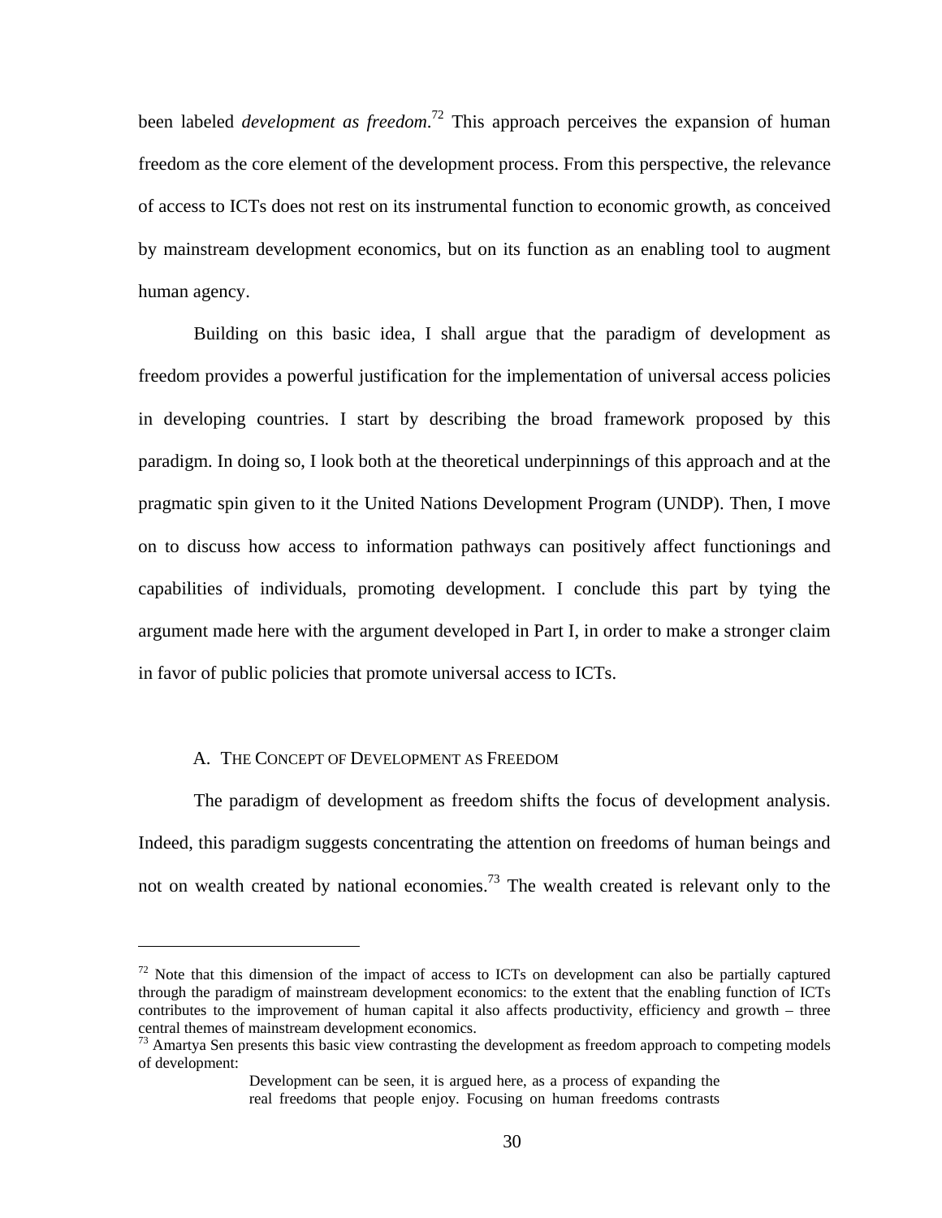been labeled *development as freedom*.[72] This approach perceives the expansion of human freedom as the core element of the development process. From this perspective, the relevance of access to ICTs does not rest on its instrumental function to economic growth, as conceived by mainstream development economics, but on its function as an enabling tool to augment human agency.

Building on this basic idea, I shall argue that the paradigm of development as freedom provides a powerful justification for the implementation of universal access policies in developing countries. I start by describing the broad framework proposed by this paradigm. In doing so, I look both at the theoretical underpinnings of this approach and at the pragmatic spin given to it the United Nations Development Program (UNDP). Then, I move on to discuss how access to information pathways can positively affect functionings and capabilities of individuals, promoting development. I conclude this part by tying the argument made here with the argument developed in Part I, in order to make a stronger claim in favor of public policies that promote universal access to ICTs.

### A. The Concept of Development as Freedom

The paradigm of development as freedom shifts the focus of development analysis. Indeed, this paradigm suggests concentrating the attention on freedoms of human beings and not on wealth created by national economies.[73] The wealth created is relevant only to the

---

[72] Note that this dimension of the impact of access to ICTs on development can also be partially captured through the paradigm of mainstream development economics: to the extent that the enabling function of ICTs contributes to the improvement of human capital it also affects productivity, efficiency and growth – three central themes of mainstream development economics.

[73] Amartya Sen presents this basic view contrasting the development as freedom approach to competing models of development:

> Development can be seen, it is argued here, as a process of expanding the real freedoms that people enjoy. Focusing on human freedoms contrasts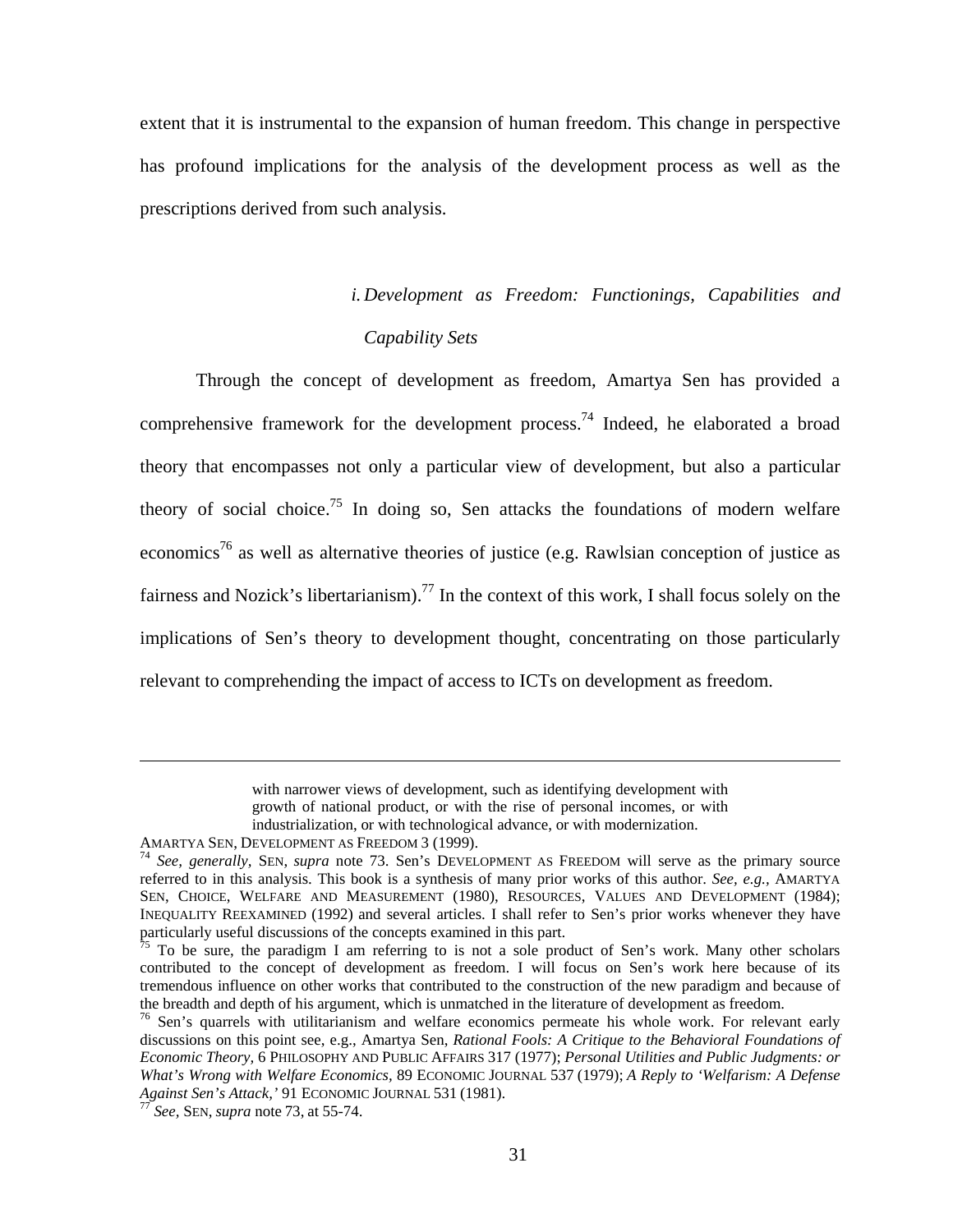extent that it is instrumental to the expansion of human freedom. This change in perspective has profound implications for the analysis of the development process as well as the prescriptions derived from such analysis.

### *i. Development as Freedom: Functionings, Capabilities and Capability Sets*

Through the concept of development as freedom, Amartya Sen has provided a comprehensive framework for the development process.[74] Indeed, he elaborated a broad theory that encompasses not only a particular view of development, but also a particular theory of social choice.[75] In doing so, Sen attacks the foundations of modern welfare economics[76] as well as alternative theories of justice (e.g. Rawlsian conception of justice as fairness and Nozick's libertarianism).[77] In the context of this work, I shall focus solely on the implications of Sen's theory to development thought, concentrating on those particularly relevant to comprehending the impact of access to ICTs on development as freedom.

---

> with narrower views of development, such as identifying development with growth of national product, or with the rise of personal incomes, or with industrialization, or with technological advance, or with modernization.

AMARTYA SEN, DEVELOPMENT AS FREEDOM 3 (1999).

[74] *See, generally,* SEN, *supra* note 73. Sen's DEVELOPMENT AS FREEDOM will serve as the primary source referred to in this analysis. This book is a synthesis of many prior works of this author. *See, e.g.,* AMARTYA SEN, CHOICE, WELFARE AND MEASUREMENT (1980), RESOURCES, VALUES AND DEVELOPMENT (1984); INEQUALITY REEXAMINED (1992) and several articles. I shall refer to Sen's prior works whenever they have particularly useful discussions of the concepts examined in this part.

[75] To be sure, the paradigm I am referring to is not a sole product of Sen's work. Many other scholars contributed to the concept of development as freedom. I will focus on Sen's work here because of its tremendous influence on other works that contributed to the construction of the new paradigm and because of the breadth and depth of his argument, which is unmatched in the literature of development as freedom.

[76] Sen's quarrels with utilitarianism and welfare economics permeate his whole work. For relevant early discussions on this point see, e.g., Amartya Sen, *Rational Fools: A Critique to the Behavioral Foundations of Economic Theory,* 6 PHILOSOPHY AND PUBLIC AFFAIRS 317 (1977); *Personal Utilities and Public Judgments: or What's Wrong with Welfare Economics,* 89 ECONOMIC JOURNAL 537 (1979); *A Reply to 'Welfarism: A Defense Against Sen's Attack,'* 91 ECONOMIC JOURNAL 531 (1981).

[77] *See,* SEN, *supra* note 73, at 55-74.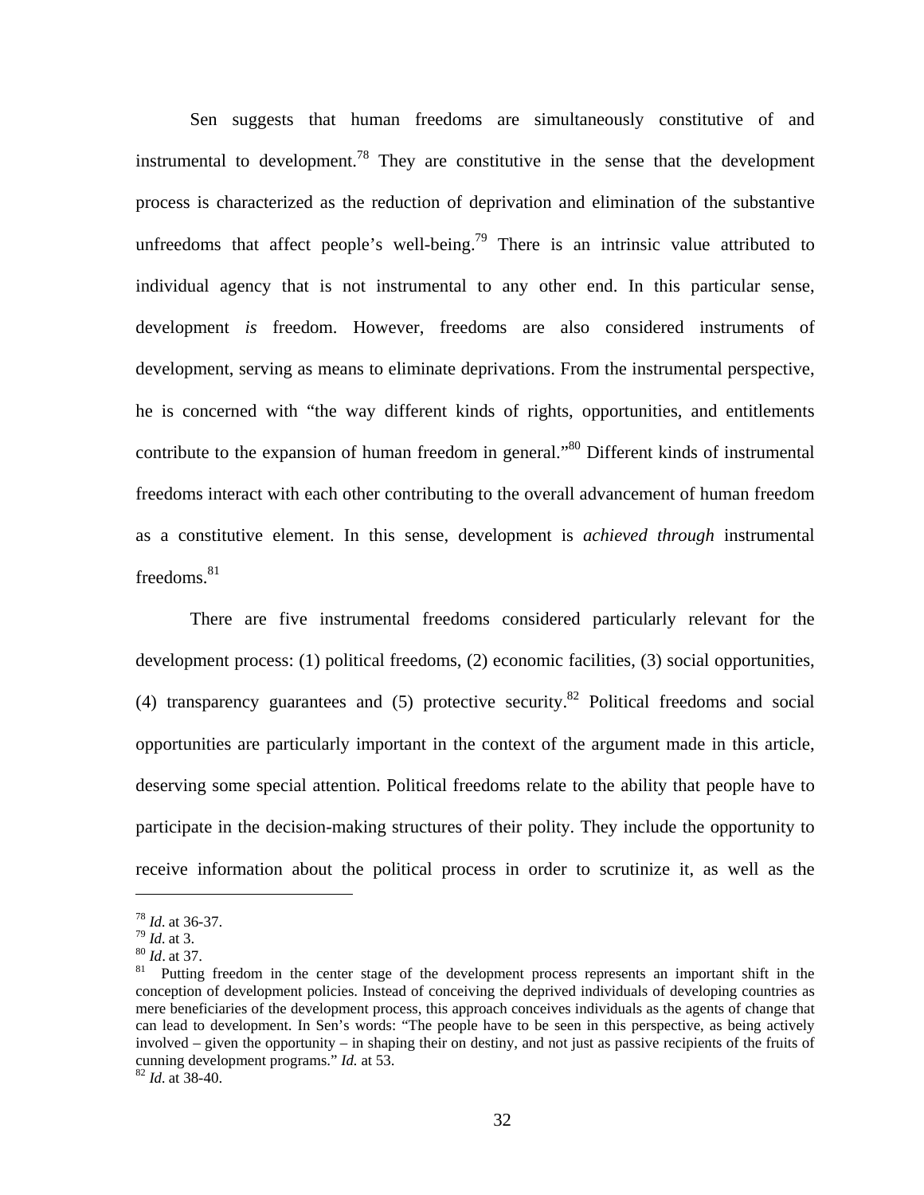Sen suggests that human freedoms are simultaneously constitutive of and instrumental to development.[78] They are constitutive in the sense that the development process is characterized as the reduction of deprivation and elimination of the substantive unfreedoms that affect people's well-being.[79] There is an intrinsic value attributed to individual agency that is not instrumental to any other end. In this particular sense, development *is* freedom. However, freedoms are also considered instruments of development, serving as means to eliminate deprivations. From the instrumental perspective, he is concerned with "the way different kinds of rights, opportunities, and entitlements contribute to the expansion of human freedom in general."[80] Different kinds of instrumental freedoms interact with each other contributing to the overall advancement of human freedom as a constitutive element. In this sense, development is *achieved through* instrumental freedoms.[81]

There are five instrumental freedoms considered particularly relevant for the development process: (1) political freedoms, (2) economic facilities, (3) social opportunities, (4) transparency guarantees and (5) protective security.[82] Political freedoms and social opportunities are particularly important in the context of the argument made in this article, deserving some special attention. Political freedoms relate to the ability that people have to participate in the decision-making structures of their polity. They include the opportunity to receive information about the political process in order to scrutinize it, as well as the

---

[78] *Id*. at 36-37.

[79] *Id*. at 3.

[80] *Id*. at 37.

[81] Putting freedom in the center stage of the development process represents an important shift in the conception of development policies. Instead of conceiving the deprived individuals of developing countries as mere beneficiaries of the development process, this approach conceives individuals as the agents of change that can lead to development. In Sen's words: "The people have to be seen in this perspective, as being actively involved – given the opportunity – in shaping their on destiny, and not just as passive recipients of the fruits of cunning development programs." *Id.* at 53.

[82] *Id*. at 38-40.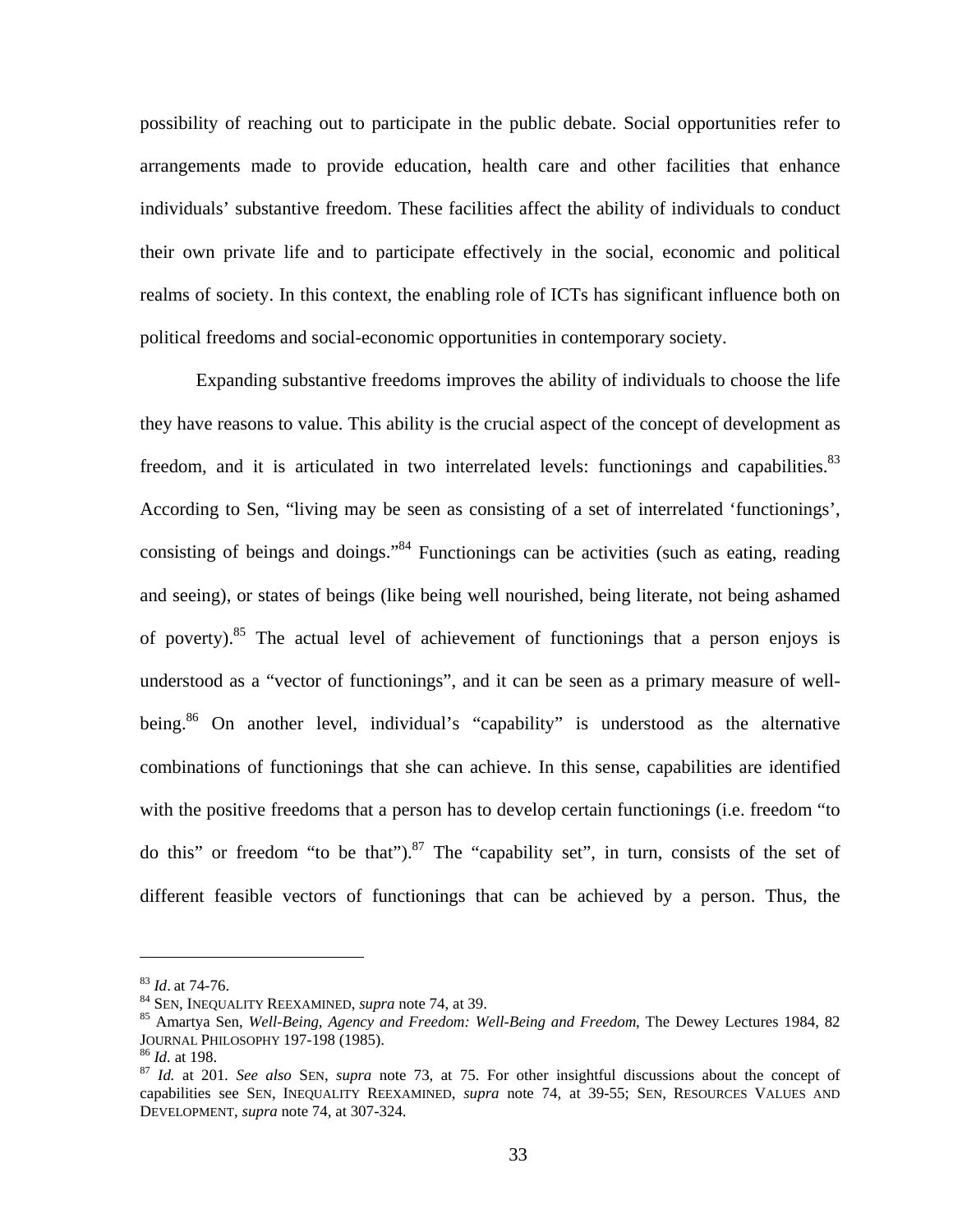possibility of reaching out to participate in the public debate. Social opportunities refer to arrangements made to provide education, health care and other facilities that enhance individuals' substantive freedom. These facilities affect the ability of individuals to conduct their own private life and to participate effectively in the social, economic and political realms of society. In this context, the enabling role of ICTs has significant influence both on political freedoms and social-economic opportunities in contemporary society.

Expanding substantive freedoms improves the ability of individuals to choose the life they have reasons to value. This ability is the crucial aspect of the concept of development as freedom, and it is articulated in two interrelated levels: functionings and capabilities.[83] According to Sen, "living may be seen as consisting of a set of interrelated 'functionings', consisting of beings and doings."[84] Functionings can be activities (such as eating, reading and seeing), or states of beings (like being well nourished, being literate, not being ashamed of poverty).[85] The actual level of achievement of functionings that a person enjoys is understood as a "vector of functionings", and it can be seen as a primary measure of well-being.[86] On another level, individual's "capability" is understood as the alternative combinations of functionings that she can achieve. In this sense, capabilities are identified with the positive freedoms that a person has to develop certain functionings (i.e. freedom "to do this" or freedom "to be that").[87] The "capability set", in turn, consists of the set of different feasible vectors of functionings that can be achieved by a person. Thus, the

---

[83] *Id*. at 74-76.

[84] SEN, INEQUALITY REEXAMINED, *supra* note 74, at 39.

[85] Amartya Sen, *Well-Being, Agency and Freedom: Well-Being and Freedom*, The Dewey Lectures 1984, 82 JOURNAL PHILOSOPHY 197-198 (1985).

[86] *Id.* at 198.

[87] *Id.* at 201. *See also* SEN, *supra* note 73, at 75. For other insightful discussions about the concept of capabilities see SEN, INEQUALITY REEXAMINED, *supra* note 74, at 39-55; SEN, RESOURCES VALUES AND DEVELOPMENT, *supra* note 74, at 307-324.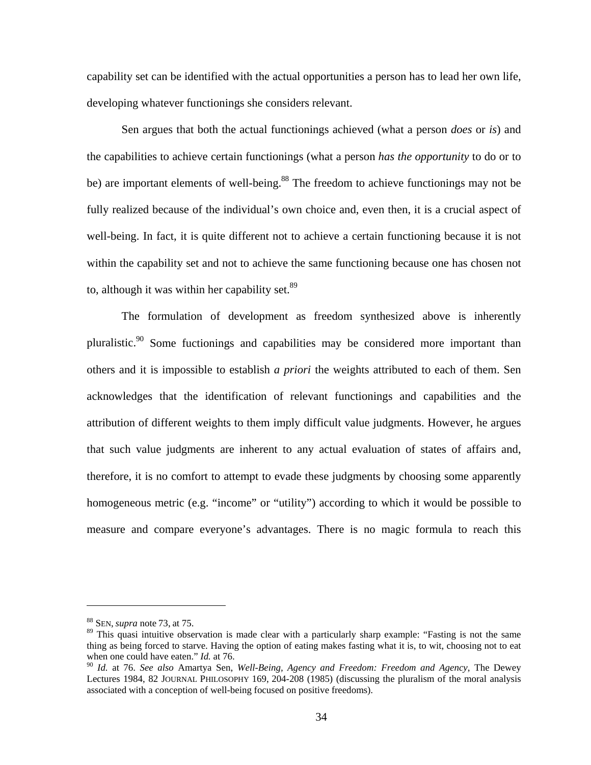capability set can be identified with the actual opportunities a person has to lead her own life, developing whatever functionings she considers relevant.

Sen argues that both the actual functionings achieved (what a person *does* or *is*) and the capabilities to achieve certain functionings (what a person *has the opportunity* to do or to be) are important elements of well-being.[88] The freedom to achieve functionings may not be fully realized because of the individual's own choice and, even then, it is a crucial aspect of well-being. In fact, it is quite different not to achieve a certain functioning because it is not within the capability set and not to achieve the same functioning because one has chosen not to, although it was within her capability set.[89]

The formulation of development as freedom synthesized above is inherently pluralistic.[90] Some fuctionings and capabilities may be considered more important than others and it is impossible to establish *a priori* the weights attributed to each of them. Sen acknowledges that the identification of relevant functionings and capabilities and the attribution of different weights to them imply difficult value judgments. However, he argues that such value judgments are inherent to any actual evaluation of states of affairs and, therefore, it is no comfort to attempt to evade these judgments by choosing some apparently homogeneous metric (e.g. "income" or "utility") according to which it would be possible to measure and compare everyone's advantages. There is no magic formula to reach this

---

[88] SEN, *supra* note 73, at 75.

[89] This quasi intuitive observation is made clear with a particularly sharp example: "Fasting is not the same thing as being forced to starve. Having the option of eating makes fasting what it is, to wit, choosing not to eat when one could have eaten." *Id.* at 76.

[90] *Id.* at 76. *See also* Amartya Sen, *Well-Being, Agency and Freedom: Freedom and Agency*, The Dewey Lectures 1984, 82 JOURNAL PHILOSOPHY 169, 204-208 (1985) (discussing the pluralism of the moral analysis associated with a conception of well-being focused on positive freedoms).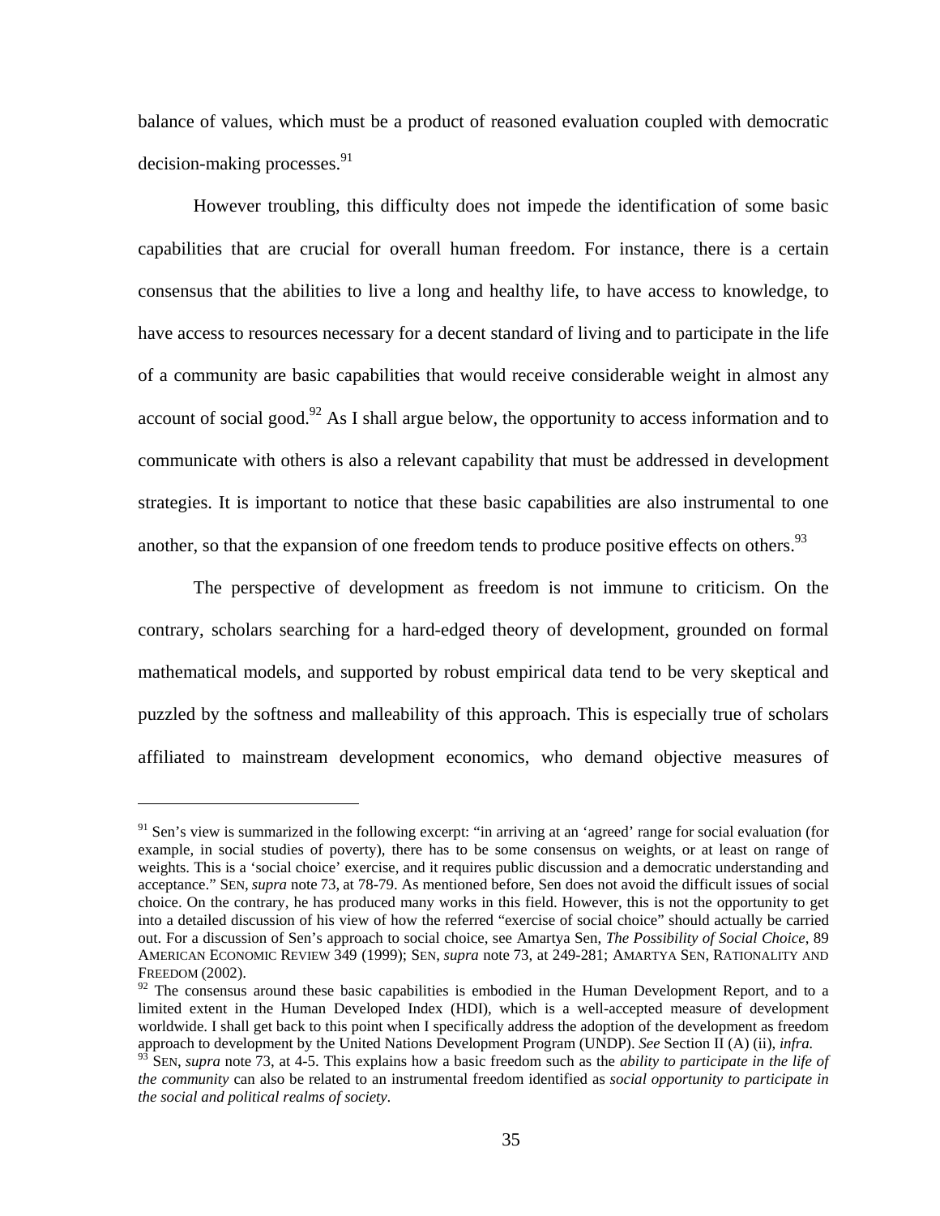balance of values, which must be a product of reasoned evaluation coupled with democratic decision-making processes.[91]

However troubling, this difficulty does not impede the identification of some basic capabilities that are crucial for overall human freedom. For instance, there is a certain consensus that the abilities to live a long and healthy life, to have access to knowledge, to have access to resources necessary for a decent standard of living and to participate in the life of a community are basic capabilities that would receive considerable weight in almost any account of social good.[92] As I shall argue below, the opportunity to access information and to communicate with others is also a relevant capability that must be addressed in development strategies. It is important to notice that these basic capabilities are also instrumental to one another, so that the expansion of one freedom tends to produce positive effects on others.[93]

The perspective of development as freedom is not immune to criticism. On the contrary, scholars searching for a hard-edged theory of development, grounded on formal mathematical models, and supported by robust empirical data tend to be very skeptical and puzzled by the softness and malleability of this approach. This is especially true of scholars affiliated to mainstream development economics, who demand objective measures of

---

[91] Sen's view is summarized in the following excerpt: "in arriving at an 'agreed' range for social evaluation (for example, in social studies of poverty), there has to be some consensus on weights, or at least on range of weights. This is a 'social choice' exercise, and it requires public discussion and a democratic understanding and acceptance." SEN, *supra* note 73, at 78-79. As mentioned before, Sen does not avoid the difficult issues of social choice. On the contrary, he has produced many works in this field. However, this is not the opportunity to get into a detailed discussion of his view of how the referred "exercise of social choice" should actually be carried out. For a discussion of Sen's approach to social choice, see Amartya Sen, *The Possibility of Social Choice*, 89 AMERICAN ECONOMIC REVIEW 349 (1999); SEN, *supra* note 73, at 249-281; AMARTYA SEN, RATIONALITY AND FREEDOM (2002).

[92] The consensus around these basic capabilities is embodied in the Human Development Report, and to a limited extent in the Human Developed Index (HDI), which is a well-accepted measure of development worldwide. I shall get back to this point when I specifically address the adoption of the development as freedom approach to development by the United Nations Development Program (UNDP). *See* Section II (A) (ii), *infra.*

[93] SEN, *supra* note 73, at 4-5. This explains how a basic freedom such as the *ability to participate in the life of the community* can also be related to an instrumental freedom identified as *social opportunity to participate in the social and political realms of society*.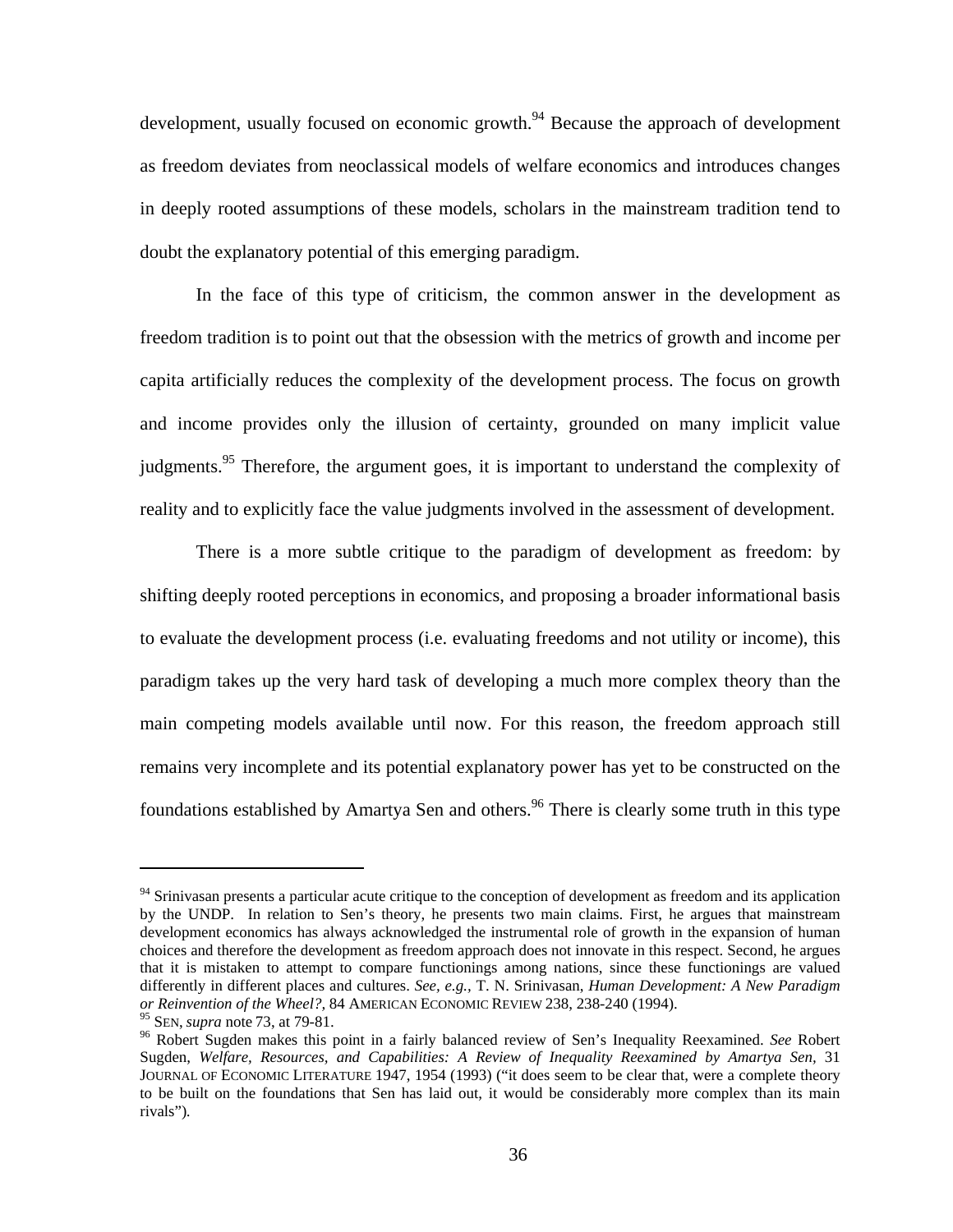development, usually focused on economic growth.[94] Because the approach of development as freedom deviates from neoclassical models of welfare economics and introduces changes in deeply rooted assumptions of these models, scholars in the mainstream tradition tend to doubt the explanatory potential of this emerging paradigm.

In the face of this type of criticism, the common answer in the development as freedom tradition is to point out that the obsession with the metrics of growth and income per capita artificially reduces the complexity of the development process. The focus on growth and income provides only the illusion of certainty, grounded on many implicit value judgments.[95] Therefore, the argument goes, it is important to understand the complexity of reality and to explicitly face the value judgments involved in the assessment of development.

There is a more subtle critique to the paradigm of development as freedom: by shifting deeply rooted perceptions in economics, and proposing a broader informational basis to evaluate the development process (i.e. evaluating freedoms and not utility or income), this paradigm takes up the very hard task of developing a much more complex theory than the main competing models available until now. For this reason, the freedom approach still remains very incomplete and its potential explanatory power has yet to be constructed on the foundations established by Amartya Sen and others.[96] There is clearly some truth in this type

---

[94] Srinivasan presents a particular acute critique to the conception of development as freedom and its application by the UNDP. In relation to Sen's theory, he presents two main claims. First, he argues that mainstream development economics has always acknowledged the instrumental role of growth in the expansion of human choices and therefore the development as freedom approach does not innovate in this respect. Second, he argues that it is mistaken to attempt to compare functionings among nations, since these functionings are valued differently in different places and cultures. *See, e.g.,* T. N. Srinivasan, *Human Development: A New Paradigm or Reinvention of the Wheel?,* 84 AMERICAN ECONOMIC REVIEW 238, 238-240 (1994).

[95] SEN, *supra* note 73, at 79-81.

[96] Robert Sugden makes this point in a fairly balanced review of Sen's Inequality Reexamined. *See* Robert Sugden, *Welfare, Resources, and Capabilities: A Review of Inequality Reexamined by Amartya Sen,* 31 JOURNAL OF ECONOMIC LITERATURE 1947, 1954 (1993) ("it does seem to be clear that, were a complete theory to be built on the foundations that Sen has laid out, it would be considerably more complex than its main rivals").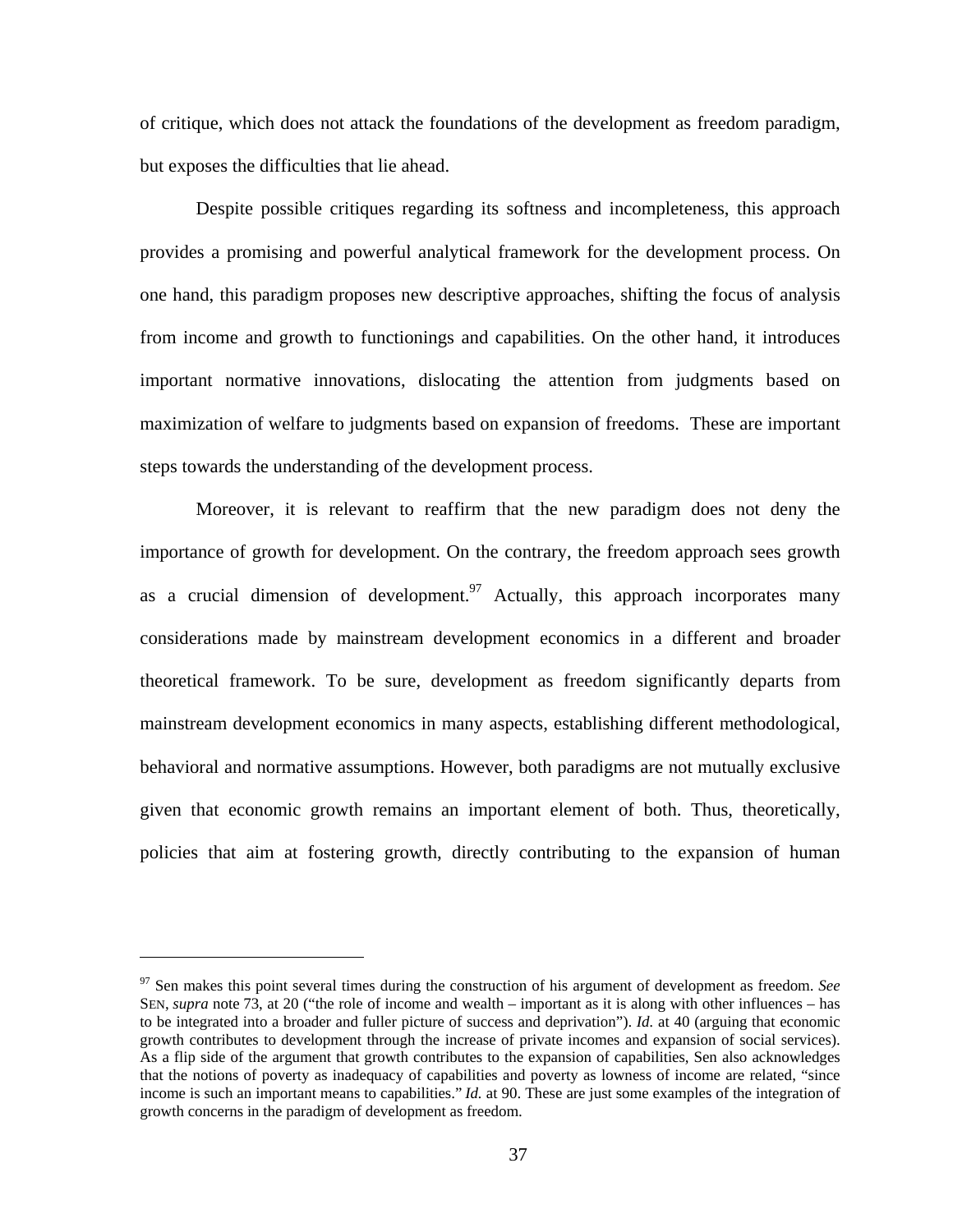of critique, which does not attack the foundations of the development as freedom paradigm, but exposes the difficulties that lie ahead.

Despite possible critiques regarding its softness and incompleteness, this approach provides a promising and powerful analytical framework for the development process. On one hand, this paradigm proposes new descriptive approaches, shifting the focus of analysis from income and growth to functionings and capabilities. On the other hand, it introduces important normative innovations, dislocating the attention from judgments based on maximization of welfare to judgments based on expansion of freedoms. These are important steps towards the understanding of the development process.

Moreover, it is relevant to reaffirm that the new paradigm does not deny the importance of growth for development. On the contrary, the freedom approach sees growth as a crucial dimension of development.[97] Actually, this approach incorporates many considerations made by mainstream development economics in a different and broader theoretical framework. To be sure, development as freedom significantly departs from mainstream development economics in many aspects, establishing different methodological, behavioral and normative assumptions. However, both paradigms are not mutually exclusive given that economic growth remains an important element of both. Thus, theoretically, policies that aim at fostering growth, directly contributing to the expansion of human

---

[97] Sen makes this point several times during the construction of his argument of development as freedom. *See* SEN, *supra* note 73, at 20 ("the role of income and wealth – important as it is along with other influences – has to be integrated into a broader and fuller picture of success and deprivation"). *Id.* at 40 (arguing that economic growth contributes to development through the increase of private incomes and expansion of social services). As a flip side of the argument that growth contributes to the expansion of capabilities, Sen also acknowledges that the notions of poverty as inadequacy of capabilities and poverty as lowness of income are related, "since income is such an important means to capabilities." *Id.* at 90. These are just some examples of the integration of growth concerns in the paradigm of development as freedom.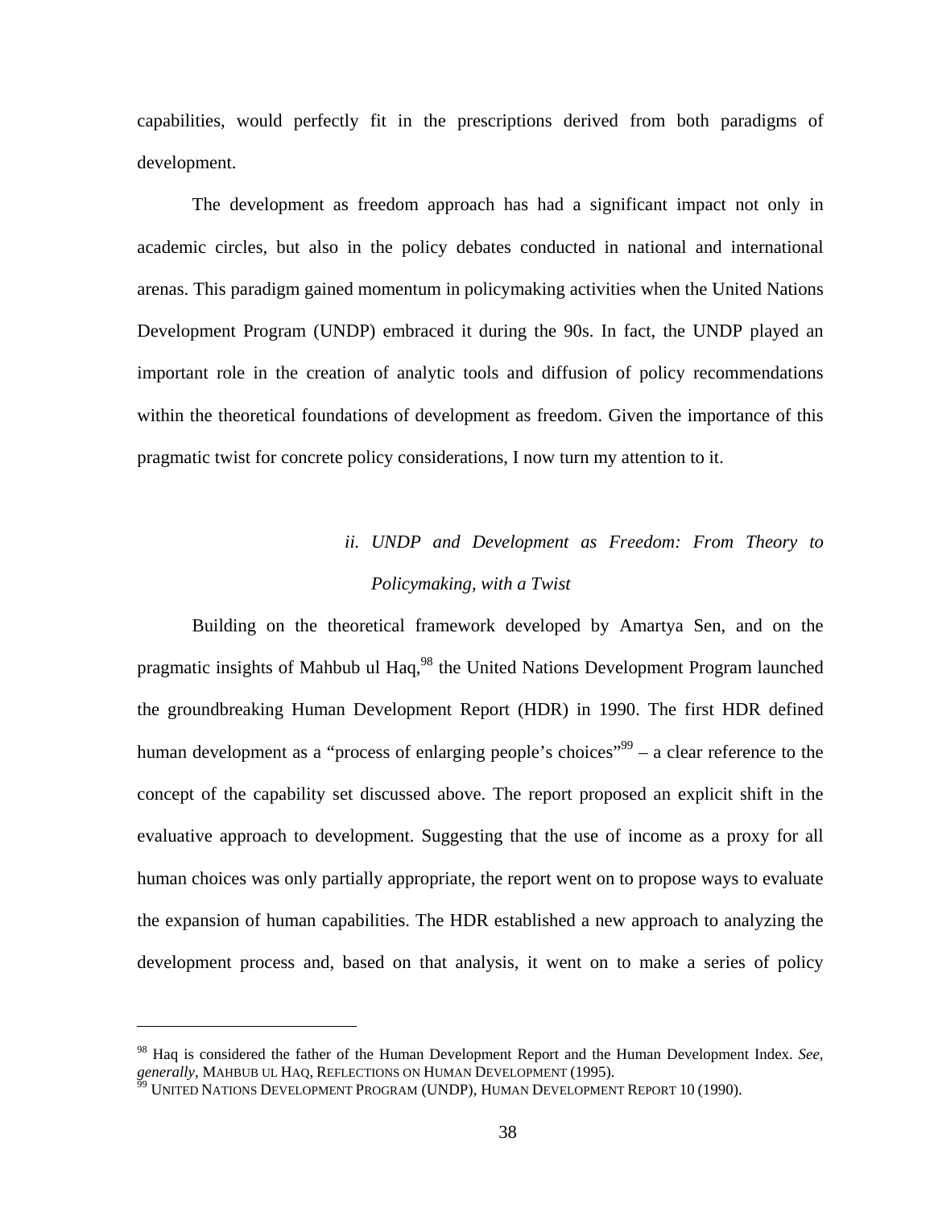capabilities, would perfectly fit in the prescriptions derived from both paradigms of development.

The development as freedom approach has had a significant impact not only in academic circles, but also in the policy debates conducted in national and international arenas. This paradigm gained momentum in policymaking activities when the United Nations Development Program (UNDP) embraced it during the 90s. In fact, the UNDP played an important role in the creation of analytic tools and diffusion of policy recommendations within the theoretical foundations of development as freedom. Given the importance of this pragmatic twist for concrete policy considerations, I now turn my attention to it.

### *ii. UNDP and Development as Freedom: From Theory to Policymaking, with a Twist*

Building on the theoretical framework developed by Amartya Sen, and on the pragmatic insights of Mahbub ul Haq,[98] the United Nations Development Program launched the groundbreaking Human Development Report (HDR) in 1990. The first HDR defined human development as a "process of enlarging people's choices"[99] – a clear reference to the concept of the capability set discussed above. The report proposed an explicit shift in the evaluative approach to development. Suggesting that the use of income as a proxy for all human choices was only partially appropriate, the report went on to propose ways to evaluate the expansion of human capabilities. The HDR established a new approach to analyzing the development process and, based on that analysis, it went on to make a series of policy

---

[98] Haq is considered the father of the Human Development Report and the Human Development Index. *See, generally,* MAHBUB UL HAQ, REFLECTIONS ON HUMAN DEVELOPMENT (1995).

[99] UNITED NATIONS DEVELOPMENT PROGRAM (UNDP), HUMAN DEVELOPMENT REPORT 10 (1990).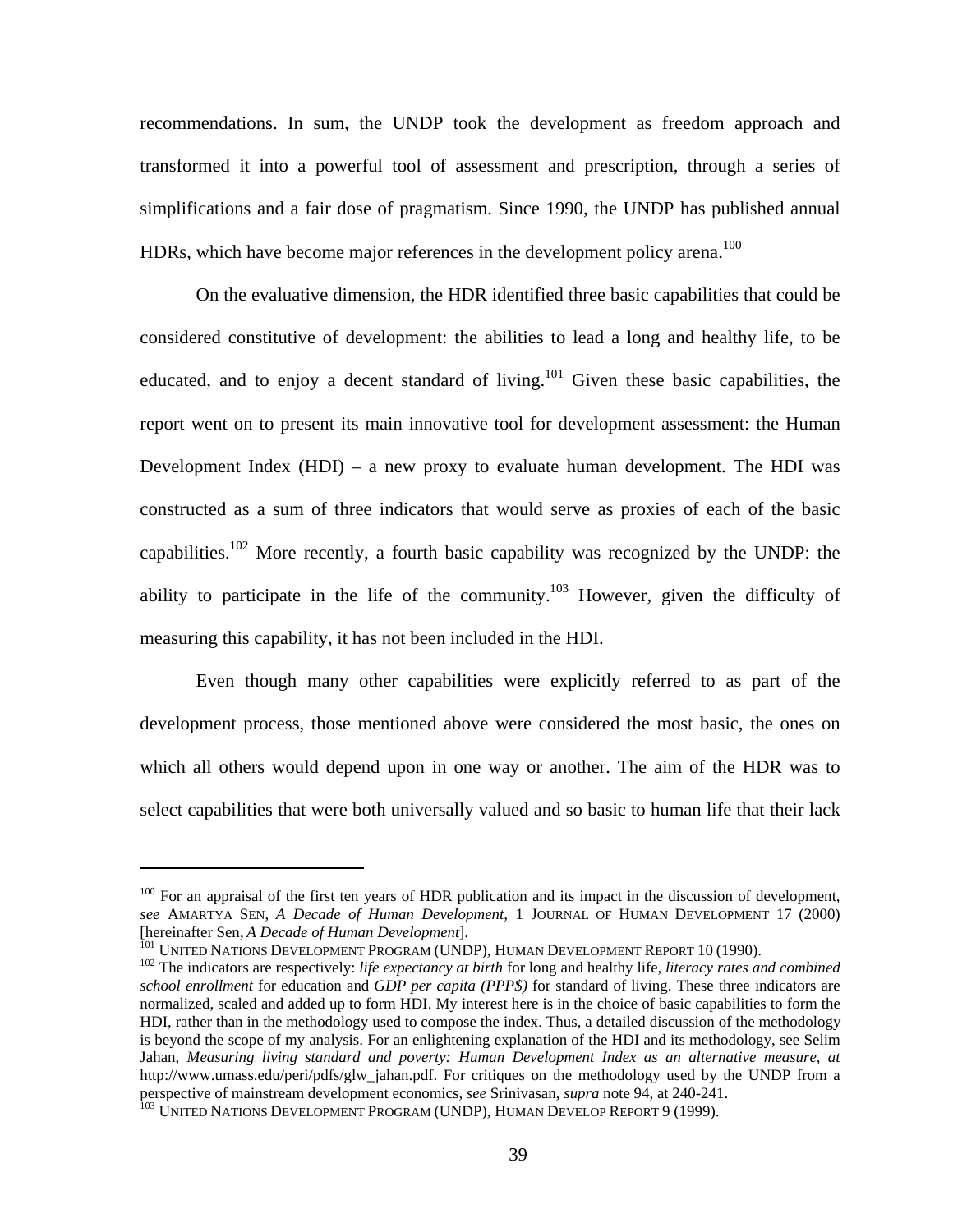recommendations. In sum, the UNDP took the development as freedom approach and transformed it into a powerful tool of assessment and prescription, through a series of simplifications and a fair dose of pragmatism. Since 1990, the UNDP has published annual HDRs, which have become major references in the development policy arena.[100]

On the evaluative dimension, the HDR identified three basic capabilities that could be considered constitutive of development: the abilities to lead a long and healthy life, to be educated, and to enjoy a decent standard of living.[101] Given these basic capabilities, the report went on to present its main innovative tool for development assessment: the Human Development Index (HDI) – a new proxy to evaluate human development. The HDI was constructed as a sum of three indicators that would serve as proxies of each of the basic capabilities.[102] More recently, a fourth basic capability was recognized by the UNDP: the ability to participate in the life of the community.[103] However, given the difficulty of measuring this capability, it has not been included in the HDI.

Even though many other capabilities were explicitly referred to as part of the development process, those mentioned above were considered the most basic, the ones on which all others would depend upon in one way or another. The aim of the HDR was to select capabilities that were both universally valued and so basic to human life that their lack

---

[100] For an appraisal of the first ten years of HDR publication and its impact in the discussion of development, *see* AMARTYA SEN, *A Decade of Human Development*, 1 JOURNAL OF HUMAN DEVELOPMENT 17 (2000) [hereinafter Sen, *A Decade of Human Development*].

[101] UNITED NATIONS DEVELOPMENT PROGRAM (UNDP), HUMAN DEVELOPMENT REPORT 10 (1990).

[102] The indicators are respectively: *life expectancy at birth* for long and healthy life, *literacy rates and combined school enrollment* for education and *GDP per capita (PPP$)* for standard of living. These three indicators are normalized, scaled and added up to form HDI. My interest here is in the choice of basic capabilities to form the HDI, rather than in the methodology used to compose the index. Thus, a detailed discussion of the methodology is beyond the scope of my analysis. For an enlightening explanation of the HDI and its methodology, see Selim Jahan, *Measuring living standard and poverty: Human Development Index as an alternative measure*, *at* http://www.umass.edu/peri/pdfs/glw_jahan.pdf. For critiques on the methodology used by the UNDP from a perspective of mainstream development economics, *see* Srinivasan, *supra* note 94, at 240-241.

[103] UNITED NATIONS DEVELOPMENT PROGRAM (UNDP), HUMAN DEVELOP REPORT 9 (1999).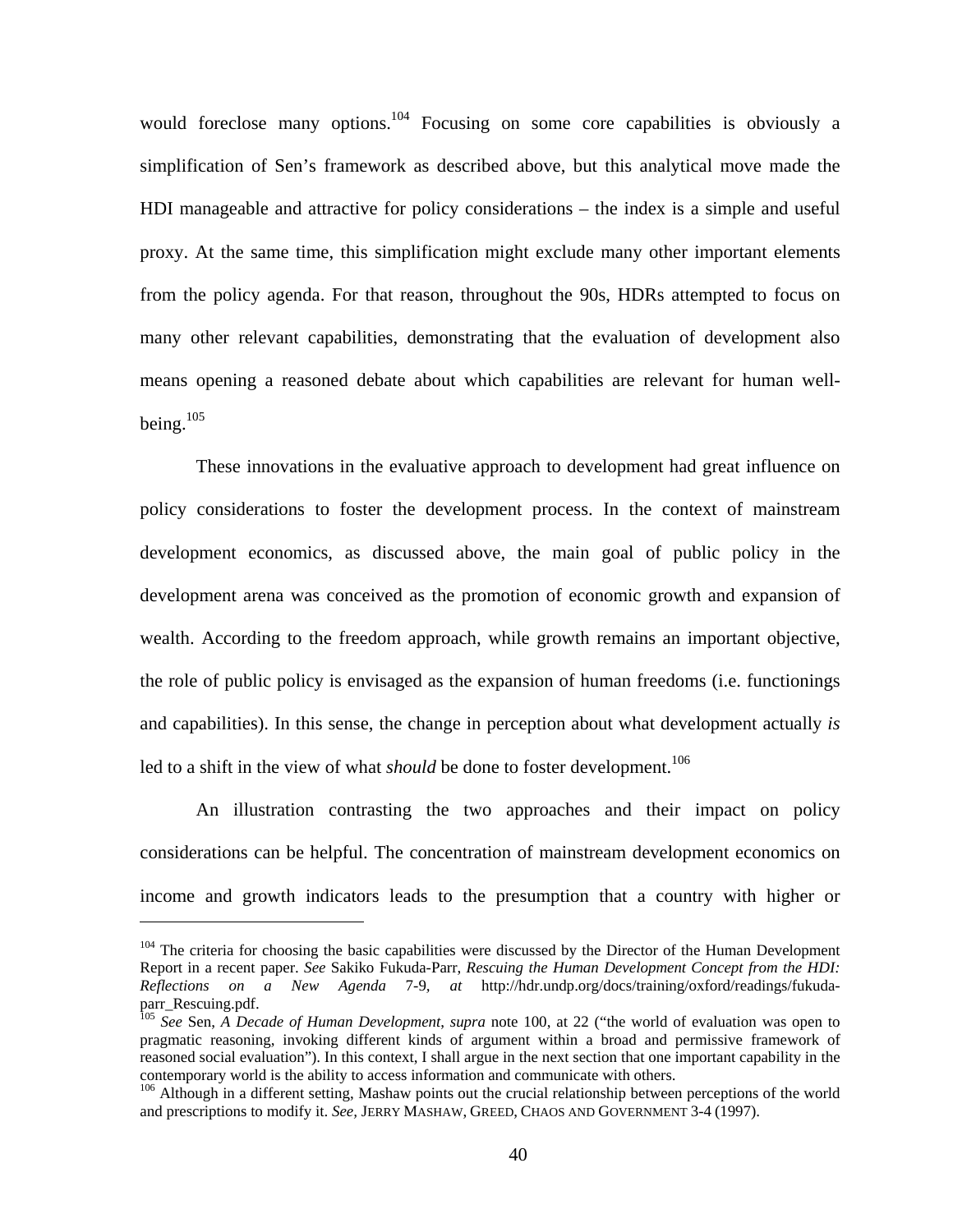would foreclose many options.[104] Focusing on some core capabilities is obviously a simplification of Sen's framework as described above, but this analytical move made the HDI manageable and attractive for policy considerations – the index is a simple and useful proxy. At the same time, this simplification might exclude many other important elements from the policy agenda. For that reason, throughout the 90s, HDRs attempted to focus on many other relevant capabilities, demonstrating that the evaluation of development also means opening a reasoned debate about which capabilities are relevant for human well-being.[105]

These innovations in the evaluative approach to development had great influence on policy considerations to foster the development process. In the context of mainstream development economics, as discussed above, the main goal of public policy in the development arena was conceived as the promotion of economic growth and expansion of wealth. According to the freedom approach, while growth remains an important objective, the role of public policy is envisaged as the expansion of human freedoms (i.e. functionings and capabilities). In this sense, the change in perception about what development actually *is* led to a shift in the view of what *should* be done to foster development.[106]

An illustration contrasting the two approaches and their impact on policy considerations can be helpful. The concentration of mainstream development economics on income and growth indicators leads to the presumption that a country with higher or

---

[104] The criteria for choosing the basic capabilities were discussed by the Director of the Human Development Report in a recent paper. *See* Sakiko Fukuda-Parr, *Rescuing the Human Development Concept from the HDI: Reflections on a New Agenda* 7-9, *at* http://hdr.undp.org/docs/training/oxford/readings/fukuda-parr_Rescuing.pdf.

[105] *See* Sen, *A Decade of Human Development*, *supra* note 100, at 22 ("the world of evaluation was open to pragmatic reasoning, invoking different kinds of argument within a broad and permissive framework of reasoned social evaluation"). In this context, I shall argue in the next section that one important capability in the contemporary world is the ability to access information and communicate with others.

[106] Although in a different setting, Mashaw points out the crucial relationship between perceptions of the world and prescriptions to modify it. *See*, JERRY MASHAW, GREED, CHAOS AND GOVERNMENT 3-4 (1997).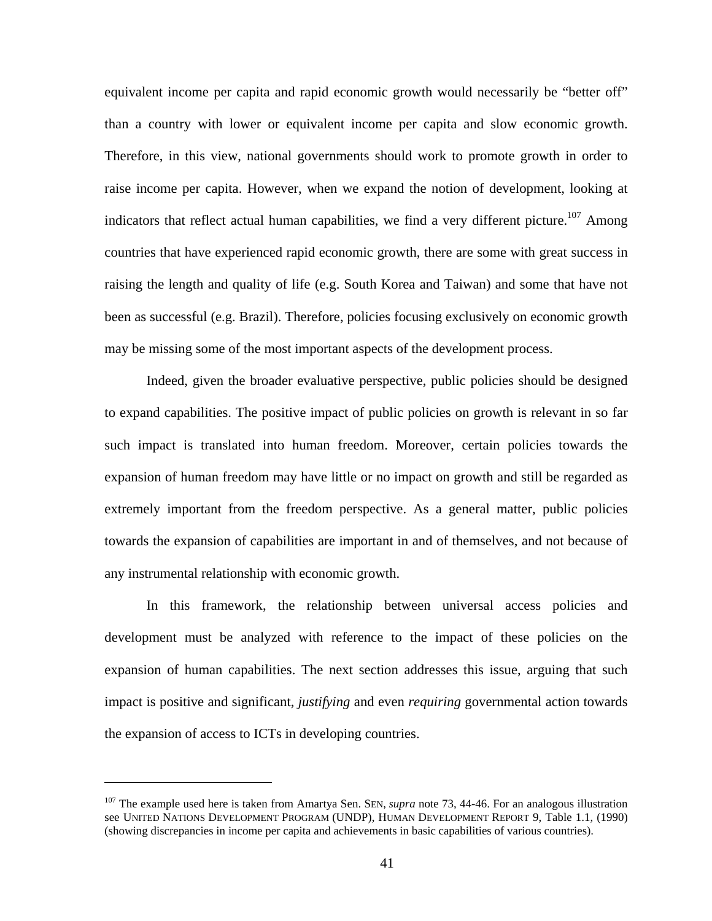equivalent income per capita and rapid economic growth would necessarily be "better off" than a country with lower or equivalent income per capita and slow economic growth. Therefore, in this view, national governments should work to promote growth in order to raise income per capita. However, when we expand the notion of development, looking at indicators that reflect actual human capabilities, we find a very different picture.[107] Among countries that have experienced rapid economic growth, there are some with great success in raising the length and quality of life (e.g. South Korea and Taiwan) and some that have not been as successful (e.g. Brazil). Therefore, policies focusing exclusively on economic growth may be missing some of the most important aspects of the development process.

Indeed, given the broader evaluative perspective, public policies should be designed to expand capabilities. The positive impact of public policies on growth is relevant in so far such impact is translated into human freedom. Moreover, certain policies towards the expansion of human freedom may have little or no impact on growth and still be regarded as extremely important from the freedom perspective. As a general matter, public policies towards the expansion of capabilities are important in and of themselves, and not because of any instrumental relationship with economic growth.

In this framework, the relationship between universal access policies and development must be analyzed with reference to the impact of these policies on the expansion of human capabilities. The next section addresses this issue, arguing that such impact is positive and significant, *justifying* and even *requiring* governmental action towards the expansion of access to ICTs in developing countries.

---

[107] The example used here is taken from Amartya Sen. SEN, *supra* note 73, 44-46. For an analogous illustration see UNITED NATIONS DEVELOPMENT PROGRAM (UNDP), HUMAN DEVELOPMENT REPORT 9, Table 1.1, (1990) (showing discrepancies in income per capita and achievements in basic capabilities of various countries).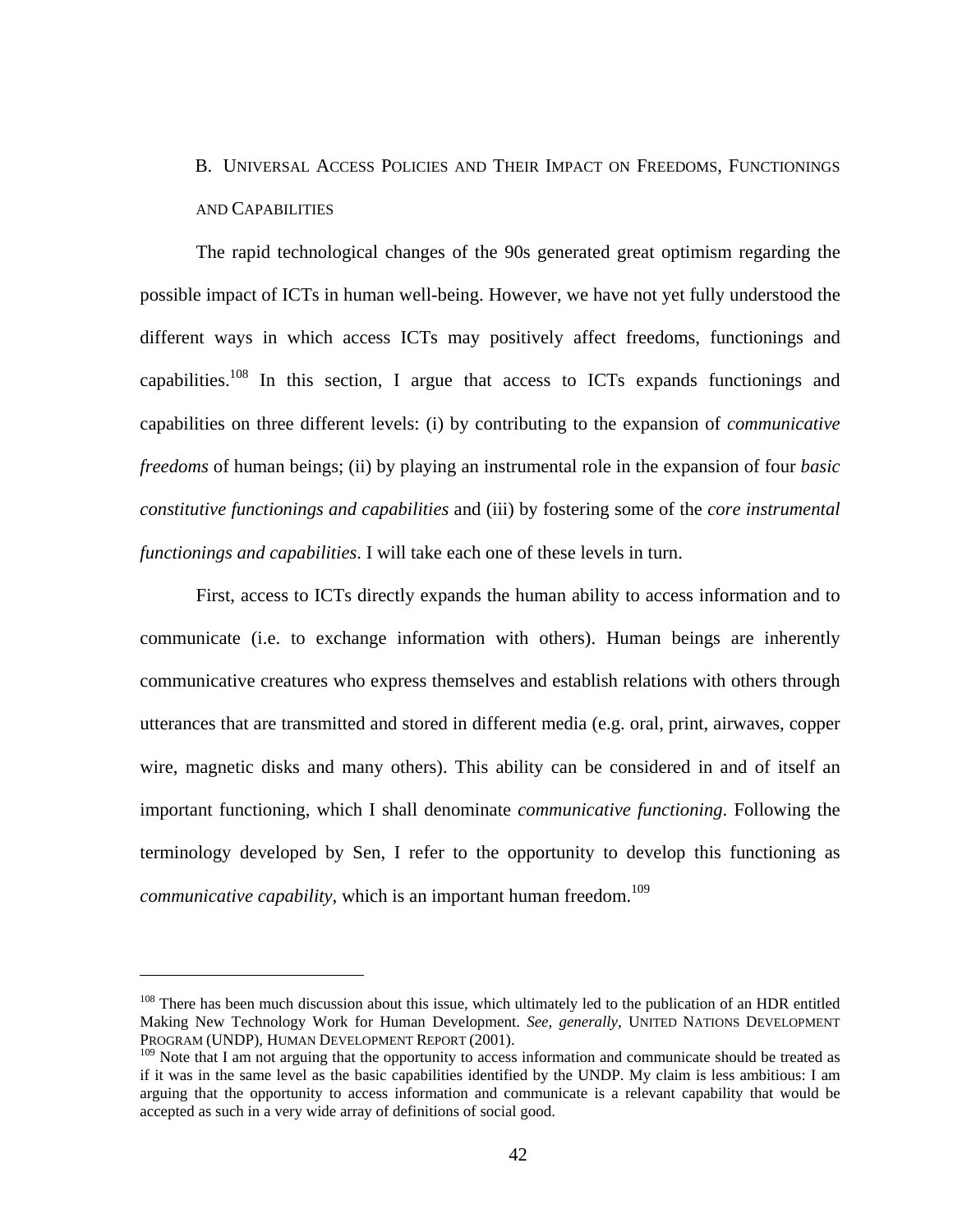### B. Universal Access Policies and Their Impact on Freedoms, Functionings and Capabilities

The rapid technological changes of the 90s generated great optimism regarding the possible impact of ICTs in human well-being. However, we have not yet fully understood the different ways in which access ICTs may positively affect freedoms, functionings and capabilities.[108] In this section, I argue that access to ICTs expands functionings and capabilities on three different levels: (i) by contributing to the expansion of *communicative freedoms* of human beings; (ii) by playing an instrumental role in the expansion of four *basic constitutive functionings and capabilities* and (iii) by fostering some of the *core instrumental functionings and capabilities*. I will take each one of these levels in turn.

First, access to ICTs directly expands the human ability to access information and to communicate (i.e. to exchange information with others). Human beings are inherently communicative creatures who express themselves and establish relations with others through utterances that are transmitted and stored in different media (e.g. oral, print, airwaves, copper wire, magnetic disks and many others). This ability can be considered in and of itself an important functioning, which I shall denominate *communicative functioning*. Following the terminology developed by Sen, I refer to the opportunity to develop this functioning as *communicative capability,* which is an important human freedom.[109]

---

[108] There has been much discussion about this issue, which ultimately led to the publication of an HDR entitled Making New Technology Work for Human Development. *See, generally*, UNITED NATIONS DEVELOPMENT PROGRAM (UNDP), HUMAN DEVELOPMENT REPORT (2001).

[109] Note that I am not arguing that the opportunity to access information and communicate should be treated as if it was in the same level as the basic capabilities identified by the UNDP. My claim is less ambitious: I am arguing that the opportunity to access information and communicate is a relevant capability that would be accepted as such in a very wide array of definitions of social good.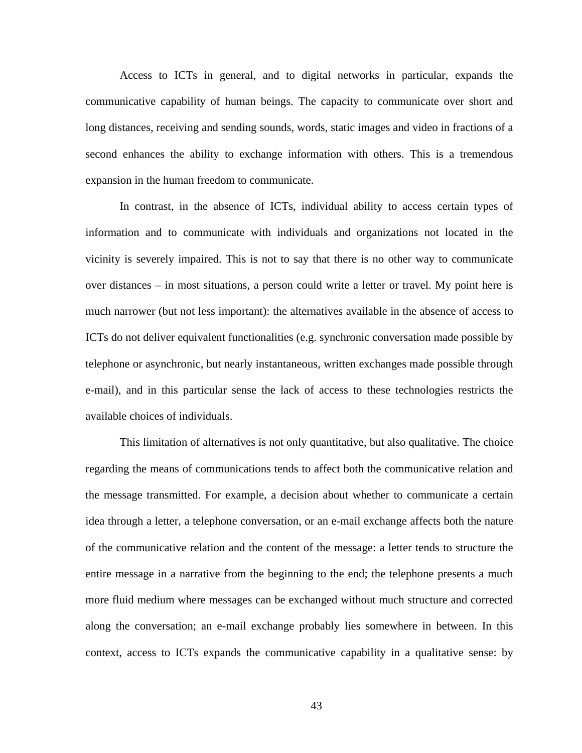Access to ICTs in general, and to digital networks in particular, expands the communicative capability of human beings. The capacity to communicate over short and long distances, receiving and sending sounds, words, static images and video in fractions of a second enhances the ability to exchange information with others. This is a tremendous expansion in the human freedom to communicate.

In contrast, in the absence of ICTs, individual ability to access certain types of information and to communicate with individuals and organizations not located in the vicinity is severely impaired. This is not to say that there is no other way to communicate over distances – in most situations, a person could write a letter or travel. My point here is much narrower (but not less important): the alternatives available in the absence of access to ICTs do not deliver equivalent functionalities (e.g. synchronic conversation made possible by telephone or asynchronic, but nearly instantaneous, written exchanges made possible through e-mail), and in this particular sense the lack of access to these technologies restricts the available choices of individuals.

This limitation of alternatives is not only quantitative, but also qualitative. The choice regarding the means of communications tends to affect both the communicative relation and the message transmitted. For example, a decision about whether to communicate a certain idea through a letter, a telephone conversation, or an e-mail exchange affects both the nature of the communicative relation and the content of the message: a letter tends to structure the entire message in a narrative from the beginning to the end; the telephone presents a much more fluid medium where messages can be exchanged without much structure and corrected along the conversation; an e-mail exchange probably lies somewhere in between. In this context, access to ICTs expands the communicative capability in a qualitative sense: by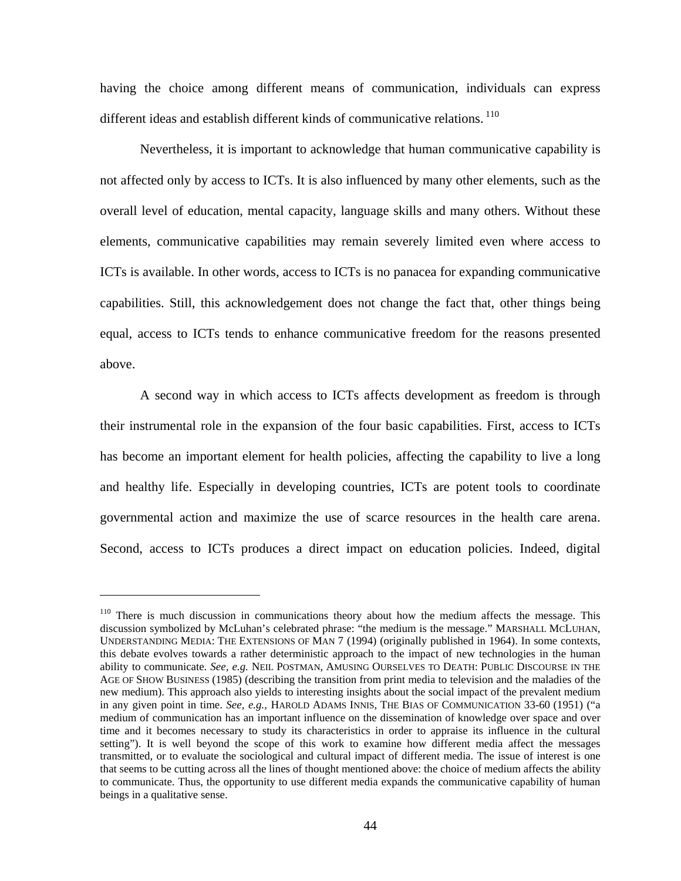having the choice among different means of communication, individuals can express different ideas and establish different kinds of communicative relations.[110]

Nevertheless, it is important to acknowledge that human communicative capability is not affected only by access to ICTs. It is also influenced by many other elements, such as the overall level of education, mental capacity, language skills and many others. Without these elements, communicative capabilities may remain severely limited even where access to ICTs is available. In other words, access to ICTs is no panacea for expanding communicative capabilities. Still, this acknowledgement does not change the fact that, other things being equal, access to ICTs tends to enhance communicative freedom for the reasons presented above.

A second way in which access to ICTs affects development as freedom is through their instrumental role in the expansion of the four basic capabilities. First, access to ICTs has become an important element for health policies, affecting the capability to live a long and healthy life. Especially in developing countries, ICTs are potent tools to coordinate governmental action and maximize the use of scarce resources in the health care arena. Second, access to ICTs produces a direct impact on education policies. Indeed, digital

---

[110] There is much discussion in communications theory about how the medium affects the message. This discussion symbolized by McLuhan's celebrated phrase: "the medium is the message." MARSHALL MCLUHAN, UNDERSTANDING MEDIA: THE EXTENSIONS OF MAN 7 (1994) (originally published in 1964). In some contexts, this debate evolves towards a rather deterministic approach to the impact of new technologies in the human ability to communicate. *See, e.g.* NEIL POSTMAN, AMUSING OURSELVES TO DEATH: PUBLIC DISCOURSE IN THE AGE OF SHOW BUSINESS (1985) (describing the transition from print media to television and the maladies of the new medium). This approach also yields to interesting insights about the social impact of the prevalent medium in any given point in time. *See, e.g.,* HAROLD ADAMS INNIS, THE BIAS OF COMMUNICATION 33-60 (1951) ("a medium of communication has an important influence on the dissemination of knowledge over space and over time and it becomes necessary to study its characteristics in order to appraise its influence in the cultural setting"). It is well beyond the scope of this work to examine how different media affect the messages transmitted, or to evaluate the sociological and cultural impact of different media. The issue of interest is one that seems to be cutting across all the lines of thought mentioned above: the choice of medium affects the ability to communicate. Thus, the opportunity to use different media expands the communicative capability of human beings in a qualitative sense.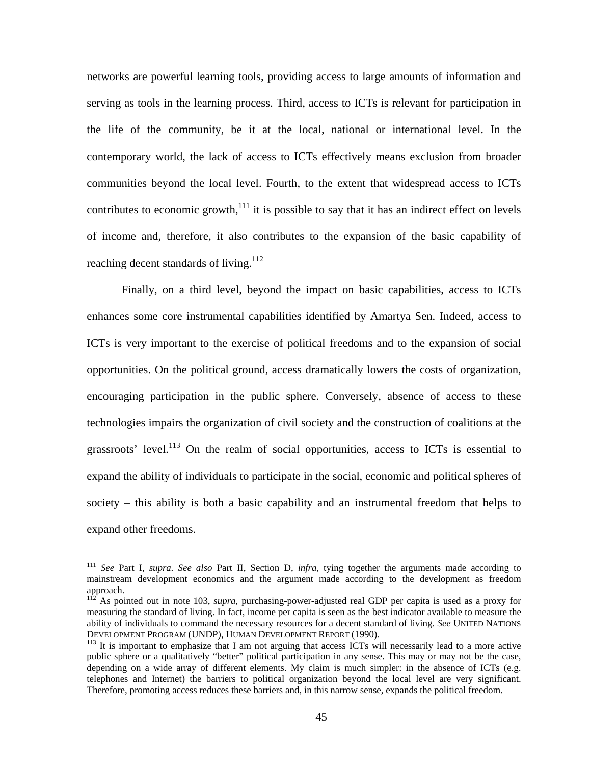networks are powerful learning tools, providing access to large amounts of information and serving as tools in the learning process. Third, access to ICTs is relevant for participation in the life of the community, be it at the local, national or international level. In the contemporary world, the lack of access to ICTs effectively means exclusion from broader communities beyond the local level. Fourth, to the extent that widespread access to ICTs contributes to economic growth,[111] it is possible to say that it has an indirect effect on levels of income and, therefore, it also contributes to the expansion of the basic capability of reaching decent standards of living.[112]

Finally, on a third level, beyond the impact on basic capabilities, access to ICTs enhances some core instrumental capabilities identified by Amartya Sen. Indeed, access to ICTs is very important to the exercise of political freedoms and to the expansion of social opportunities. On the political ground, access dramatically lowers the costs of organization, encouraging participation in the public sphere. Conversely, absence of access to these technologies impairs the organization of civil society and the construction of coalitions at the grassroots' level.[113] On the realm of social opportunities, access to ICTs is essential to expand the ability of individuals to participate in the social, economic and political spheres of society – this ability is both a basic capability and an instrumental freedom that helps to expand other freedoms.

---

[111] *See* Part I, *supra*. *See also* Part II, Section D, *infra*, tying together the arguments made according to mainstream development economics and the argument made according to the development as freedom approach.

[112] As pointed out in note 103, *supra*, purchasing-power-adjusted real GDP per capita is used as a proxy for measuring the standard of living. In fact, income per capita is seen as the best indicator available to measure the ability of individuals to command the necessary resources for a decent standard of living. *See* UNITED NATIONS DEVELOPMENT PROGRAM (UNDP), HUMAN DEVELOPMENT REPORT (1990).

[113] It is important to emphasize that I am not arguing that access ICTs will necessarily lead to a more active public sphere or a qualitatively "better" political participation in any sense. This may or may not be the case, depending on a wide array of different elements. My claim is much simpler: in the absence of ICTs (e.g. telephones and Internet) the barriers to political organization beyond the local level are very significant. Therefore, promoting access reduces these barriers and, in this narrow sense, expands the political freedom.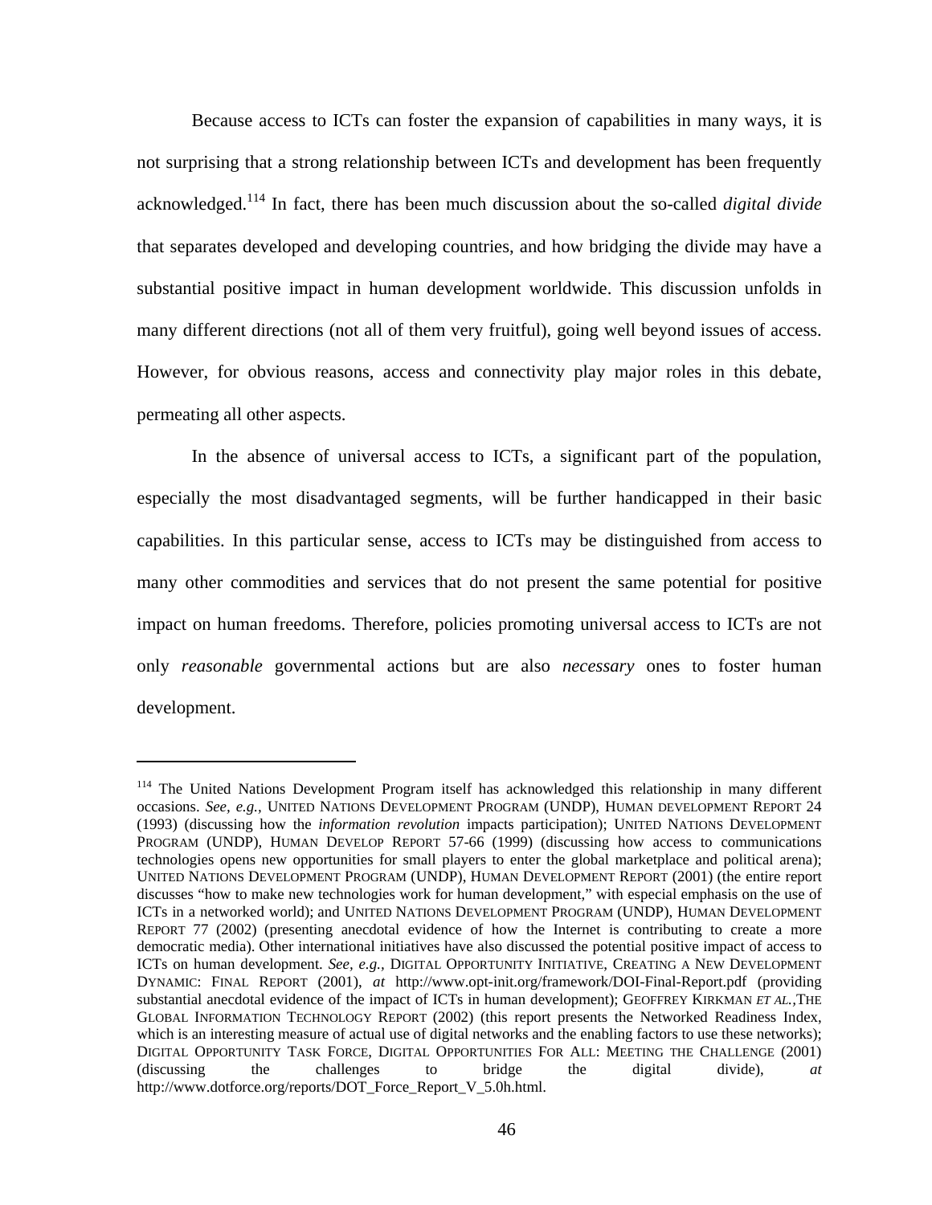Because access to ICTs can foster the expansion of capabilities in many ways, it is not surprising that a strong relationship between ICTs and development has been frequently acknowledged.[114] In fact, there has been much discussion about the so-called *digital divide* that separates developed and developing countries, and how bridging the divide may have a substantial positive impact in human development worldwide. This discussion unfolds in many different directions (not all of them very fruitful), going well beyond issues of access. However, for obvious reasons, access and connectivity play major roles in this debate, permeating all other aspects.

In the absence of universal access to ICTs, a significant part of the population, especially the most disadvantaged segments, will be further handicapped in their basic capabilities. In this particular sense, access to ICTs may be distinguished from access to many other commodities and services that do not present the same potential for positive impact on human freedoms. Therefore, policies promoting universal access to ICTs are not only *reasonable* governmental actions but are also *necessary* ones to foster human development.

---

[114] The United Nations Development Program itself has acknowledged this relationship in many different occasions. *See, e.g.*, UNITED NATIONS DEVELOPMENT PROGRAM (UNDP), HUMAN DEVELOPMENT REPORT 24 (1993) (discussing how the *information revolution* impacts participation); UNITED NATIONS DEVELOPMENT PROGRAM (UNDP), HUMAN DEVELOP REPORT 57-66 (1999) (discussing how access to communications technologies opens new opportunities for small players to enter the global marketplace and political arena); UNITED NATIONS DEVELOPMENT PROGRAM (UNDP), HUMAN DEVELOPMENT REPORT (2001) (the entire report discusses "how to make new technologies work for human development," with especial emphasis on the use of ICTs in a networked world); and UNITED NATIONS DEVELOPMENT PROGRAM (UNDP), HUMAN DEVELOPMENT REPORT 77 (2002) (presenting anecdotal evidence of how the Internet is contributing to create a more democratic media). Other international initiatives have also discussed the potential positive impact of access to ICTs on human development. *See, e.g.*, DIGITAL OPPORTUNITY INITIATIVE, CREATING A NEW DEVELOPMENT DYNAMIC: FINAL REPORT (2001), *at* http://www.opt-init.org/framework/DOI-Final-Report.pdf (providing substantial anecdotal evidence of the impact of ICTs in human development); GEOFFREY KIRKMAN *ET AL.*,THE GLOBAL INFORMATION TECHNOLOGY REPORT (2002) (this report presents the Networked Readiness Index, which is an interesting measure of actual use of digital networks and the enabling factors to use these networks); DIGITAL OPPORTUNITY TASK FORCE, DIGITAL OPPORTUNITIES FOR ALL: MEETING THE CHALLENGE (2001) (discussing the challenges to bridge the digital divide), *at* http://www.dotforce.org/reports/DOT_Force_Report_V_5.0h.html.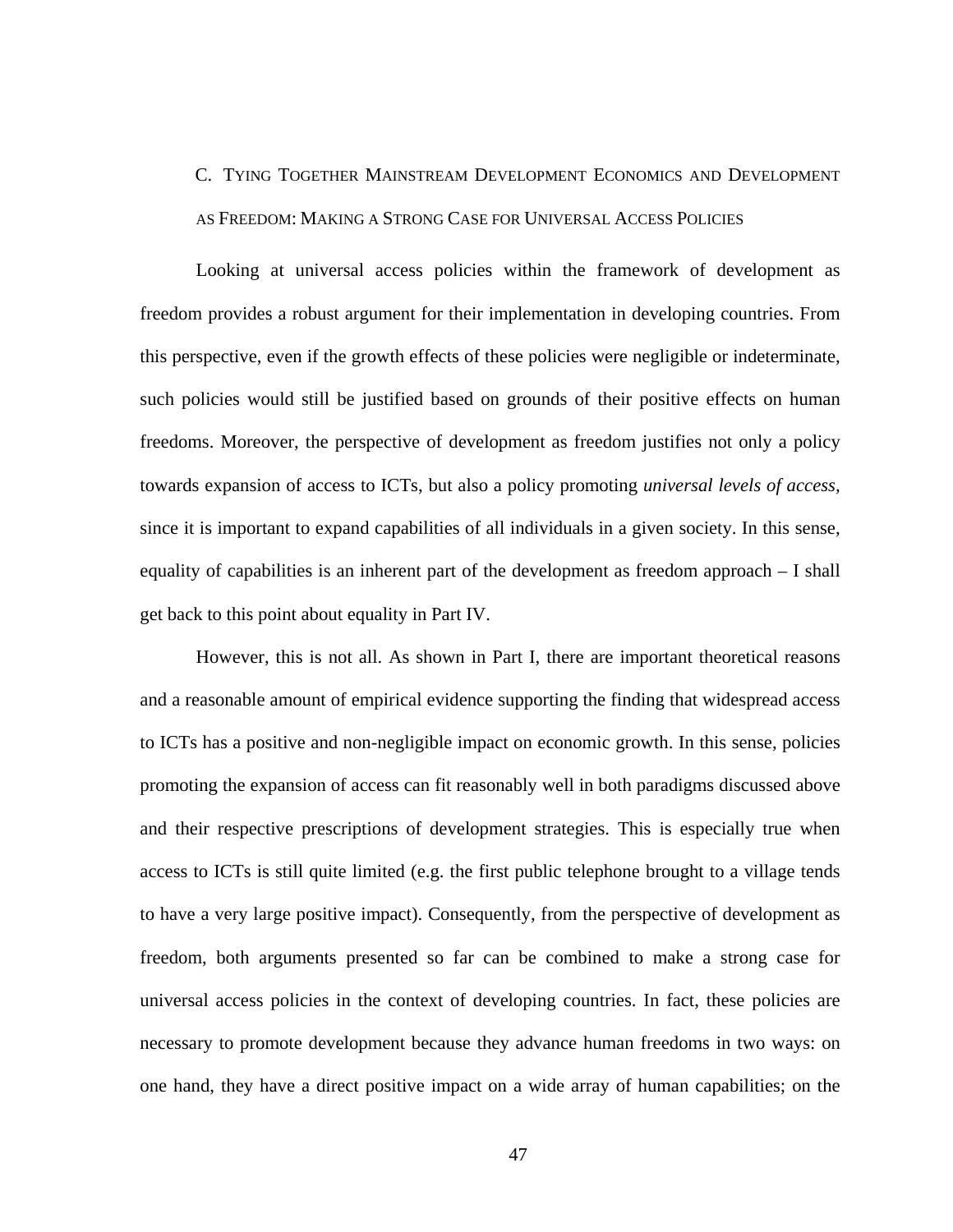### C. Tying Together Mainstream Development Economics and Development as Freedom: Making a Strong Case for Universal Access Policies

Looking at universal access policies within the framework of development as freedom provides a robust argument for their implementation in developing countries. From this perspective, even if the growth effects of these policies were negligible or indeterminate, such policies would still be justified based on grounds of their positive effects on human freedoms. Moreover, the perspective of development as freedom justifies not only a policy towards expansion of access to ICTs, but also a policy promoting *universal levels of access*, since it is important to expand capabilities of all individuals in a given society. In this sense, equality of capabilities is an inherent part of the development as freedom approach – I shall get back to this point about equality in Part IV.

However, this is not all. As shown in Part I, there are important theoretical reasons and a reasonable amount of empirical evidence supporting the finding that widespread access to ICTs has a positive and non-negligible impact on economic growth. In this sense, policies promoting the expansion of access can fit reasonably well in both paradigms discussed above and their respective prescriptions of development strategies. This is especially true when access to ICTs is still quite limited (e.g. the first public telephone brought to a village tends to have a very large positive impact). Consequently, from the perspective of development as freedom, both arguments presented so far can be combined to make a strong case for universal access policies in the context of developing countries. In fact, these policies are necessary to promote development because they advance human freedoms in two ways: on one hand, they have a direct positive impact on a wide array of human capabilities; on the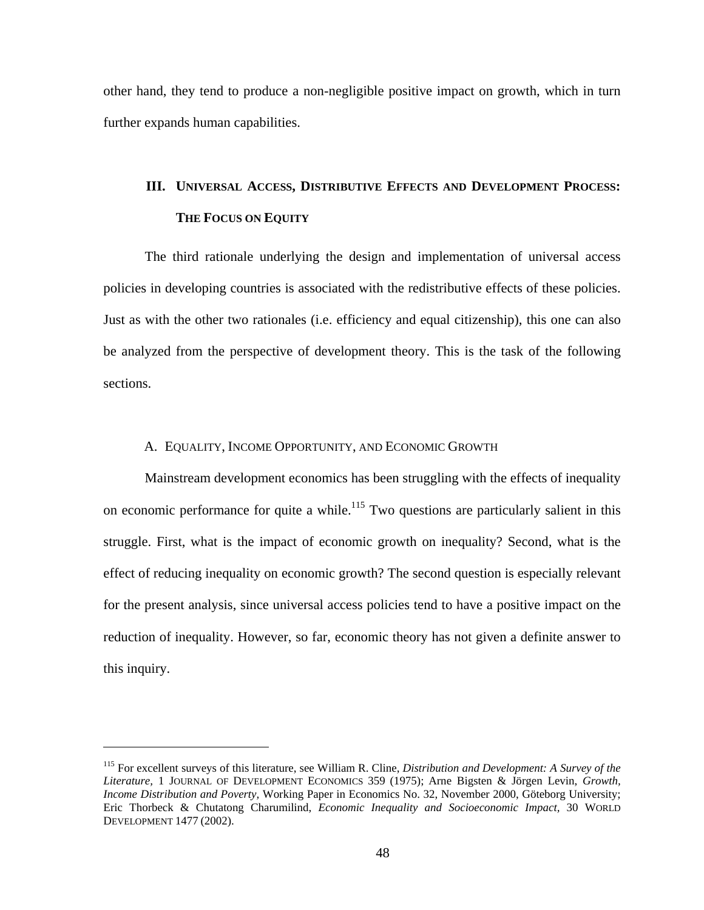other hand, they tend to produce a non-negligible positive impact on growth, which in turn further expands human capabilities.

## III. UNIVERSAL ACCESS, DISTRIBUTIVE EFFECTS AND DEVELOPMENT PROCESS: THE FOCUS ON EQUITY

The third rationale underlying the design and implementation of universal access policies in developing countries is associated with the redistributive effects of these policies. Just as with the other two rationales (i.e. efficiency and equal citizenship), this one can also be analyzed from the perspective of development theory. This is the task of the following sections.

### A. EQUALITY, INCOME OPPORTUNITY, AND ECONOMIC GROWTH

Mainstream development economics has been struggling with the effects of inequality on economic performance for quite a while.[115] Two questions are particularly salient in this struggle. First, what is the impact of economic growth on inequality? Second, what is the effect of reducing inequality on economic growth? The second question is especially relevant for the present analysis, since universal access policies tend to have a positive impact on the reduction of inequality. However, so far, economic theory has not given a definite answer to this inquiry.

---

[115] For excellent surveys of this literature, see William R. Cline, *Distribution and Development: A Survey of the Literature,* 1 JOURNAL OF DEVELOPMENT ECONOMICS 359 (1975); Arne Bigsten & Jörgen Levin, *Growth, Income Distribution and Poverty,* Working Paper in Economics No. 32, November 2000, Göteborg University; Eric Thorbeck & Chutatong Charumilind, *Economic Inequality and Socioeconomic Impact,* 30 WORLD DEVELOPMENT 1477 (2002).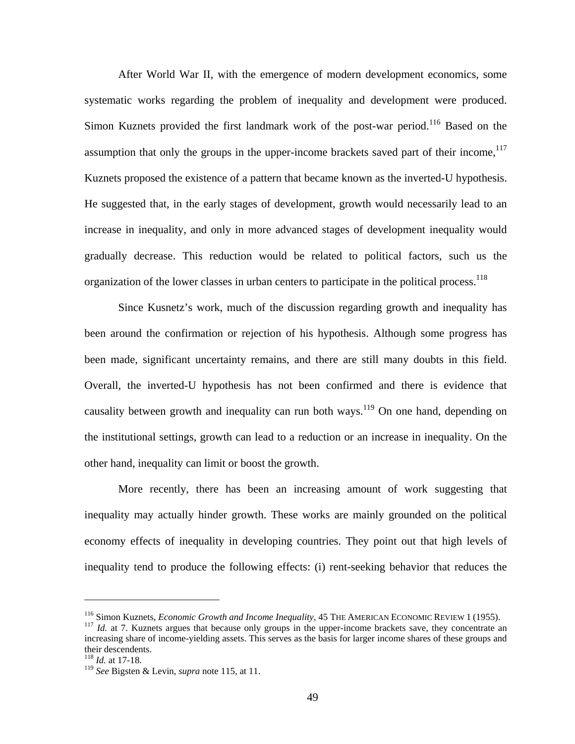After World War II, with the emergence of modern development economics, some systematic works regarding the problem of inequality and development were produced. Simon Kuznets provided the first landmark work of the post-war period.[116] Based on the assumption that only the groups in the upper-income brackets saved part of their income,[117] Kuznets proposed the existence of a pattern that became known as the inverted-U hypothesis. He suggested that, in the early stages of development, growth would necessarily lead to an increase in inequality, and only in more advanced stages of development inequality would gradually decrease. This reduction would be related to political factors, such us the organization of the lower classes in urban centers to participate in the political process.[118]

Since Kusnetz's work, much of the discussion regarding growth and inequality has been around the confirmation or rejection of his hypothesis. Although some progress has been made, significant uncertainty remains, and there are still many doubts in this field. Overall, the inverted-U hypothesis has not been confirmed and there is evidence that causality between growth and inequality can run both ways.[119] On one hand, depending on the institutional settings, growth can lead to a reduction or an increase in inequality. On the other hand, inequality can limit or boost the growth.

More recently, there has been an increasing amount of work suggesting that inequality may actually hinder growth. These works are mainly grounded on the political economy effects of inequality in developing countries. They point out that high levels of inequality tend to produce the following effects: (i) rent-seeking behavior that reduces the

---

[116] Simon Kuznets, *Economic Growth and Income Inequality,* 45 THE AMERICAN ECONOMIC REVIEW 1 (1955).

[117] *Id.* at 7. Kuznets argues that because only groups in the upper-income brackets save, they concentrate an increasing share of income-yielding assets. This serves as the basis for larger income shares of these groups and their descendents.

[118] *Id.* at 17-18.

[119] *See* Bigsten & Levin, *supra* note 115, at 11.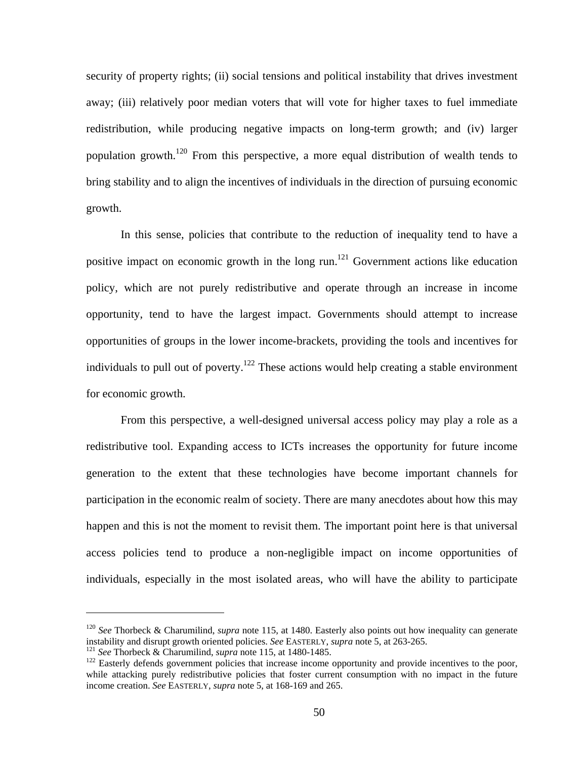security of property rights; (ii) social tensions and political instability that drives investment away; (iii) relatively poor median voters that will vote for higher taxes to fuel immediate redistribution, while producing negative impacts on long-term growth; and (iv) larger population growth.[120] From this perspective, a more equal distribution of wealth tends to bring stability and to align the incentives of individuals in the direction of pursuing economic growth.

In this sense, policies that contribute to the reduction of inequality tend to have a positive impact on economic growth in the long run.[121] Government actions like education policy, which are not purely redistributive and operate through an increase in income opportunity, tend to have the largest impact. Governments should attempt to increase opportunities of groups in the lower income-brackets, providing the tools and incentives for individuals to pull out of poverty.[122] These actions would help creating a stable environment for economic growth.

From this perspective, a well-designed universal access policy may play a role as a redistributive tool. Expanding access to ICTs increases the opportunity for future income generation to the extent that these technologies have become important channels for participation in the economic realm of society. There are many anecdotes about how this may happen and this is not the moment to revisit them. The important point here is that universal access policies tend to produce a non-negligible impact on income opportunities of individuals, especially in the most isolated areas, who will have the ability to participate

---

[120] *See* Thorbeck & Charumilind, *supra* note 115, at 1480. Easterly also points out how inequality can generate instability and disrupt growth oriented policies. *See* EASTERLY, *supra* note 5, at 263-265.

[121] *See* Thorbeck & Charumilind, *supra* note 115, at 1480-1485.

[122] Easterly defends government policies that increase income opportunity and provide incentives to the poor, while attacking purely redistributive policies that foster current consumption with no impact in the future income creation. *See* EASTERLY, *supra* note 5, at 168-169 and 265.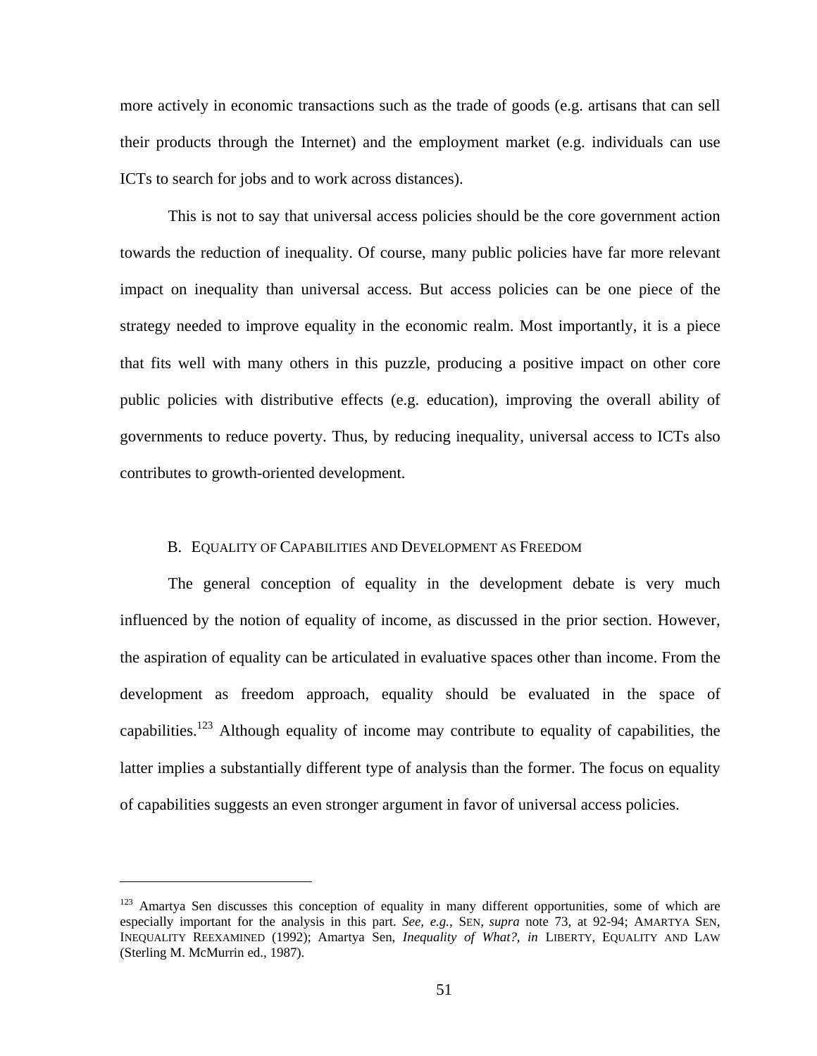more actively in economic transactions such as the trade of goods (e.g. artisans that can sell their products through the Internet) and the employment market (e.g. individuals can use ICTs to search for jobs and to work across distances).

This is not to say that universal access policies should be the core government action towards the reduction of inequality. Of course, many public policies have far more relevant impact on inequality than universal access. But access policies can be one piece of the strategy needed to improve equality in the economic realm. Most importantly, it is a piece that fits well with many others in this puzzle, producing a positive impact on other core public policies with distributive effects (e.g. education), improving the overall ability of governments to reduce poverty. Thus, by reducing inequality, universal access to ICTs also contributes to growth-oriented development.

### B. EQUALITY OF CAPABILITIES AND DEVELOPMENT AS FREEDOM

The general conception of equality in the development debate is very much influenced by the notion of equality of income, as discussed in the prior section. However, the aspiration of equality can be articulated in evaluative spaces other than income. From the development as freedom approach, equality should be evaluated in the space of capabilities.[123] Although equality of income may contribute to equality of capabilities, the latter implies a substantially different type of analysis than the former. The focus on equality of capabilities suggests an even stronger argument in favor of universal access policies.

---

[123] Amartya Sen discusses this conception of equality in many different opportunities, some of which are especially important for the analysis in this part. *See, e.g.*, SEN, *supra* note 73, at 92-94; AMARTYA SEN, INEQUALITY REEXAMINED (1992); Amartya Sen, *Inequality of What?*, *in* LIBERTY, EQUALITY AND LAW (Sterling M. McMurrin ed., 1987).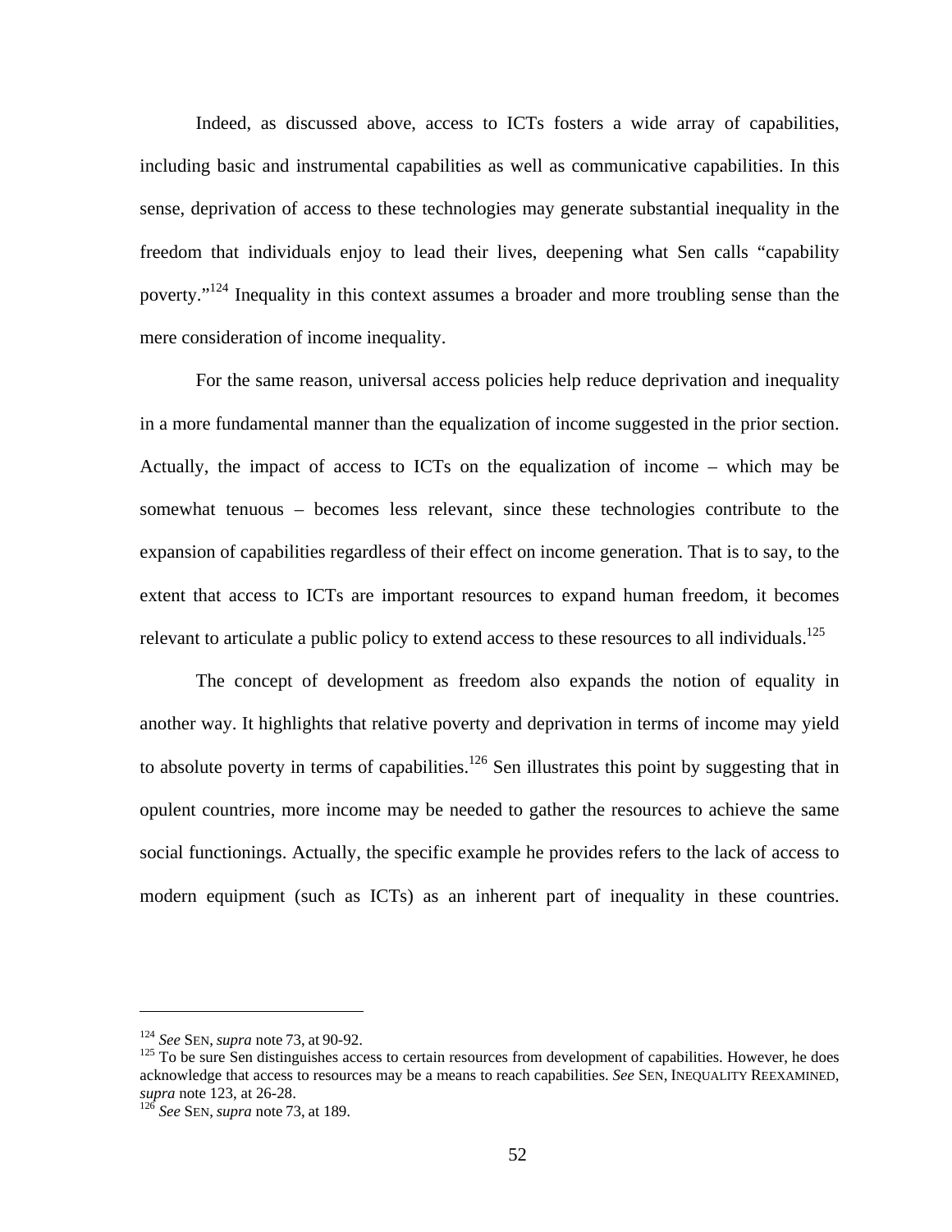Indeed, as discussed above, access to ICTs fosters a wide array of capabilities, including basic and instrumental capabilities as well as communicative capabilities. In this sense, deprivation of access to these technologies may generate substantial inequality in the freedom that individuals enjoy to lead their lives, deepening what Sen calls "capability poverty."[124] Inequality in this context assumes a broader and more troubling sense than the mere consideration of income inequality.

For the same reason, universal access policies help reduce deprivation and inequality in a more fundamental manner than the equalization of income suggested in the prior section. Actually, the impact of access to ICTs on the equalization of income – which may be somewhat tenuous – becomes less relevant, since these technologies contribute to the expansion of capabilities regardless of their effect on income generation. That is to say, to the extent that access to ICTs are important resources to expand human freedom, it becomes relevant to articulate a public policy to extend access to these resources to all individuals.[125]

The concept of development as freedom also expands the notion of equality in another way. It highlights that relative poverty and deprivation in terms of income may yield to absolute poverty in terms of capabilities.[126] Sen illustrates this point by suggesting that in opulent countries, more income may be needed to gather the resources to achieve the same social functionings. Actually, the specific example he provides refers to the lack of access to modern equipment (such as ICTs) as an inherent part of inequality in these countries.

---

[124] *See* SEN, *supra* note 73, at 90-92.

[125] To be sure Sen distinguishes access to certain resources from development of capabilities. However, he does acknowledge that access to resources may be a means to reach capabilities. *See* SEN, INEQUALITY REEXAMINED, *supra* note 123, at 26-28.

[126] *See* SEN, *supra* note 73, at 189.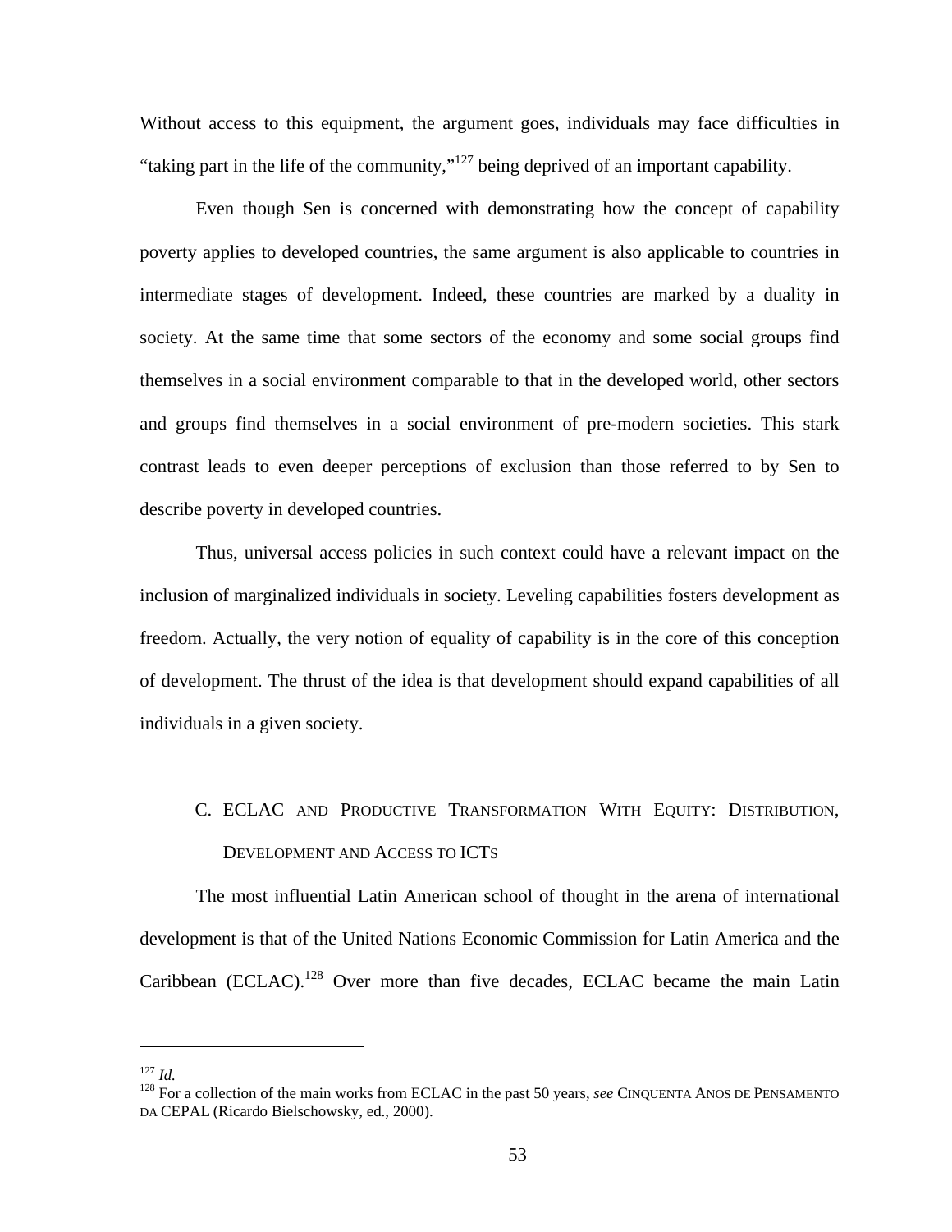Without access to this equipment, the argument goes, individuals may face difficulties in "taking part in the life of the community,"[127] being deprived of an important capability.

Even though Sen is concerned with demonstrating how the concept of capability poverty applies to developed countries, the same argument is also applicable to countries in intermediate stages of development. Indeed, these countries are marked by a duality in society. At the same time that some sectors of the economy and some social groups find themselves in a social environment comparable to that in the developed world, other sectors and groups find themselves in a social environment of pre-modern societies. This stark contrast leads to even deeper perceptions of exclusion than those referred to by Sen to describe poverty in developed countries.

Thus, universal access policies in such context could have a relevant impact on the inclusion of marginalized individuals in society. Leveling capabilities fosters development as freedom. Actually, the very notion of equality of capability is in the core of this conception of development. The thrust of the idea is that development should expand capabilities of all individuals in a given society.

### C. ECLAC AND PRODUCTIVE TRANSFORMATION WITH EQUITY: DISTRIBUTION, DEVELOPMENT AND ACCESS TO ICTS

The most influential Latin American school of thought in the arena of international development is that of the United Nations Economic Commission for Latin America and the Caribbean (ECLAC).[128] Over more than five decades, ECLAC became the main Latin

---

[127] *Id.*

[128] For a collection of the main works from ECLAC in the past 50 years, *see* CINQUENTA ANOS DE PENSAMENTO DA CEPAL (Ricardo Bielschowsky, ed., 2000).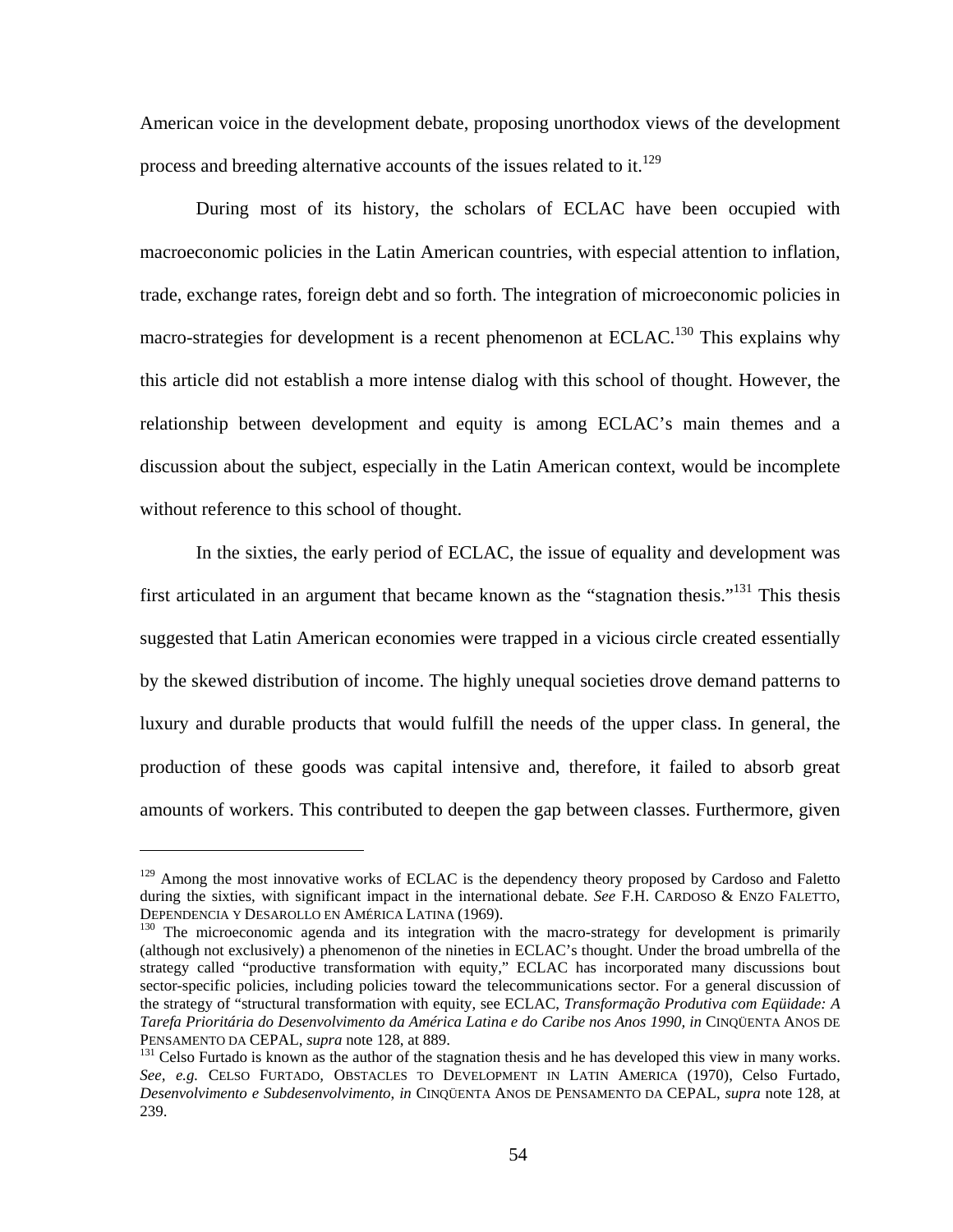American voice in the development debate, proposing unorthodox views of the development process and breeding alternative accounts of the issues related to it.[129]

During most of its history, the scholars of ECLAC have been occupied with macroeconomic policies in the Latin American countries, with especial attention to inflation, trade, exchange rates, foreign debt and so forth. The integration of microeconomic policies in macro-strategies for development is a recent phenomenon at ECLAC.[130] This explains why this article did not establish a more intense dialog with this school of thought. However, the relationship between development and equity is among ECLAC's main themes and a discussion about the subject, especially in the Latin American context, would be incomplete without reference to this school of thought.

In the sixties, the early period of ECLAC, the issue of equality and development was first articulated in an argument that became known as the "stagnation thesis."[131] This thesis suggested that Latin American economies were trapped in a vicious circle created essentially by the skewed distribution of income. The highly unequal societies drove demand patterns to luxury and durable products that would fulfill the needs of the upper class. In general, the production of these goods was capital intensive and, therefore, it failed to absorb great amounts of workers. This contributed to deepen the gap between classes. Furthermore, given

---

[129] Among the most innovative works of ECLAC is the dependency theory proposed by Cardoso and Faletto during the sixties, with significant impact in the international debate. *See* F.H. CARDOSO & ENZO FALETTO, DEPENDENCIA Y DESAROLLO EN AMÉRICA LATINA (1969).

[130] The microeconomic agenda and its integration with the macro-strategy for development is primarily (although not exclusively) a phenomenon of the nineties in ECLAC's thought. Under the broad umbrella of the strategy called "productive transformation with equity," ECLAC has incorporated many discussions bout sector-specific policies, including policies toward the telecommunications sector. For a general discussion of the strategy of "structural transformation with equity, see ECLAC, *Transformação Produtiva com Eqüidade: A Tarefa Prioritária do Desenvolvimento da América Latina e do Caribe nos Anos 1990, in* CINQÜENTA ANOS DE PENSAMENTO DA CEPAL, *supra* note 128, at 889.

[131] Celso Furtado is known as the author of the stagnation thesis and he has developed this view in many works. *See, e.g.* CELSO FURTADO, OBSTACLES TO DEVELOPMENT IN LATIN AMERICA (1970), Celso Furtado, *Desenvolvimento e Subdesenvolvimento, in* CINQÜENTA ANOS DE PENSAMENTO DA CEPAL, *supra* note 128, at 239.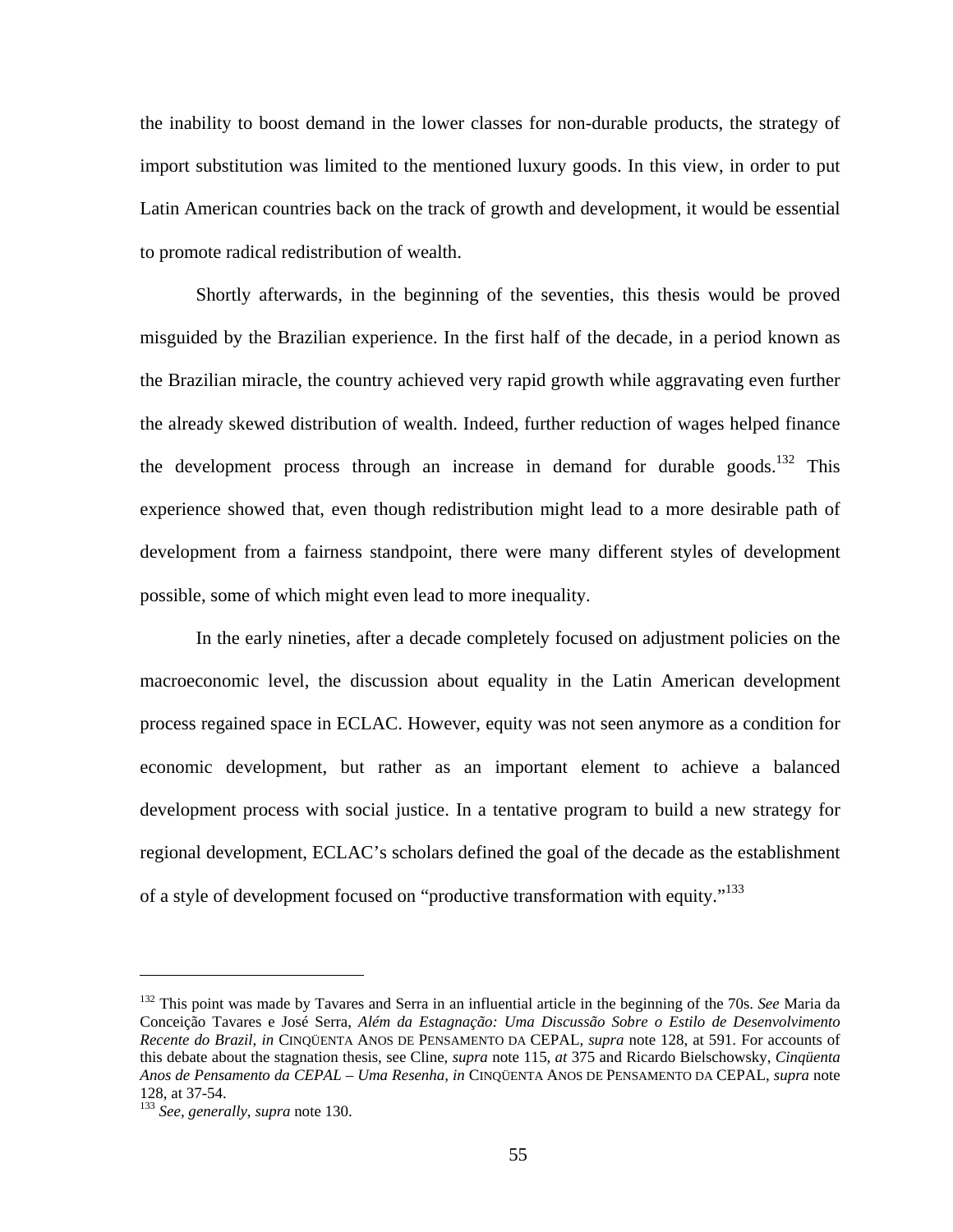the inability to boost demand in the lower classes for non-durable products, the strategy of import substitution was limited to the mentioned luxury goods. In this view, in order to put Latin American countries back on the track of growth and development, it would be essential to promote radical redistribution of wealth.

Shortly afterwards, in the beginning of the seventies, this thesis would be proved misguided by the Brazilian experience. In the first half of the decade, in a period known as the Brazilian miracle, the country achieved very rapid growth while aggravating even further the already skewed distribution of wealth. Indeed, further reduction of wages helped finance the development process through an increase in demand for durable goods.[132] This experience showed that, even though redistribution might lead to a more desirable path of development from a fairness standpoint, there were many different styles of development possible, some of which might even lead to more inequality.

In the early nineties, after a decade completely focused on adjustment policies on the macroeconomic level, the discussion about equality in the Latin American development process regained space in ECLAC. However, equity was not seen anymore as a condition for economic development, but rather as an important element to achieve a balanced development process with social justice. In a tentative program to build a new strategy for regional development, ECLAC's scholars defined the goal of the decade as the establishment of a style of development focused on "productive transformation with equity."[133]

---

[132] This point was made by Tavares and Serra in an influential article in the beginning of the 70s. *See* Maria da Conceição Tavares e José Serra, *Além da Estagnação: Uma Discussão Sobre o Estilo de Desenvolvimento Recente do Brazil*, *in* CINQÜENTA ANOS DE PENSAMENTO DA CEPAL, *supra* note 128, at 591. For accounts of this debate about the stagnation thesis, see Cline, *supra* note 115, *at* 375 and Ricardo Bielschowsky, *Cinqüenta Anos de Pensamento da CEPAL – Uma Resenha*, *in* CINQÜENTA ANOS DE PENSAMENTO DA CEPAL, *supra* note 128, at 37-54.

[133] *See, generally, supra* note 130.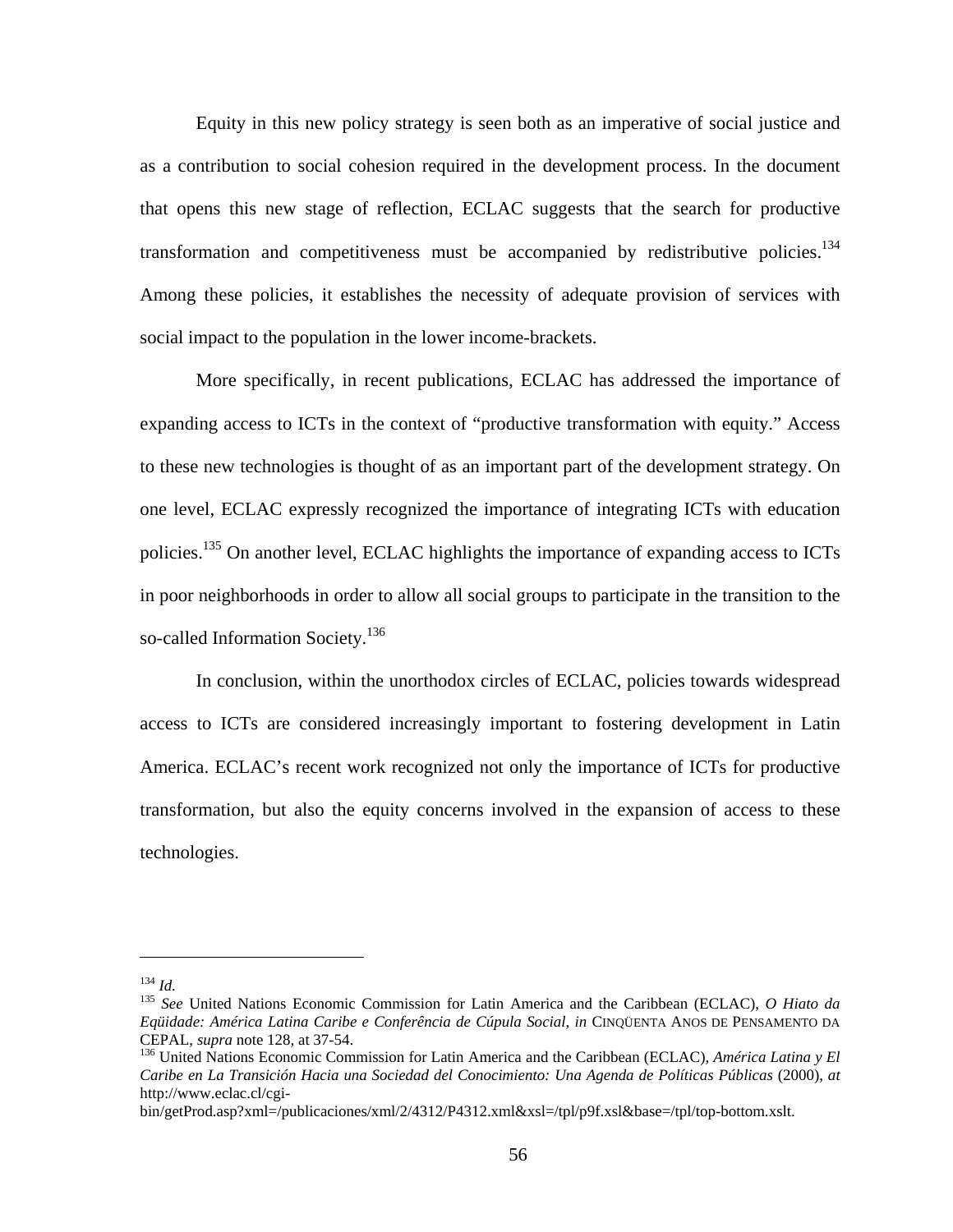Equity in this new policy strategy is seen both as an imperative of social justice and as a contribution to social cohesion required in the development process. In the document that opens this new stage of reflection, ECLAC suggests that the search for productive transformation and competitiveness must be accompanied by redistributive policies.[134] Among these policies, it establishes the necessity of adequate provision of services with social impact to the population in the lower income-brackets.

More specifically, in recent publications, ECLAC has addressed the importance of expanding access to ICTs in the context of "productive transformation with equity." Access to these new technologies is thought of as an important part of the development strategy. On one level, ECLAC expressly recognized the importance of integrating ICTs with education policies.[135] On another level, ECLAC highlights the importance of expanding access to ICTs in poor neighborhoods in order to allow all social groups to participate in the transition to the so-called Information Society.[136]

In conclusion, within the unorthodox circles of ECLAC, policies towards widespread access to ICTs are considered increasingly important to fostering development in Latin America. ECLAC's recent work recognized not only the importance of ICTs for productive transformation, but also the equity concerns involved in the expansion of access to these technologies.

---

[134] *Id.*

[135] *See* United Nations Economic Commission for Latin America and the Caribbean (ECLAC), *O Hiato da Eqüidade: América Latina Caribe e Conferência de Cúpula Social*, *in* CINQÜENTA ANOS DE PENSAMENTO DA CEPAL, *supra* note 128, at 37-54.

[136] United Nations Economic Commission for Latin America and the Caribbean (ECLAC), *América Latina y El Caribe en La Transición Hacia una Sociedad del Conocimiento: Una Agenda de Políticas Públicas* (2000), *at* http://www.eclac.cl/cgi-bin/getProd.asp?xml=/publicaciones/xml/2/4312/P4312.xml&xsl=/tpl/p9f.xsl&base=/tpl/top-bottom.xslt.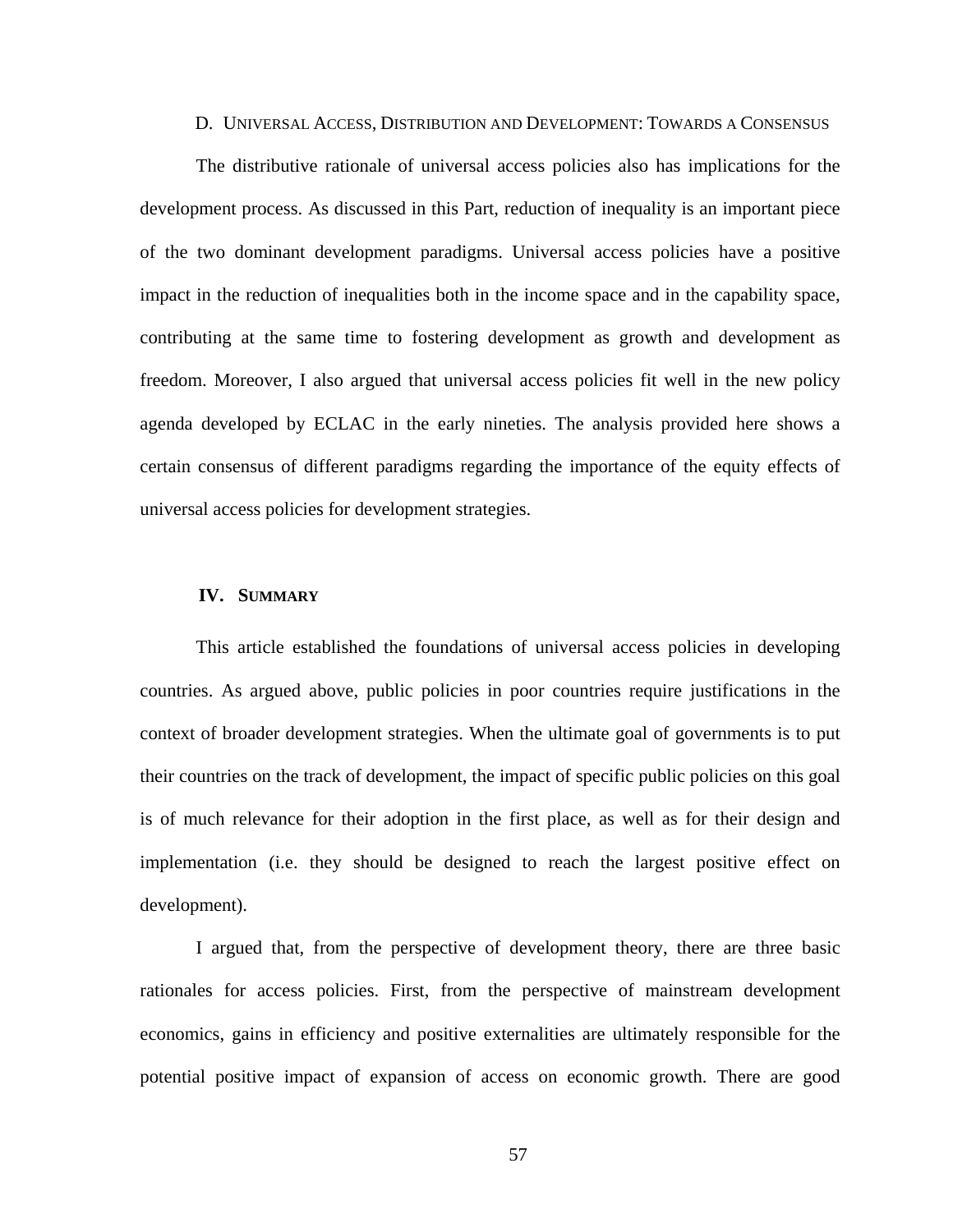### D. Universal Access, Distribution and Development: Towards a Consensus

The distributive rationale of universal access policies also has implications for the development process. As discussed in this Part, reduction of inequality is an important piece of the two dominant development paradigms. Universal access policies have a positive impact in the reduction of inequalities both in the income space and in the capability space, contributing at the same time to fostering development as growth and development as freedom. Moreover, I also argued that universal access policies fit well in the new policy agenda developed by ECLAC in the early nineties. The analysis provided here shows a certain consensus of different paradigms regarding the importance of the equity effects of universal access policies for development strategies.

## IV. Summary

This article established the foundations of universal access policies in developing countries. As argued above, public policies in poor countries require justifications in the context of broader development strategies. When the ultimate goal of governments is to put their countries on the track of development, the impact of specific public policies on this goal is of much relevance for their adoption in the first place, as well as for their design and implementation (i.e. they should be designed to reach the largest positive effect on development).

I argued that, from the perspective of development theory, there are three basic rationales for access policies. First, from the perspective of mainstream development economics, gains in efficiency and positive externalities are ultimately responsible for the potential positive impact of expansion of access on economic growth. There are good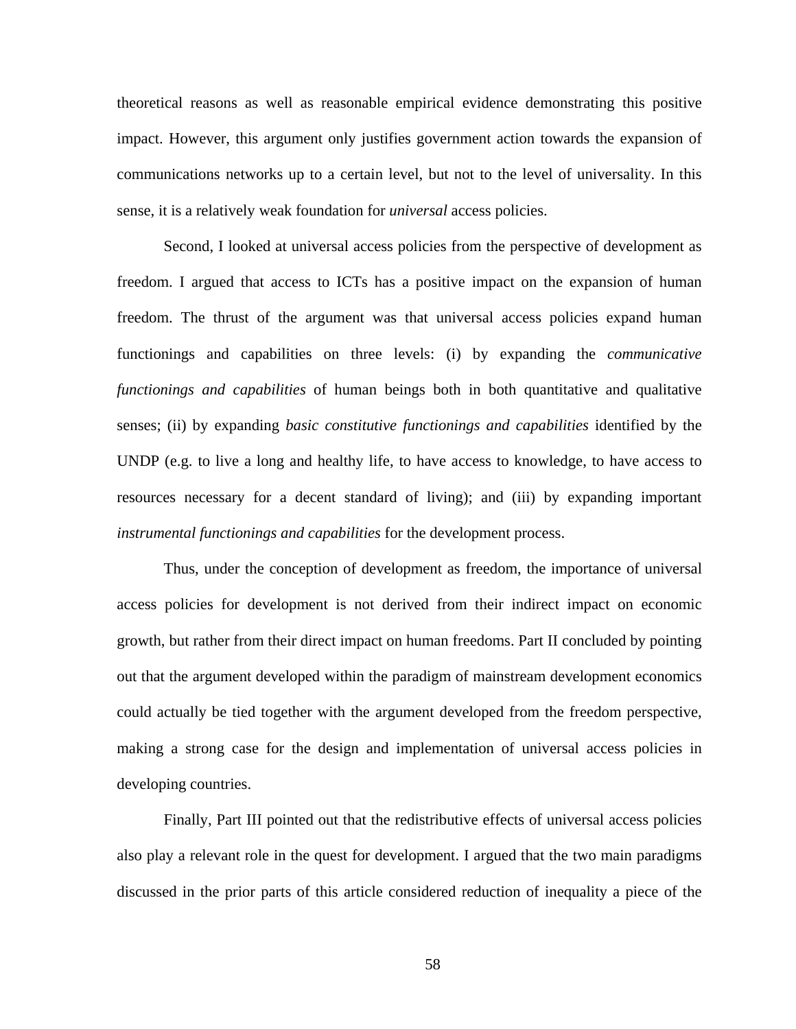theoretical reasons as well as reasonable empirical evidence demonstrating this positive impact. However, this argument only justifies government action towards the expansion of communications networks up to a certain level, but not to the level of universality. In this sense, it is a relatively weak foundation for *universal* access policies.

Second, I looked at universal access policies from the perspective of development as freedom. I argued that access to ICTs has a positive impact on the expansion of human freedom. The thrust of the argument was that universal access policies expand human functionings and capabilities on three levels: (i) by expanding the *communicative functionings and capabilities* of human beings both in both quantitative and qualitative senses; (ii) by expanding *basic constitutive functionings and capabilities* identified by the UNDP (e.g. to live a long and healthy life, to have access to knowledge, to have access to resources necessary for a decent standard of living); and (iii) by expanding important *instrumental functionings and capabilities* for the development process.

Thus, under the conception of development as freedom, the importance of universal access policies for development is not derived from their indirect impact on economic growth, but rather from their direct impact on human freedoms. Part II concluded by pointing out that the argument developed within the paradigm of mainstream development economics could actually be tied together with the argument developed from the freedom perspective, making a strong case for the design and implementation of universal access policies in developing countries.

Finally, Part III pointed out that the redistributive effects of universal access policies also play a relevant role in the quest for development. I argued that the two main paradigms discussed in the prior parts of this article considered reduction of inequality a piece of the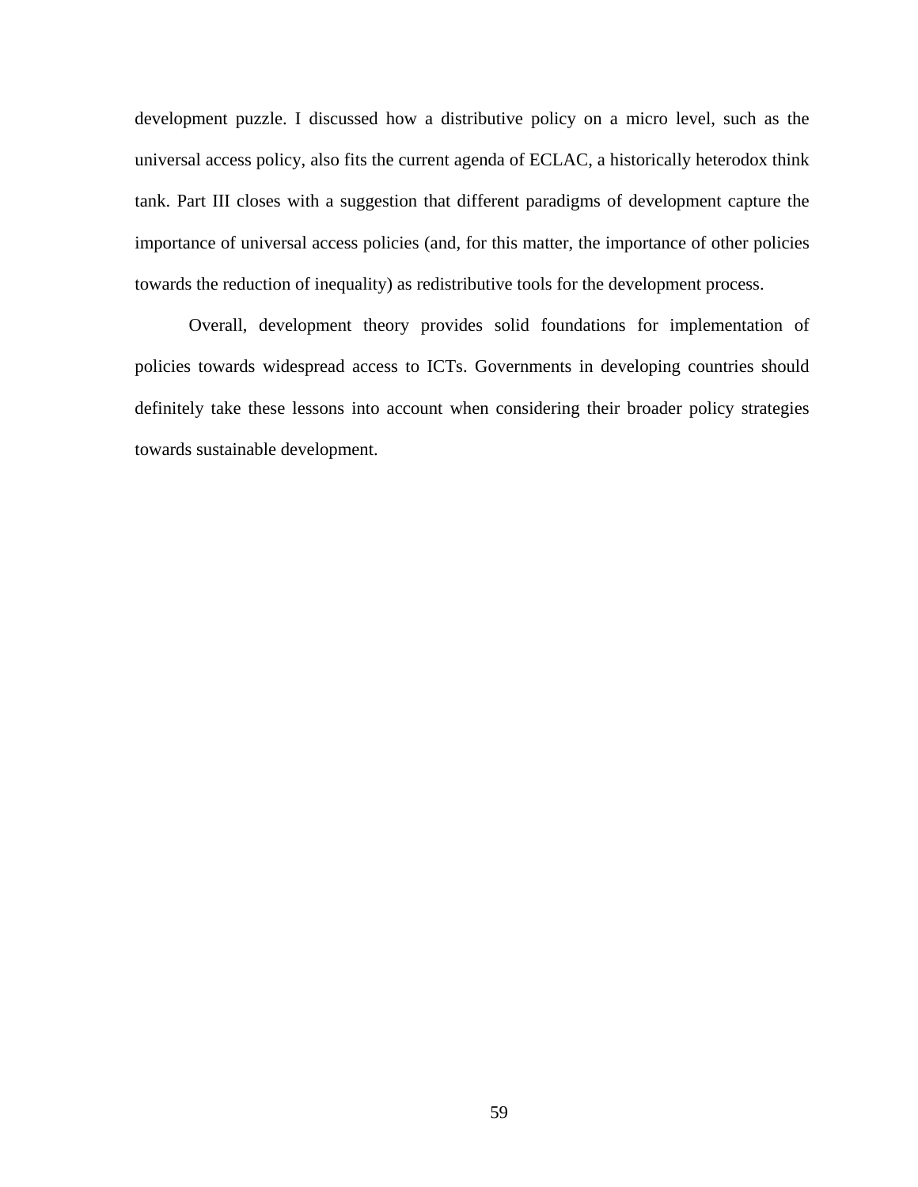development puzzle. I discussed how a distributive policy on a micro level, such as the universal access policy, also fits the current agenda of ECLAC, a historically heterodox think tank. Part III closes with a suggestion that different paradigms of development capture the importance of universal access policies (and, for this matter, the importance of other policies towards the reduction of inequality) as redistributive tools for the development process.

Overall, development theory provides solid foundations for implementation of policies towards widespread access to ICTs. Governments in developing countries should definitely take these lessons into account when considering their broader policy strategies towards sustainable development.